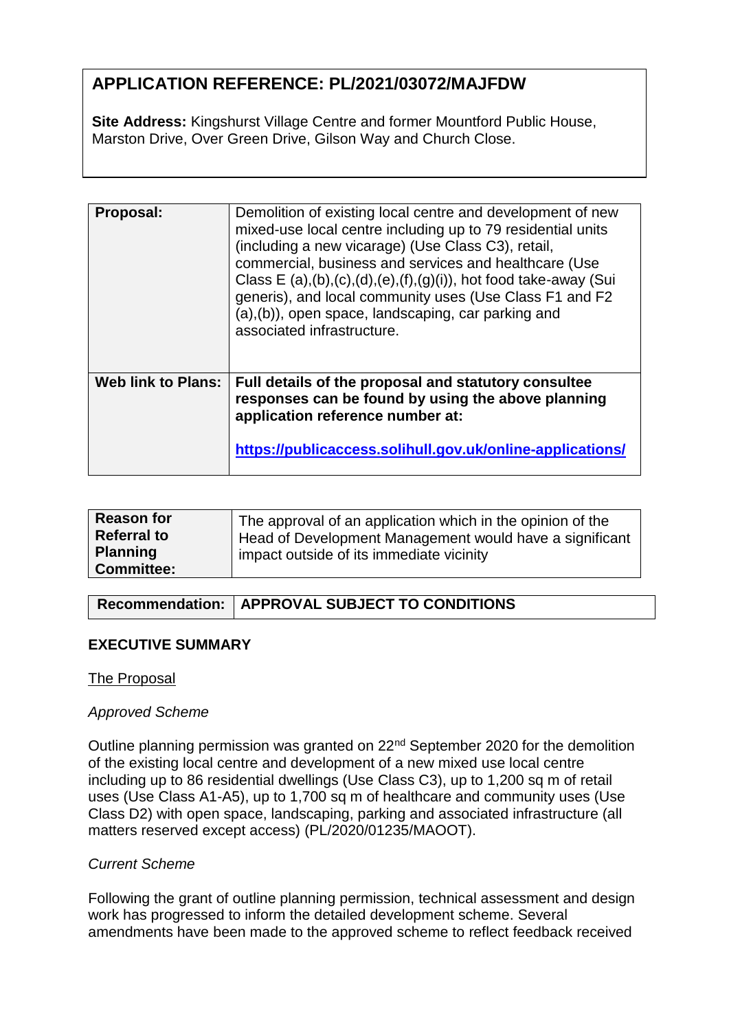## APPLICATION REFERENCE: PL/2021/03072/MAJFDW

**Site Address:** Kingshurst Village Centre and former Mountford Public House, Marston Drive, Over Green Drive, Gilson Way and Church Close.

| **Proposal:** | Demolition of existing local centre and development of new mixed-use local centre including up to 79 residential units (including a new vicarage) (Use Class C3), retail, commercial, business and services and healthcare (Use Class E (a),(b),(c),(d),(e),(f),(g)(i)), hot food take-away (Sui generis), and local community uses (Use Class F1 and F2 (a),(b)), open space, landscaping, car parking and associated infrastructure. |
|---|---|
| **Web link to Plans:** | **Full details of the proposal and statutory consultee responses can be found by using the above planning application reference number at:** <br><br> **https://publicaccess.solihull.gov.uk/online-applications/** |

| **Reason for Referral to Planning Committee:** | The approval of an application which in the opinion of the Head of Development Management would have a significant impact outside of its immediate vicinity |
|---|---|

| **Recommendation:** | **APPROVAL SUBJECT TO CONDITIONS** |
|---|---|

### EXECUTIVE SUMMARY

The Proposal

*Approved Scheme*

Outline planning permission was granted on 22nd September 2020 for the demolition of the existing local centre and development of a new mixed use local centre including up to 86 residential dwellings (Use Class C3), up to 1,200 sq m of retail uses (Use Class A1-A5), up to 1,700 sq m of healthcare and community uses (Use Class D2) with open space, landscaping, parking and associated infrastructure (all matters reserved except access) (PL/2020/01235/MAOOT).

*Current Scheme*

Following the grant of outline planning permission, technical assessment and design work has progressed to inform the detailed development scheme. Several amendments have been made to the approved scheme to reflect feedback received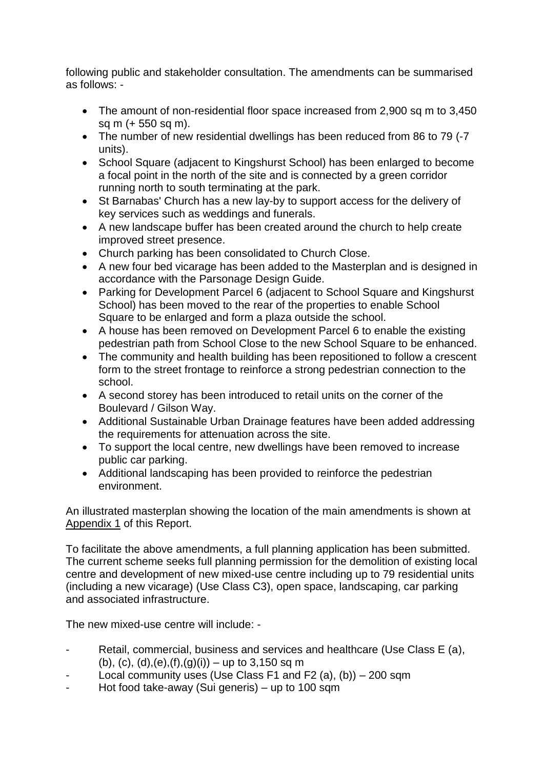following public and stakeholder consultation. The amendments can be summarised as follows: -

- The amount of non-residential floor space increased from 2,900 sq m to 3,450 sq m (+ 550 sq m).
- The number of new residential dwellings has been reduced from 86 to 79 (-7 units).
- School Square (adjacent to Kingshurst School) has been enlarged to become a focal point in the north of the site and is connected by a green corridor running north to south terminating at the park.
- St Barnabas' Church has a new lay-by to support access for the delivery of key services such as weddings and funerals.
- A new landscape buffer has been created around the church to help create improved street presence.
- Church parking has been consolidated to Church Close.
- A new four bed vicarage has been added to the Masterplan and is designed in accordance with the Parsonage Design Guide.
- Parking for Development Parcel 6 (adjacent to School Square and Kingshurst School) has been moved to the rear of the properties to enable School Square to be enlarged and form a plaza outside the school.
- A house has been removed on Development Parcel 6 to enable the existing pedestrian path from School Close to the new School Square to be enhanced.
- The community and health building has been repositioned to follow a crescent form to the street frontage to reinforce a strong pedestrian connection to the school.
- A second storey has been introduced to retail units on the corner of the Boulevard / Gilson Way.
- Additional Sustainable Urban Drainage features have been added addressing the requirements for attenuation across the site.
- To support the local centre, new dwellings have been removed to increase public car parking.
- Additional landscaping has been provided to reinforce the pedestrian environment.

An illustrated masterplan showing the location of the main amendments is shown at Appendix 1 of this Report.

To facilitate the above amendments, a full planning application has been submitted. The current scheme seeks full planning permission for the demolition of existing local centre and development of new mixed-use centre including up to 79 residential units (including a new vicarage) (Use Class C3), open space, landscaping, car parking and associated infrastructure.

The new mixed-use centre will include: -

- Retail, commercial, business and services and healthcare (Use Class E (a), (b), (c), (d),(e),(f),(g)(i)) – up to 3,150 sq m
- Local community uses (Use Class F1 and F2 (a), (b)) – 200 sqm
- Hot food take-away (Sui generis) – up to 100 sqm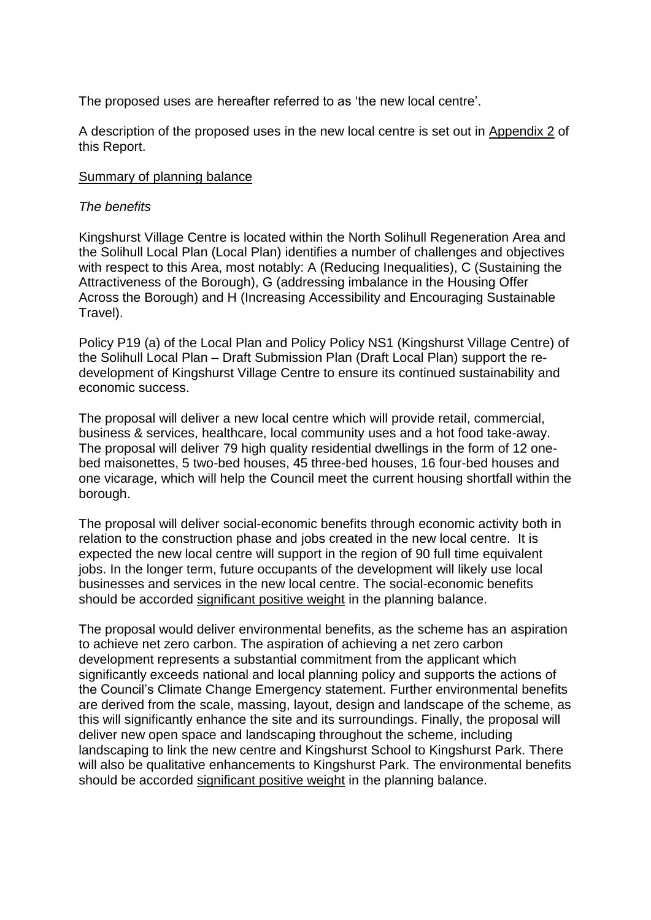The proposed uses are hereafter referred to as 'the new local centre'.

A description of the proposed uses in the new local centre is set out in Appendix 2 of this Report.

Summary of planning balance

*The benefits*

Kingshurst Village Centre is located within the North Solihull Regeneration Area and the Solihull Local Plan (Local Plan) identifies a number of challenges and objectives with respect to this Area, most notably: A (Reducing Inequalities), C (Sustaining the Attractiveness of the Borough), G (addressing imbalance in the Housing Offer Across the Borough) and H (Increasing Accessibility and Encouraging Sustainable Travel).

Policy P19 (a) of the Local Plan and Policy Policy NS1 (Kingshurst Village Centre) of the Solihull Local Plan – Draft Submission Plan (Draft Local Plan) support the re-development of Kingshurst Village Centre to ensure its continued sustainability and economic success.

The proposal will deliver a new local centre which will provide retail, commercial, business & services, healthcare, local community uses and a hot food take-away. The proposal will deliver 79 high quality residential dwellings in the form of 12 one-bed maisonettes, 5 two-bed houses, 45 three-bed houses, 16 four-bed houses and one vicarage, which will help the Council meet the current housing shortfall within the borough.

The proposal will deliver social-economic benefits through economic activity both in relation to the construction phase and jobs created in the new local centre. It is expected the new local centre will support in the region of 90 full time equivalent jobs. In the longer term, future occupants of the development will likely use local businesses and services in the new local centre. The social-economic benefits should be accorded significant positive weight in the planning balance.

The proposal would deliver environmental benefits, as the scheme has an aspiration to achieve net zero carbon. The aspiration of achieving a net zero carbon development represents a substantial commitment from the applicant which significantly exceeds national and local planning policy and supports the actions of the Council's Climate Change Emergency statement. Further environmental benefits are derived from the scale, massing, layout, design and landscape of the scheme, as this will significantly enhance the site and its surroundings. Finally, the proposal will deliver new open space and landscaping throughout the scheme, including landscaping to link the new centre and Kingshurst School to Kingshurst Park. There will also be qualitative enhancements to Kingshurst Park. The environmental benefits should be accorded significant positive weight in the planning balance.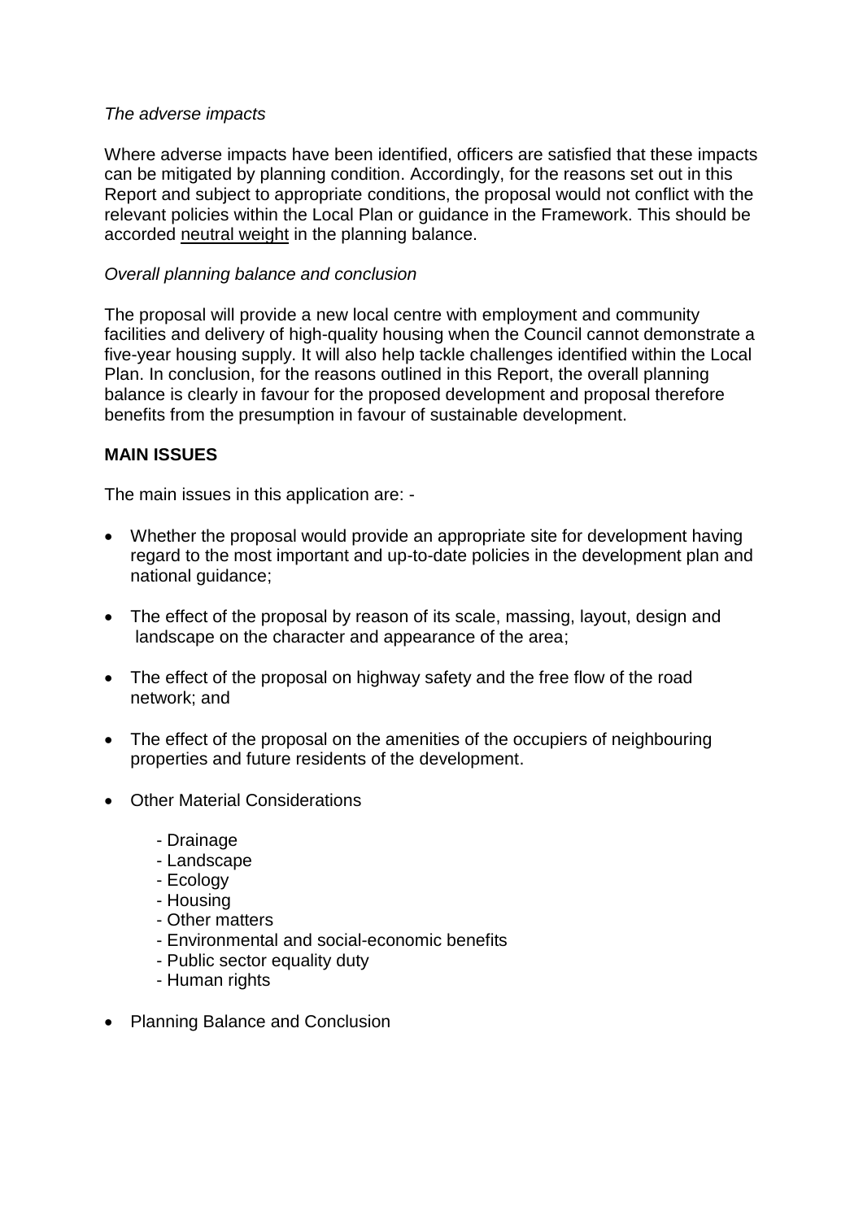*The adverse impacts*

Where adverse impacts have been identified, officers are satisfied that these impacts can be mitigated by planning condition. Accordingly, for the reasons set out in this Report and subject to appropriate conditions, the proposal would not conflict with the relevant policies within the Local Plan or guidance in the Framework. This should be accorded <u>neutral weight</u> in the planning balance.

*Overall planning balance and conclusion*

The proposal will provide a new local centre with employment and community facilities and delivery of high-quality housing when the Council cannot demonstrate a five-year housing supply. It will also help tackle challenges identified within the Local Plan. In conclusion, for the reasons outlined in this Report, the overall planning balance is clearly in favour for the proposed development and proposal therefore benefits from the presumption in favour of sustainable development.

**MAIN ISSUES**

The main issues in this application are: -

- Whether the proposal would provide an appropriate site for development having regard to the most important and up-to-date policies in the development plan and national guidance;

- The effect of the proposal by reason of its scale, massing, layout, design and landscape on the character and appearance of the area;

- The effect of the proposal on highway safety and the free flow of the road network; and

- The effect of the proposal on the amenities of the occupiers of neighbouring properties and future residents of the development.

- Other Material Considerations

  - Drainage
  - Landscape
  - Ecology
  - Housing
  - Other matters
  - Environmental and social-economic benefits
  - Public sector equality duty
  - Human rights

- Planning Balance and Conclusion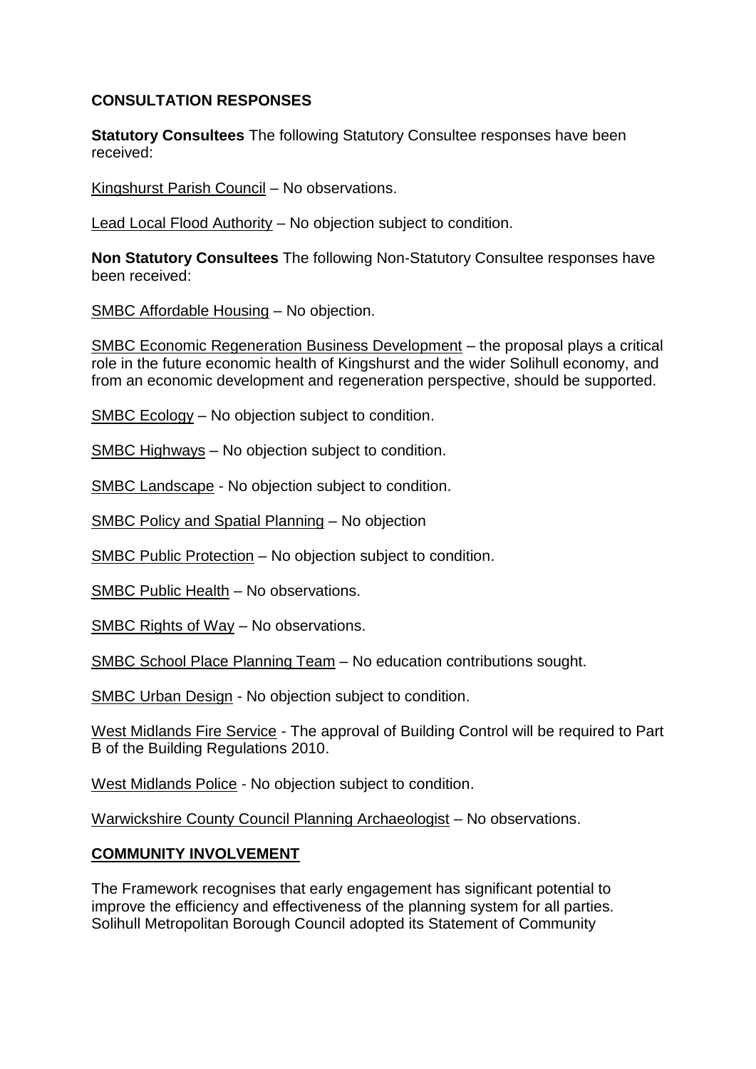**CONSULTATION RESPONSES**

**Statutory Consultees** The following Statutory Consultee responses have been received:

Kingshurst Parish Council – No observations.

Lead Local Flood Authority – No objection subject to condition.

**Non Statutory Consultees** The following Non-Statutory Consultee responses have been received:

SMBC Affordable Housing – No objection.

SMBC Economic Regeneration Business Development – the proposal plays a critical role in the future economic health of Kingshurst and the wider Solihull economy, and from an economic development and regeneration perspective, should be supported.

SMBC Ecology – No objection subject to condition.

SMBC Highways – No objection subject to condition.

SMBC Landscape - No objection subject to condition.

SMBC Policy and Spatial Planning – No objection

SMBC Public Protection – No objection subject to condition.

SMBC Public Health – No observations.

SMBC Rights of Way – No observations.

SMBC School Place Planning Team – No education contributions sought.

SMBC Urban Design - No objection subject to condition.

West Midlands Fire Service - The approval of Building Control will be required to Part B of the Building Regulations 2010.

West Midlands Police - No objection subject to condition.

Warwickshire County Council Planning Archaeologist – No observations.

**COMMUNITY INVOLVEMENT**

The Framework recognises that early engagement has significant potential to improve the efficiency and effectiveness of the planning system for all parties. Solihull Metropolitan Borough Council adopted its Statement of Community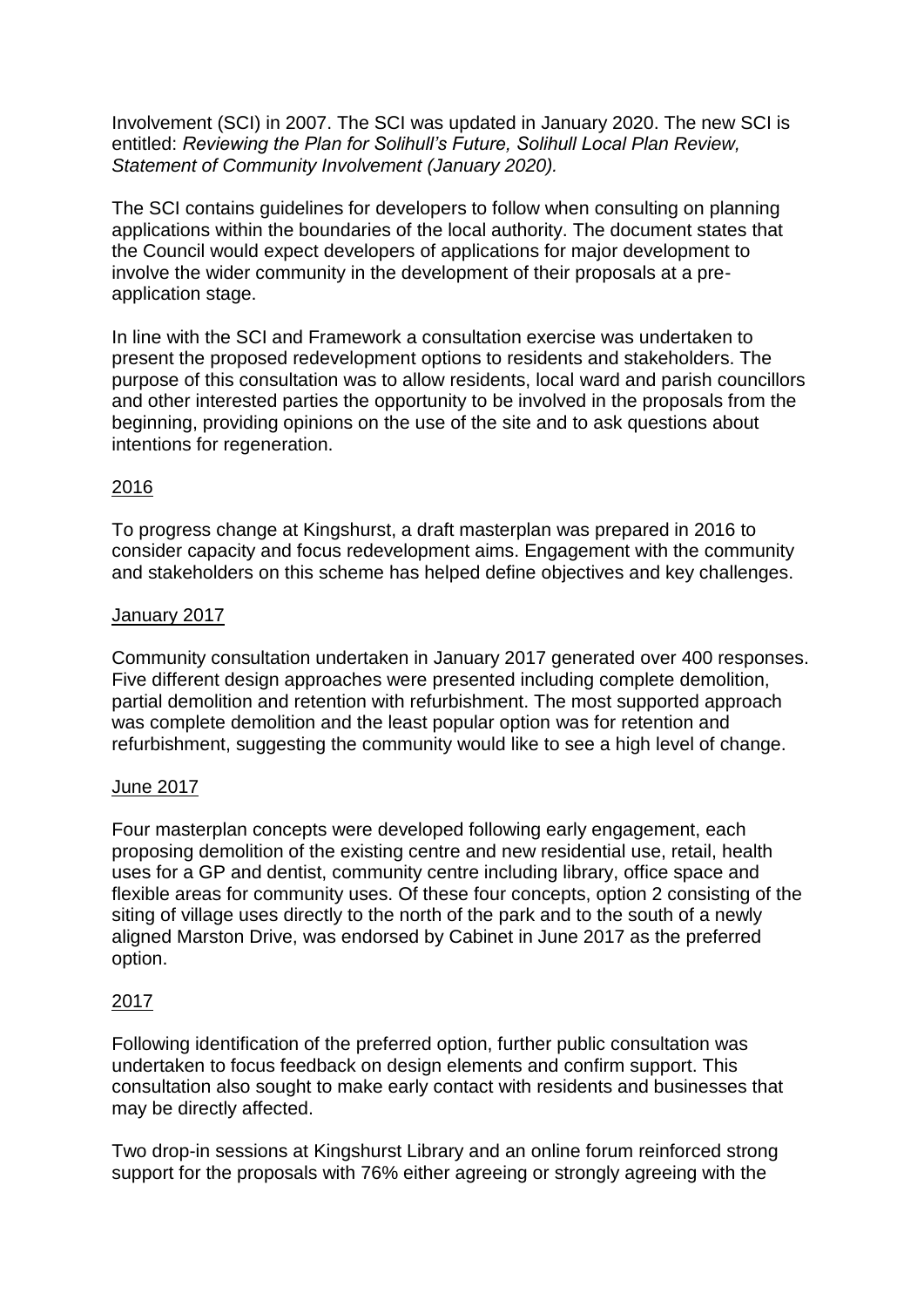Involvement (SCI) in 2007. The SCI was updated in January 2020. The new SCI is entitled: *Reviewing the Plan for Solihull's Future, Solihull Local Plan Review, Statement of Community Involvement (January 2020).*

The SCI contains guidelines for developers to follow when consulting on planning applications within the boundaries of the local authority. The document states that the Council would expect developers of applications for major development to involve the wider community in the development of their proposals at a pre-application stage.

In line with the SCI and Framework a consultation exercise was undertaken to present the proposed redevelopment options to residents and stakeholders. The purpose of this consultation was to allow residents, local ward and parish councillors and other interested parties the opportunity to be involved in the proposals from the beginning, providing opinions on the use of the site and to ask questions about intentions for regeneration.

2016

To progress change at Kingshurst, a draft masterplan was prepared in 2016 to consider capacity and focus redevelopment aims. Engagement with the community and stakeholders on this scheme has helped define objectives and key challenges.

January 2017

Community consultation undertaken in January 2017 generated over 400 responses. Five different design approaches were presented including complete demolition, partial demolition and retention with refurbishment. The most supported approach was complete demolition and the least popular option was for retention and refurbishment, suggesting the community would like to see a high level of change.

June 2017

Four masterplan concepts were developed following early engagement, each proposing demolition of the existing centre and new residential use, retail, health uses for a GP and dentist, community centre including library, office space and flexible areas for community uses. Of these four concepts, option 2 consisting of the siting of village uses directly to the north of the park and to the south of a newly aligned Marston Drive, was endorsed by Cabinet in June 2017 as the preferred option.

2017

Following identification of the preferred option, further public consultation was undertaken to focus feedback on design elements and confirm support. This consultation also sought to make early contact with residents and businesses that may be directly affected.

Two drop-in sessions at Kingshurst Library and an online forum reinforced strong support for the proposals with 76% either agreeing or strongly agreeing with the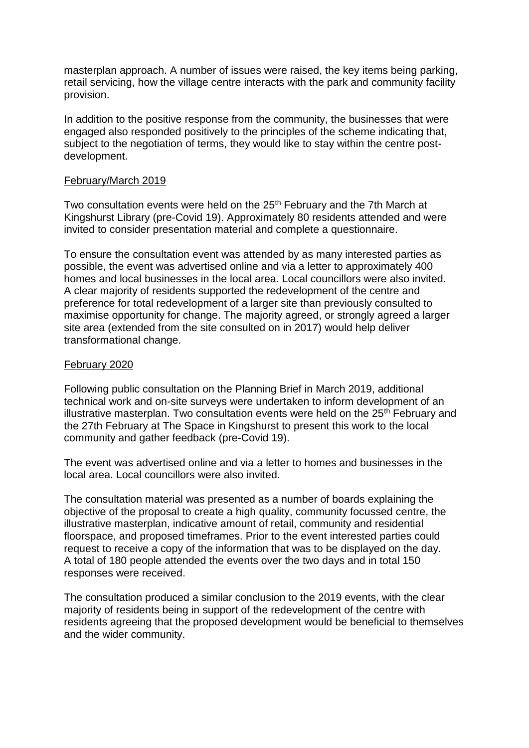masterplan approach. A number of issues were raised, the key items being parking, retail servicing, how the village centre interacts with the park and community facility provision.

In addition to the positive response from the community, the businesses that were engaged also responded positively to the principles of the scheme indicating that, subject to the negotiation of terms, they would like to stay within the centre post-development.

<u>February/March 2019</u>

Two consultation events were held on the 25th February and the 7th March at Kingshurst Library (pre-Covid 19). Approximately 80 residents attended and were invited to consider presentation material and complete a questionnaire.

To ensure the consultation event was attended by as many interested parties as possible, the event was advertised online and via a letter to approximately 400 homes and local businesses in the local area. Local councillors were also invited. A clear majority of residents supported the redevelopment of the centre and preference for total redevelopment of a larger site than previously consulted to maximise opportunity for change. The majority agreed, or strongly agreed a larger site area (extended from the site consulted on in 2017) would help deliver transformational change.

<u>February 2020</u>

Following public consultation on the Planning Brief in March 2019, additional technical work and on-site surveys were undertaken to inform development of an illustrative masterplan. Two consultation events were held on the 25th February and the 27th February at The Space in Kingshurst to present this work to the local community and gather feedback (pre-Covid 19).

The event was advertised online and via a letter to homes and businesses in the local area. Local councillors were also invited.

The consultation material was presented as a number of boards explaining the objective of the proposal to create a high quality, community focussed centre, the illustrative masterplan, indicative amount of retail, community and residential floorspace, and proposed timeframes. Prior to the event interested parties could request to receive a copy of the information that was to be displayed on the day. A total of 180 people attended the events over the two days and in total 150 responses were received.

The consultation produced a similar conclusion to the 2019 events, with the clear majority of residents being in support of the redevelopment of the centre with residents agreeing that the proposed development would be beneficial to themselves and the wider community.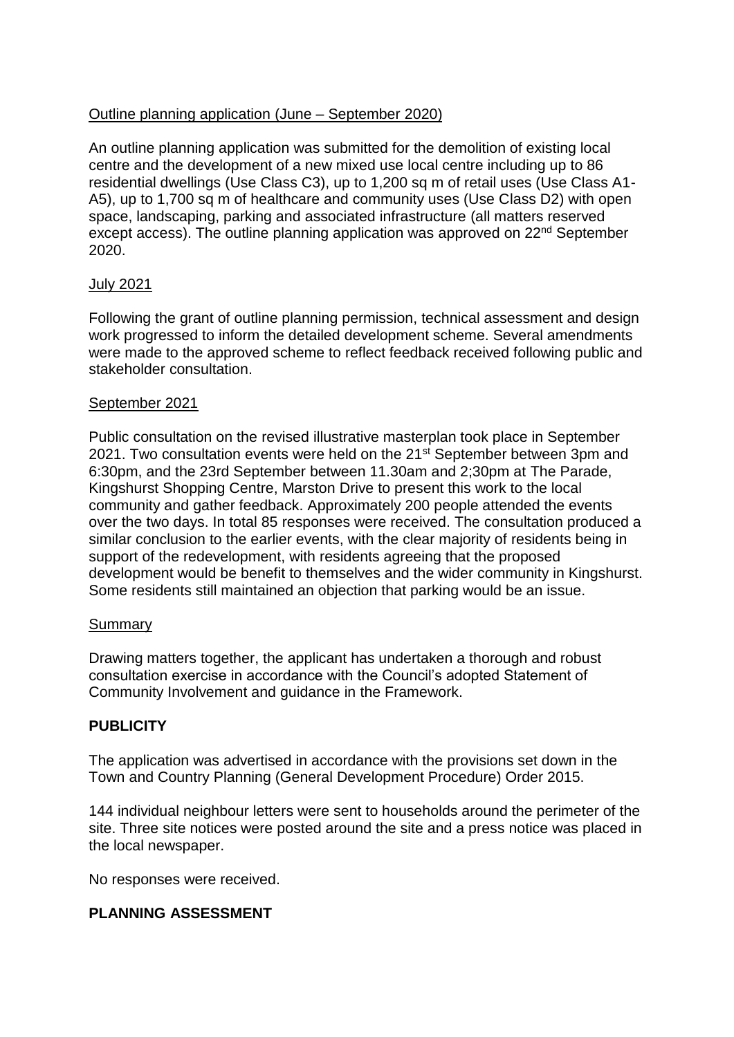Outline planning application (June – September 2020)

An outline planning application was submitted for the demolition of existing local centre and the development of a new mixed use local centre including up to 86 residential dwellings (Use Class C3), up to 1,200 sq m of retail uses (Use Class A1-A5), up to 1,700 sq m of healthcare and community uses (Use Class D2) with open space, landscaping, parking and associated infrastructure (all matters reserved except access). The outline planning application was approved on 22nd September 2020.

July 2021

Following the grant of outline planning permission, technical assessment and design work progressed to inform the detailed development scheme. Several amendments were made to the approved scheme to reflect feedback received following public and stakeholder consultation.

September 2021

Public consultation on the revised illustrative masterplan took place in September 2021. Two consultation events were held on the 21st September between 3pm and 6:30pm, and the 23rd September between 11.30am and 2;30pm at The Parade, Kingshurst Shopping Centre, Marston Drive to present this work to the local community and gather feedback. Approximately 200 people attended the events over the two days. In total 85 responses were received. The consultation produced a similar conclusion to the earlier events, with the clear majority of residents being in support of the redevelopment, with residents agreeing that the proposed development would be benefit to themselves and the wider community in Kingshurst. Some residents still maintained an objection that parking would be an issue.

Summary

Drawing matters together, the applicant has undertaken a thorough and robust consultation exercise in accordance with the Council's adopted Statement of Community Involvement and guidance in the Framework.

**PUBLICITY**

The application was advertised in accordance with the provisions set down in the Town and Country Planning (General Development Procedure) Order 2015.

144 individual neighbour letters were sent to households around the perimeter of the site. Three site notices were posted around the site and a press notice was placed in the local newspaper.

No responses were received.

**PLANNING ASSESSMENT**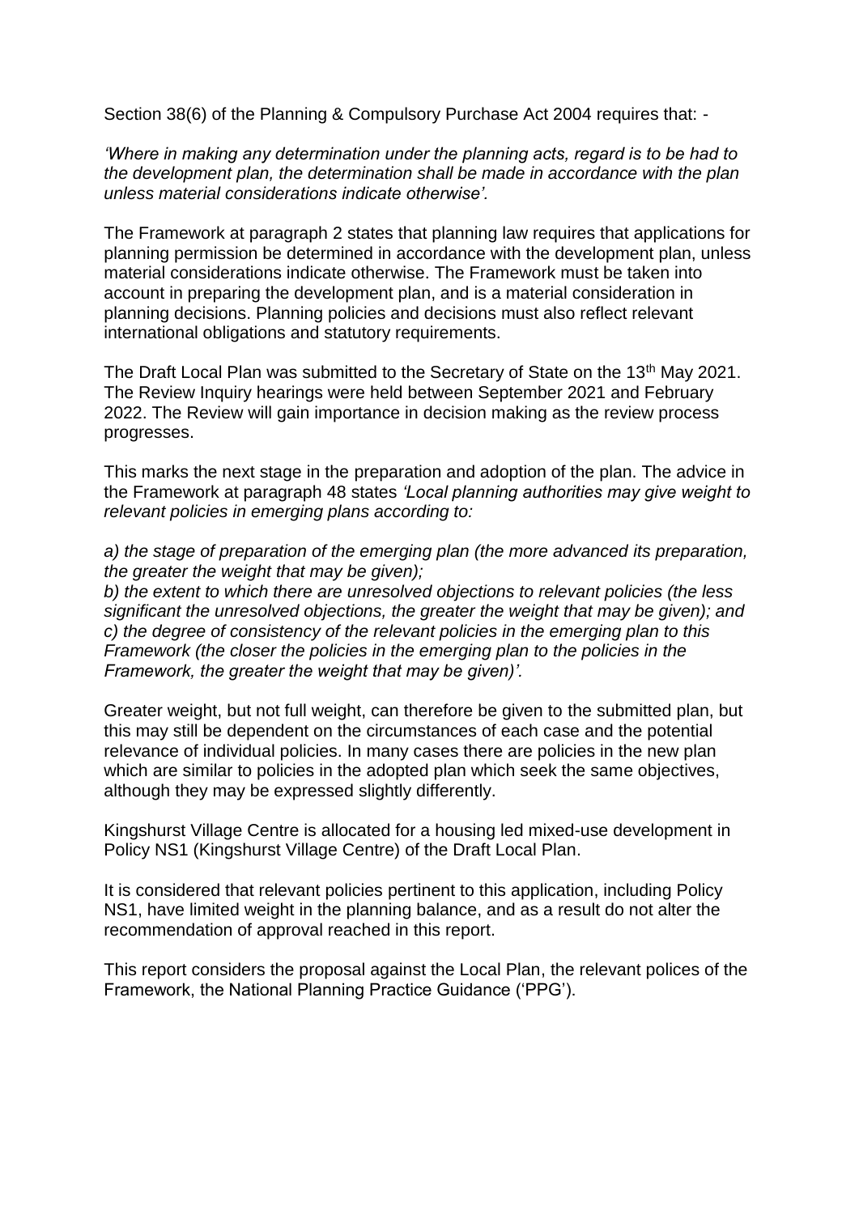Section 38(6) of the Planning & Compulsory Purchase Act 2004 requires that: -

*'Where in making any determination under the planning acts, regard is to be had to the development plan, the determination shall be made in accordance with the plan unless material considerations indicate otherwise'.*

The Framework at paragraph 2 states that planning law requires that applications for planning permission be determined in accordance with the development plan, unless material considerations indicate otherwise. The Framework must be taken into account in preparing the development plan, and is a material consideration in planning decisions. Planning policies and decisions must also reflect relevant international obligations and statutory requirements.

The Draft Local Plan was submitted to the Secretary of State on the 13th May 2021. The Review Inquiry hearings were held between September 2021 and February 2022. The Review will gain importance in decision making as the review process progresses.

This marks the next stage in the preparation and adoption of the plan. The advice in the Framework at paragraph 48 states *'Local planning authorities may give weight to relevant policies in emerging plans according to:*

*a) the stage of preparation of the emerging plan (the more advanced its preparation, the greater the weight that may be given);*
*b) the extent to which there are unresolved objections to relevant policies (the less significant the unresolved objections, the greater the weight that may be given); and*
*c) the degree of consistency of the relevant policies in the emerging plan to this Framework (the closer the policies in the emerging plan to the policies in the Framework, the greater the weight that may be given)'.*

Greater weight, but not full weight, can therefore be given to the submitted plan, but this may still be dependent on the circumstances of each case and the potential relevance of individual policies. In many cases there are policies in the new plan which are similar to policies in the adopted plan which seek the same objectives, although they may be expressed slightly differently.

Kingshurst Village Centre is allocated for a housing led mixed-use development in Policy NS1 (Kingshurst Village Centre) of the Draft Local Plan.

It is considered that relevant policies pertinent to this application, including Policy NS1, have limited weight in the planning balance, and as a result do not alter the recommendation of approval reached in this report.

This report considers the proposal against the Local Plan, the relevant polices of the Framework, the National Planning Practice Guidance ('PPG').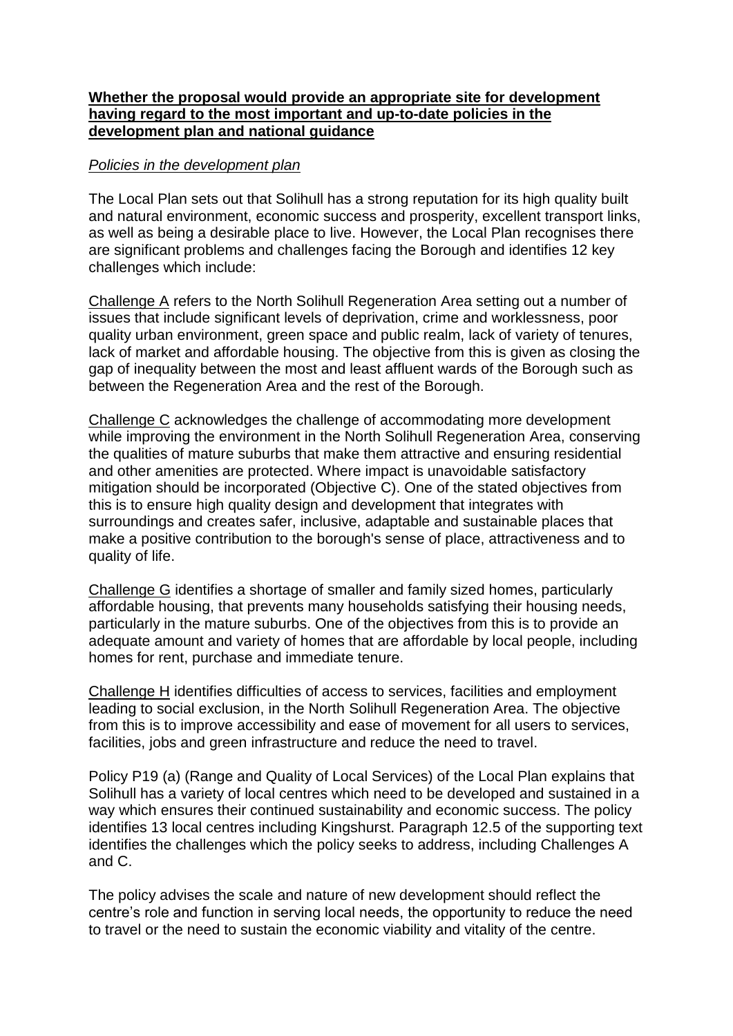**Whether the proposal would provide an appropriate site for development having regard to the most important and up-to-date policies in the development plan and national guidance**

*Policies in the development plan*

The Local Plan sets out that Solihull has a strong reputation for its high quality built and natural environment, economic success and prosperity, excellent transport links, as well as being a desirable place to live. However, the Local Plan recognises there are significant problems and challenges facing the Borough and identifies 12 key challenges which include:

Challenge A refers to the North Solihull Regeneration Area setting out a number of issues that include significant levels of deprivation, crime and worklessness, poor quality urban environment, green space and public realm, lack of variety of tenures, lack of market and affordable housing. The objective from this is given as closing the gap of inequality between the most and least affluent wards of the Borough such as between the Regeneration Area and the rest of the Borough.

Challenge C acknowledges the challenge of accommodating more development while improving the environment in the North Solihull Regeneration Area, conserving the qualities of mature suburbs that make them attractive and ensuring residential and other amenities are protected. Where impact is unavoidable satisfactory mitigation should be incorporated (Objective C). One of the stated objectives from this is to ensure high quality design and development that integrates with surroundings and creates safer, inclusive, adaptable and sustainable places that make a positive contribution to the borough's sense of place, attractiveness and to quality of life.

Challenge G identifies a shortage of smaller and family sized homes, particularly affordable housing, that prevents many households satisfying their housing needs, particularly in the mature suburbs. One of the objectives from this is to provide an adequate amount and variety of homes that are affordable by local people, including homes for rent, purchase and immediate tenure.

Challenge H identifies difficulties of access to services, facilities and employment leading to social exclusion, in the North Solihull Regeneration Area. The objective from this is to improve accessibility and ease of movement for all users to services, facilities, jobs and green infrastructure and reduce the need to travel.

Policy P19 (a) (Range and Quality of Local Services) of the Local Plan explains that Solihull has a variety of local centres which need to be developed and sustained in a way which ensures their continued sustainability and economic success. The policy identifies 13 local centres including Kingshurst. Paragraph 12.5 of the supporting text identifies the challenges which the policy seeks to address, including Challenges A and C.

The policy advises the scale and nature of new development should reflect the centre's role and function in serving local needs, the opportunity to reduce the need to travel or the need to sustain the economic viability and vitality of the centre.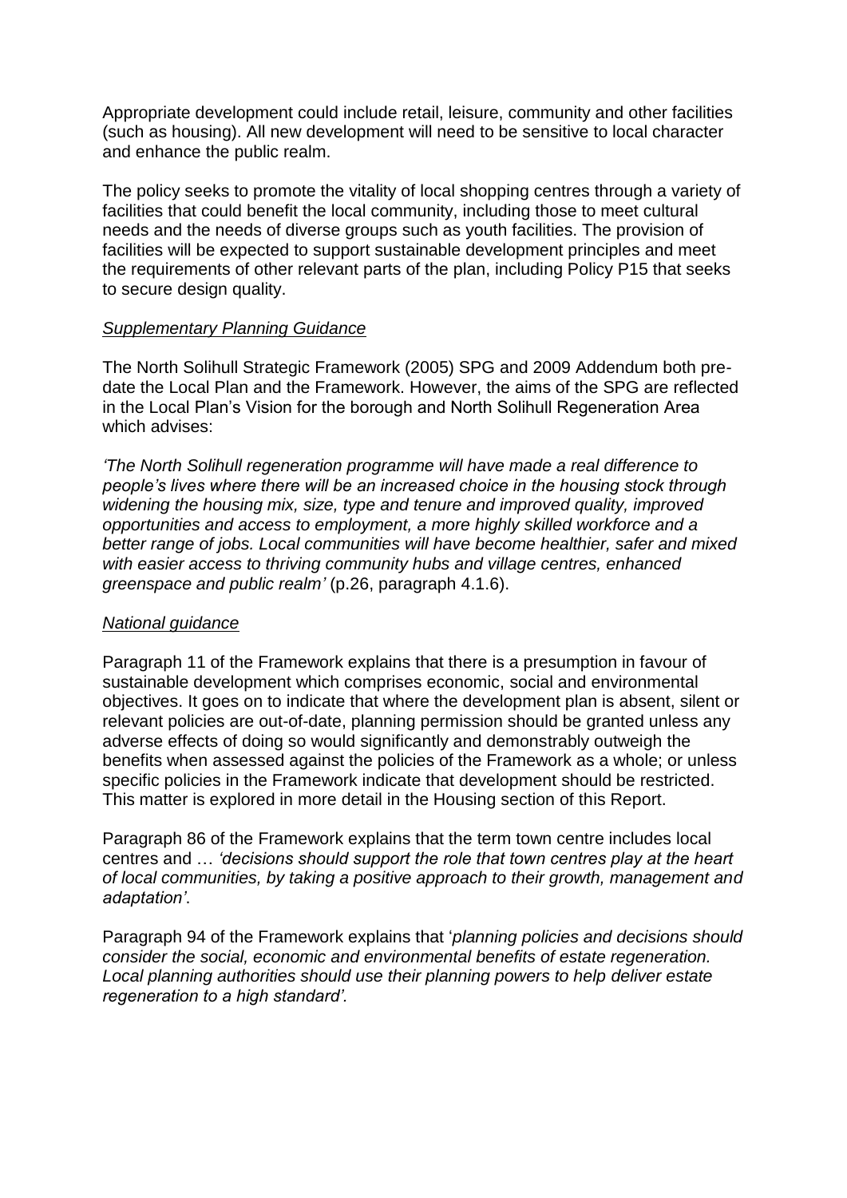Appropriate development could include retail, leisure, community and other facilities (such as housing). All new development will need to be sensitive to local character and enhance the public realm.

The policy seeks to promote the vitality of local shopping centres through a variety of facilities that could benefit the local community, including those to meet cultural needs and the needs of diverse groups such as youth facilities. The provision of facilities will be expected to support sustainable development principles and meet the requirements of other relevant parts of the plan, including Policy P15 that seeks to secure design quality.

*Supplementary Planning Guidance*

The North Solihull Strategic Framework (2005) SPG and 2009 Addendum both pre-date the Local Plan and the Framework. However, the aims of the SPG are reflected in the Local Plan's Vision for the borough and North Solihull Regeneration Area which advises:

*'The North Solihull regeneration programme will have made a real difference to people's lives where there will be an increased choice in the housing stock through widening the housing mix, size, type and tenure and improved quality, improved opportunities and access to employment, a more highly skilled workforce and a better range of jobs. Local communities will have become healthier, safer and mixed with easier access to thriving community hubs and village centres, enhanced greenspace and public realm'* (p.26, paragraph 4.1.6).

*National guidance*

Paragraph 11 of the Framework explains that there is a presumption in favour of sustainable development which comprises economic, social and environmental objectives. It goes on to indicate that where the development plan is absent, silent or relevant policies are out-of-date, planning permission should be granted unless any adverse effects of doing so would significantly and demonstrably outweigh the benefits when assessed against the policies of the Framework as a whole; or unless specific policies in the Framework indicate that development should be restricted. This matter is explored in more detail in the Housing section of this Report.

Paragraph 86 of the Framework explains that the term town centre includes local centres and … *'decisions should support the role that town centres play at the heart of local communities, by taking a positive approach to their growth, management and adaptation'*.

Paragraph 94 of the Framework explains that '*planning policies and decisions should consider the social, economic and environmental benefits of estate regeneration. Local planning authorities should use their planning powers to help deliver estate regeneration to a high standard'*.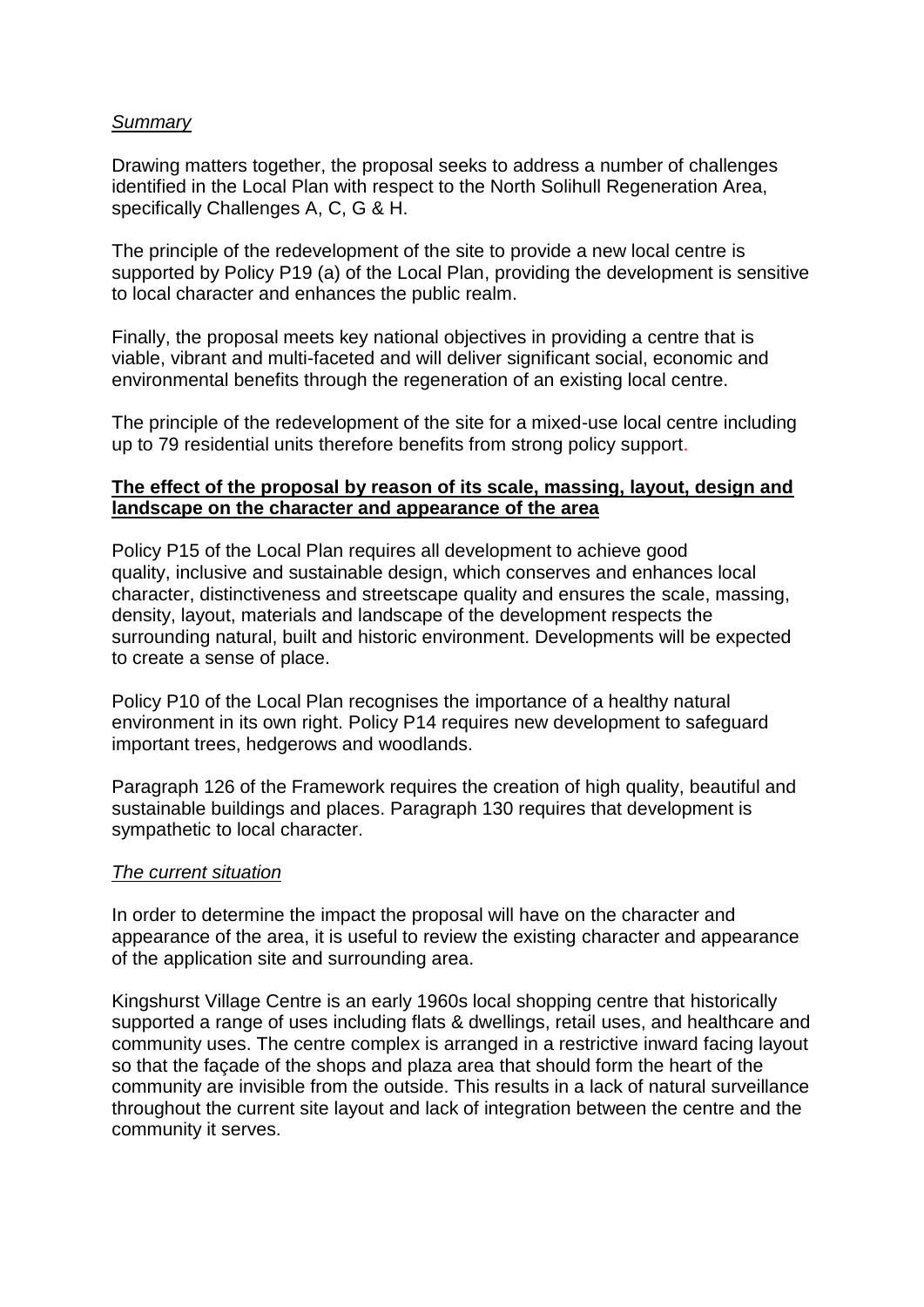*Summary*

Drawing matters together, the proposal seeks to address a number of challenges identified in the Local Plan with respect to the North Solihull Regeneration Area, specifically Challenges A, C, G & H.

The principle of the redevelopment of the site to provide a new local centre is supported by Policy P19 (a) of the Local Plan, providing the development is sensitive to local character and enhances the public realm.

Finally, the proposal meets key national objectives in providing a centre that is viable, vibrant and multi-faceted and will deliver significant social, economic and environmental benefits through the regeneration of an existing local centre.

The principle of the redevelopment of the site for a mixed-use local centre including up to 79 residential units therefore benefits from strong policy support.

**The effect of the proposal by reason of its scale, massing, layout, design and landscape on the character and appearance of the area**

Policy P15 of the Local Plan requires all development to achieve good quality, inclusive and sustainable design, which conserves and enhances local character, distinctiveness and streetscape quality and ensures the scale, massing, density, layout, materials and landscape of the development respects the surrounding natural, built and historic environment. Developments will be expected to create a sense of place.

Policy P10 of the Local Plan recognises the importance of a healthy natural environment in its own right. Policy P14 requires new development to safeguard important trees, hedgerows and woodlands.

Paragraph 126 of the Framework requires the creation of high quality, beautiful and sustainable buildings and places. Paragraph 130 requires that development is sympathetic to local character.

*The current situation*

In order to determine the impact the proposal will have on the character and appearance of the area, it is useful to review the existing character and appearance of the application site and surrounding area.

Kingshurst Village Centre is an early 1960s local shopping centre that historically supported a range of uses including flats & dwellings, retail uses, and healthcare and community uses. The centre complex is arranged in a restrictive inward facing layout so that the façade of the shops and plaza area that should form the heart of the community are invisible from the outside. This results in a lack of natural surveillance throughout the current site layout and lack of integration between the centre and the community it serves.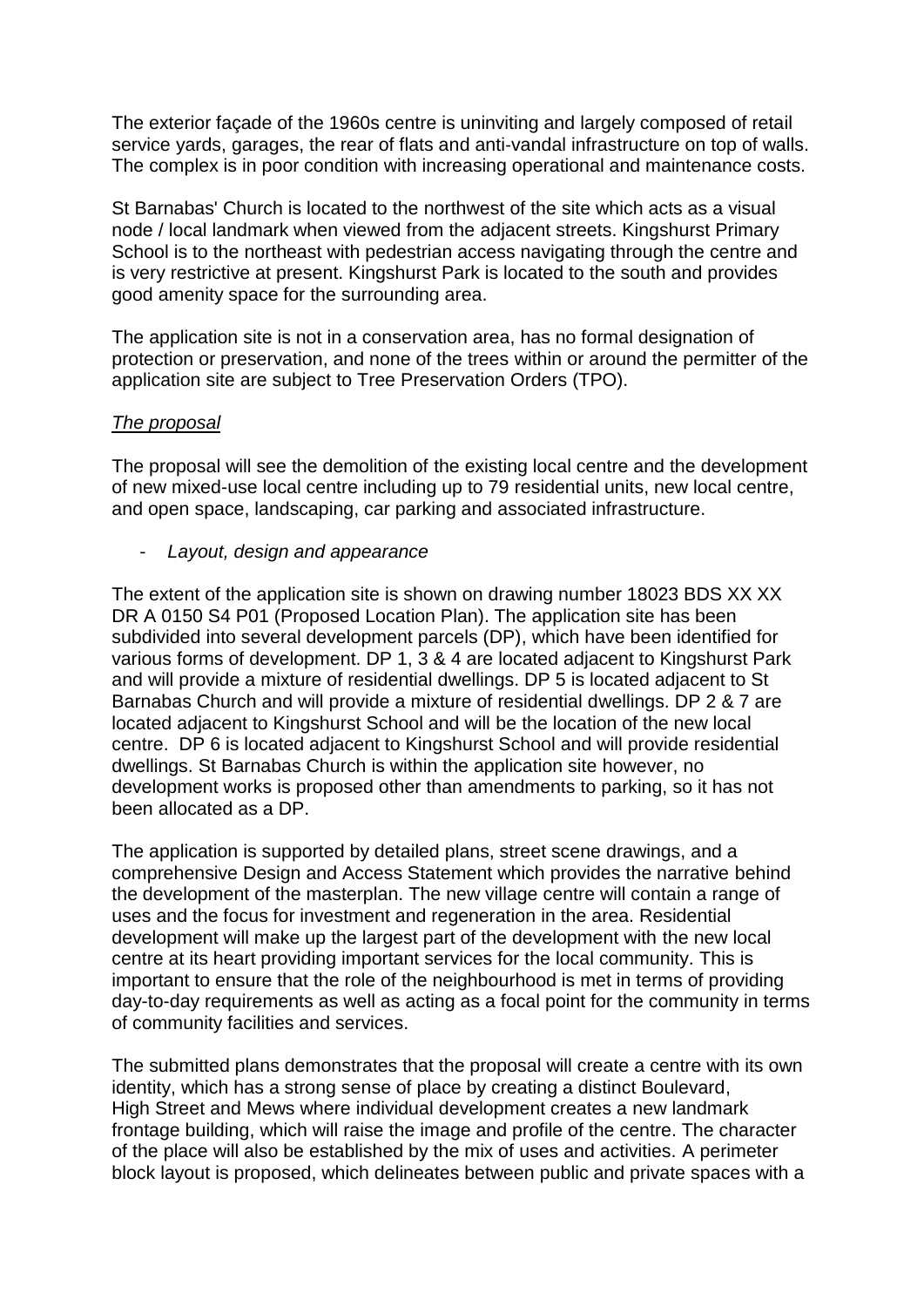The exterior façade of the 1960s centre is uninviting and largely composed of retail service yards, garages, the rear of flats and anti-vandal infrastructure on top of walls. The complex is in poor condition with increasing operational and maintenance costs.

St Barnabas' Church is located to the northwest of the site which acts as a visual node / local landmark when viewed from the adjacent streets. Kingshurst Primary School is to the northeast with pedestrian access navigating through the centre and is very restrictive at present. Kingshurst Park is located to the south and provides good amenity space for the surrounding area.

The application site is not in a conservation area, has no formal designation of protection or preservation, and none of the trees within or around the permitter of the application site are subject to Tree Preservation Orders (TPO).

*The proposal*

The proposal will see the demolition of the existing local centre and the development of new mixed-use local centre including up to 79 residential units, new local centre, and open space, landscaping, car parking and associated infrastructure.

- *Layout, design and appearance*

The extent of the application site is shown on drawing number 18023 BDS XX XX DR A 0150 S4 P01 (Proposed Location Plan). The application site has been subdivided into several development parcels (DP), which have been identified for various forms of development. DP 1, 3 & 4 are located adjacent to Kingshurst Park and will provide a mixture of residential dwellings. DP 5 is located adjacent to St Barnabas Church and will provide a mixture of residential dwellings. DP 2 & 7 are located adjacent to Kingshurst School and will be the location of the new local centre. DP 6 is located adjacent to Kingshurst School and will provide residential dwellings. St Barnabas Church is within the application site however, no development works is proposed other than amendments to parking, so it has not been allocated as a DP.

The application is supported by detailed plans, street scene drawings, and a comprehensive Design and Access Statement which provides the narrative behind the development of the masterplan. The new village centre will contain a range of uses and the focus for investment and regeneration in the area. Residential development will make up the largest part of the development with the new local centre at its heart providing important services for the local community. This is important to ensure that the role of the neighbourhood is met in terms of providing day-to-day requirements as well as acting as a focal point for the community in terms of community facilities and services.

The submitted plans demonstrates that the proposal will create a centre with its own identity, which has a strong sense of place by creating a distinct Boulevard, High Street and Mews where individual development creates a new landmark frontage building, which will raise the image and profile of the centre. The character of the place will also be established by the mix of uses and activities. A perimeter block layout is proposed, which delineates between public and private spaces with a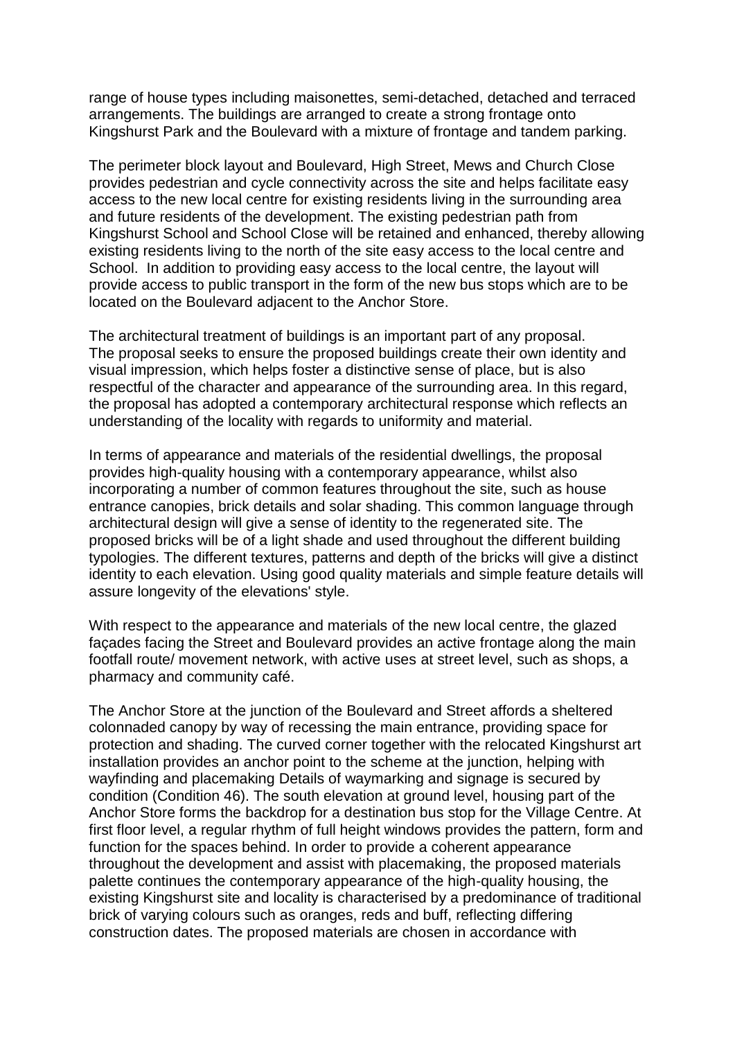range of house types including maisonettes, semi-detached, detached and terraced arrangements. The buildings are arranged to create a strong frontage onto Kingshurst Park and the Boulevard with a mixture of frontage and tandem parking.

The perimeter block layout and Boulevard, High Street, Mews and Church Close provides pedestrian and cycle connectivity across the site and helps facilitate easy access to the new local centre for existing residents living in the surrounding area and future residents of the development. The existing pedestrian path from Kingshurst School and School Close will be retained and enhanced, thereby allowing existing residents living to the north of the site easy access to the local centre and School. In addition to providing easy access to the local centre, the layout will provide access to public transport in the form of the new bus stops which are to be located on the Boulevard adjacent to the Anchor Store.

The architectural treatment of buildings is an important part of any proposal. The proposal seeks to ensure the proposed buildings create their own identity and visual impression, which helps foster a distinctive sense of place, but is also respectful of the character and appearance of the surrounding area. In this regard, the proposal has adopted a contemporary architectural response which reflects an understanding of the locality with regards to uniformity and material.

In terms of appearance and materials of the residential dwellings, the proposal provides high-quality housing with a contemporary appearance, whilst also incorporating a number of common features throughout the site, such as house entrance canopies, brick details and solar shading. This common language through architectural design will give a sense of identity to the regenerated site. The proposed bricks will be of a light shade and used throughout the different building typologies. The different textures, patterns and depth of the bricks will give a distinct identity to each elevation. Using good quality materials and simple feature details will assure longevity of the elevations' style.

With respect to the appearance and materials of the new local centre, the glazed façades facing the Street and Boulevard provides an active frontage along the main footfall route/ movement network, with active uses at street level, such as shops, a pharmacy and community café.

The Anchor Store at the junction of the Boulevard and Street affords a sheltered colonnaded canopy by way of recessing the main entrance, providing space for protection and shading. The curved corner together with the relocated Kingshurst art installation provides an anchor point to the scheme at the junction, helping with wayfinding and placemaking Details of waymarking and signage is secured by condition (Condition 46). The south elevation at ground level, housing part of the Anchor Store forms the backdrop for a destination bus stop for the Village Centre. At first floor level, a regular rhythm of full height windows provides the pattern, form and function for the spaces behind. In order to provide a coherent appearance throughout the development and assist with placemaking, the proposed materials palette continues the contemporary appearance of the high-quality housing, the existing Kingshurst site and locality is characterised by a predominance of traditional brick of varying colours such as oranges, reds and buff, reflecting differing construction dates. The proposed materials are chosen in accordance with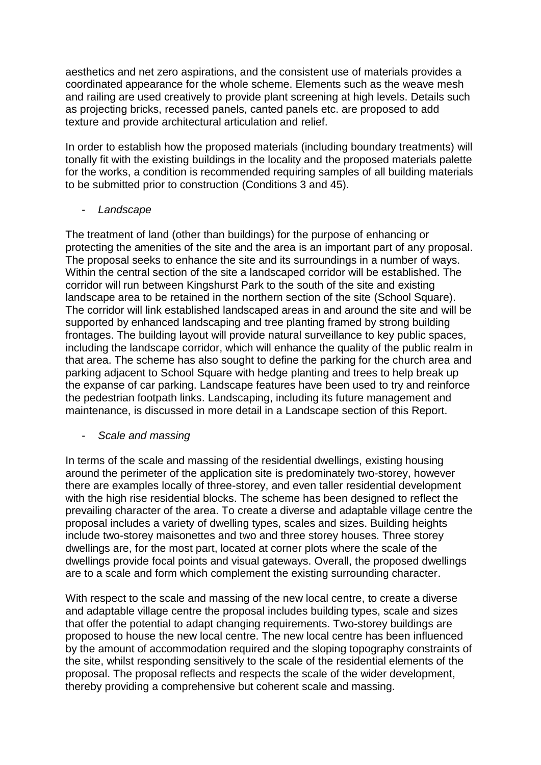aesthetics and net zero aspirations, and the consistent use of materials provides a coordinated appearance for the whole scheme. Elements such as the weave mesh and railing are used creatively to provide plant screening at high levels. Details such as projecting bricks, recessed panels, canted panels etc. are proposed to add texture and provide architectural articulation and relief.

In order to establish how the proposed materials (including boundary treatments) will tonally fit with the existing buildings in the locality and the proposed materials palette for the works, a condition is recommended requiring samples of all building materials to be submitted prior to construction (Conditions 3 and 45).

- *Landscape*

The treatment of land (other than buildings) for the purpose of enhancing or protecting the amenities of the site and the area is an important part of any proposal. The proposal seeks to enhance the site and its surroundings in a number of ways. Within the central section of the site a landscaped corridor will be established. The corridor will run between Kingshurst Park to the south of the site and existing landscape area to be retained in the northern section of the site (School Square). The corridor will link established landscaped areas in and around the site and will be supported by enhanced landscaping and tree planting framed by strong building frontages. The building layout will provide natural surveillance to key public spaces, including the landscape corridor, which will enhance the quality of the public realm in that area. The scheme has also sought to define the parking for the church area and parking adjacent to School Square with hedge planting and trees to help break up the expanse of car parking. Landscape features have been used to try and reinforce the pedestrian footpath links. Landscaping, including its future management and maintenance, is discussed in more detail in a Landscape section of this Report.

- *Scale and massing*

In terms of the scale and massing of the residential dwellings, existing housing around the perimeter of the application site is predominately two-storey, however there are examples locally of three-storey, and even taller residential development with the high rise residential blocks. The scheme has been designed to reflect the prevailing character of the area. To create a diverse and adaptable village centre the proposal includes a variety of dwelling types, scales and sizes. Building heights include two-storey maisonettes and two and three storey houses. Three storey dwellings are, for the most part, located at corner plots where the scale of the dwellings provide focal points and visual gateways. Overall, the proposed dwellings are to a scale and form which complement the existing surrounding character.

With respect to the scale and massing of the new local centre, to create a diverse and adaptable village centre the proposal includes building types, scale and sizes that offer the potential to adapt changing requirements. Two-storey buildings are proposed to house the new local centre. The new local centre has been influenced by the amount of accommodation required and the sloping topography constraints of the site, whilst responding sensitively to the scale of the residential elements of the proposal. The proposal reflects and respects the scale of the wider development, thereby providing a comprehensive but coherent scale and massing.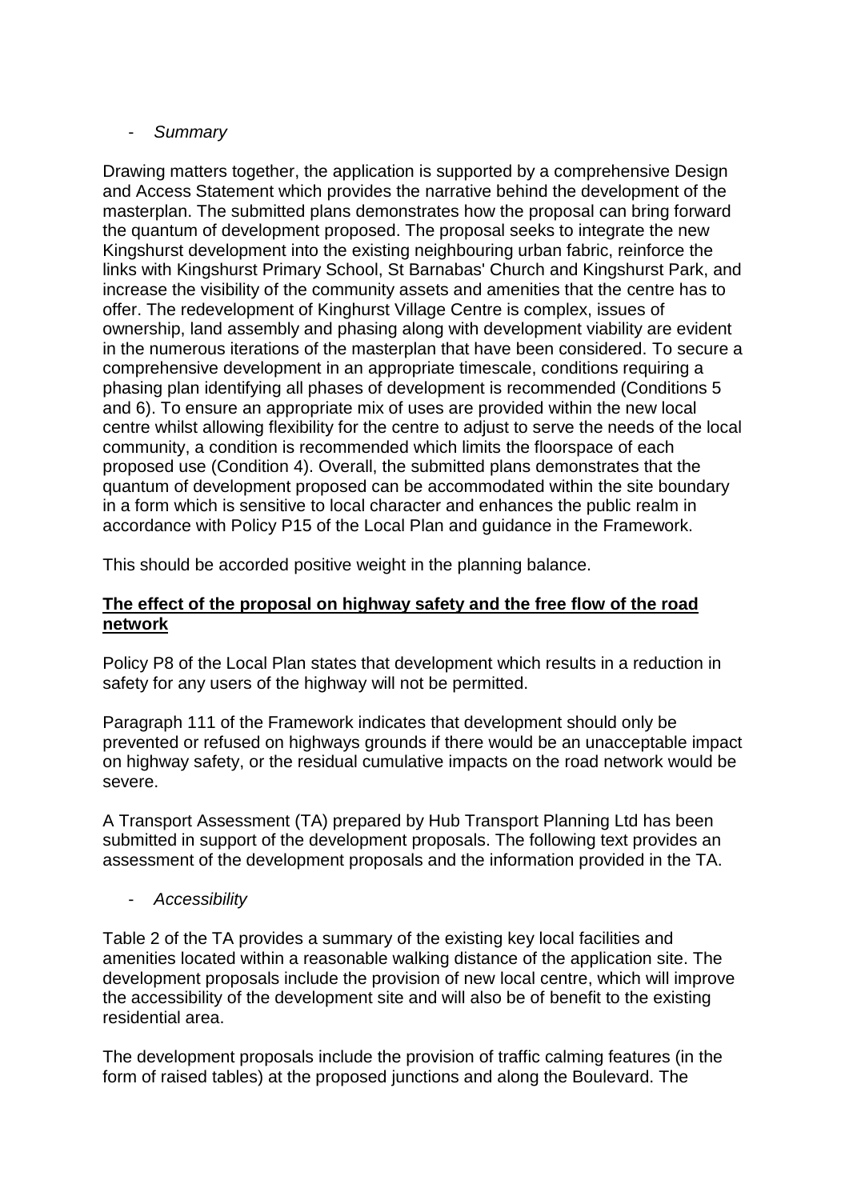- *Summary*

Drawing matters together, the application is supported by a comprehensive Design and Access Statement which provides the narrative behind the development of the masterplan. The submitted plans demonstrates how the proposal can bring forward the quantum of development proposed. The proposal seeks to integrate the new Kingshurst development into the existing neighbouring urban fabric, reinforce the links with Kingshurst Primary School, St Barnabas' Church and Kingshurst Park, and increase the visibility of the community assets and amenities that the centre has to offer. The redevelopment of Kinghurst Village Centre is complex, issues of ownership, land assembly and phasing along with development viability are evident in the numerous iterations of the masterplan that have been considered. To secure a comprehensive development in an appropriate timescale, conditions requiring a phasing plan identifying all phases of development is recommended (Conditions 5 and 6). To ensure an appropriate mix of uses are provided within the new local centre whilst allowing flexibility for the centre to adjust to serve the needs of the local community, a condition is recommended which limits the floorspace of each proposed use (Condition 4). Overall, the submitted plans demonstrates that the quantum of development proposed can be accommodated within the site boundary in a form which is sensitive to local character and enhances the public realm in accordance with Policy P15 of the Local Plan and guidance in the Framework.

This should be accorded positive weight in the planning balance.

**The effect of the proposal on highway safety and the free flow of the road network**

Policy P8 of the Local Plan states that development which results in a reduction in safety for any users of the highway will not be permitted.

Paragraph 111 of the Framework indicates that development should only be prevented or refused on highways grounds if there would be an unacceptable impact on highway safety, or the residual cumulative impacts on the road network would be severe.

A Transport Assessment (TA) prepared by Hub Transport Planning Ltd has been submitted in support of the development proposals. The following text provides an assessment of the development proposals and the information provided in the TA.

- *Accessibility*

Table 2 of the TA provides a summary of the existing key local facilities and amenities located within a reasonable walking distance of the application site. The development proposals include the provision of new local centre, which will improve the accessibility of the development site and will also be of benefit to the existing residential area.

The development proposals include the provision of traffic calming features (in the form of raised tables) at the proposed junctions and along the Boulevard. The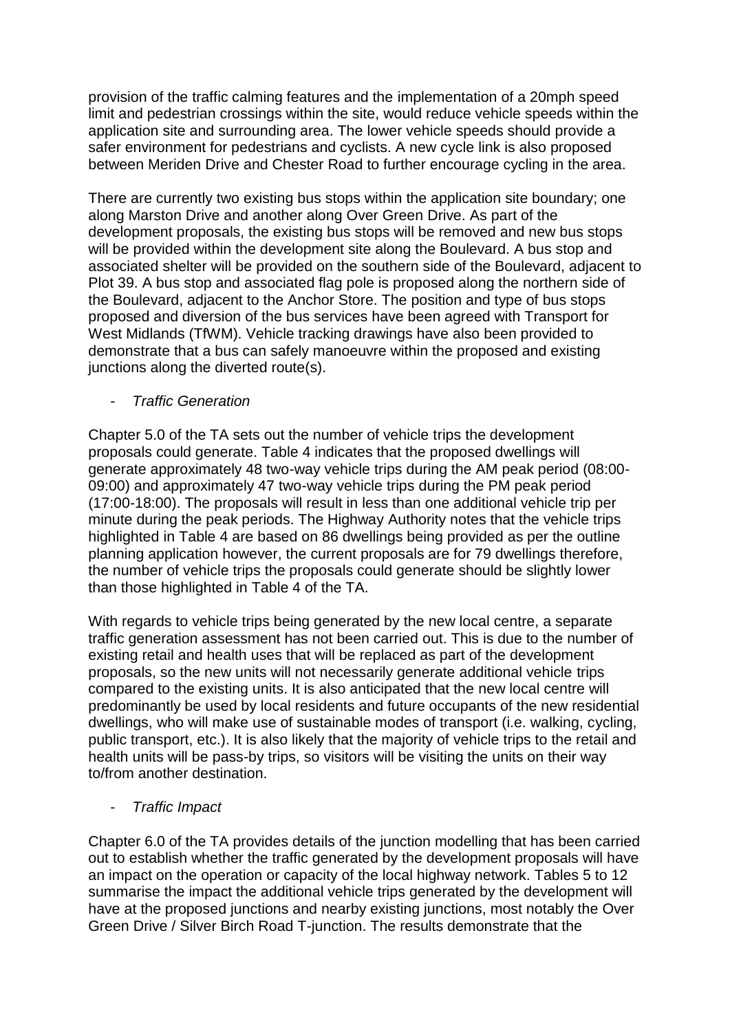provision of the traffic calming features and the implementation of a 20mph speed limit and pedestrian crossings within the site, would reduce vehicle speeds within the application site and surrounding area. The lower vehicle speeds should provide a safer environment for pedestrians and cyclists. A new cycle link is also proposed between Meriden Drive and Chester Road to further encourage cycling in the area.

There are currently two existing bus stops within the application site boundary; one along Marston Drive and another along Over Green Drive. As part of the development proposals, the existing bus stops will be removed and new bus stops will be provided within the development site along the Boulevard. A bus stop and associated shelter will be provided on the southern side of the Boulevard, adjacent to Plot 39. A bus stop and associated flag pole is proposed along the northern side of the Boulevard, adjacent to the Anchor Store. The position and type of bus stops proposed and diversion of the bus services have been agreed with Transport for West Midlands (TfWM). Vehicle tracking drawings have also been provided to demonstrate that a bus can safely manoeuvre within the proposed and existing junctions along the diverted route(s).

- *Traffic Generation*

Chapter 5.0 of the TA sets out the number of vehicle trips the development proposals could generate. Table 4 indicates that the proposed dwellings will generate approximately 48 two-way vehicle trips during the AM peak period (08:00-09:00) and approximately 47 two-way vehicle trips during the PM peak period (17:00-18:00). The proposals will result in less than one additional vehicle trip per minute during the peak periods. The Highway Authority notes that the vehicle trips highlighted in Table 4 are based on 86 dwellings being provided as per the outline planning application however, the current proposals are for 79 dwellings therefore, the number of vehicle trips the proposals could generate should be slightly lower than those highlighted in Table 4 of the TA.

With regards to vehicle trips being generated by the new local centre, a separate traffic generation assessment has not been carried out. This is due to the number of existing retail and health uses that will be replaced as part of the development proposals, so the new units will not necessarily generate additional vehicle trips compared to the existing units. It is also anticipated that the new local centre will predominantly be used by local residents and future occupants of the new residential dwellings, who will make use of sustainable modes of transport (i.e. walking, cycling, public transport, etc.). It is also likely that the majority of vehicle trips to the retail and health units will be pass-by trips, so visitors will be visiting the units on their way to/from another destination.

- *Traffic Impact*

Chapter 6.0 of the TA provides details of the junction modelling that has been carried out to establish whether the traffic generated by the development proposals will have an impact on the operation or capacity of the local highway network. Tables 5 to 12 summarise the impact the additional vehicle trips generated by the development will have at the proposed junctions and nearby existing junctions, most notably the Over Green Drive / Silver Birch Road T-junction. The results demonstrate that the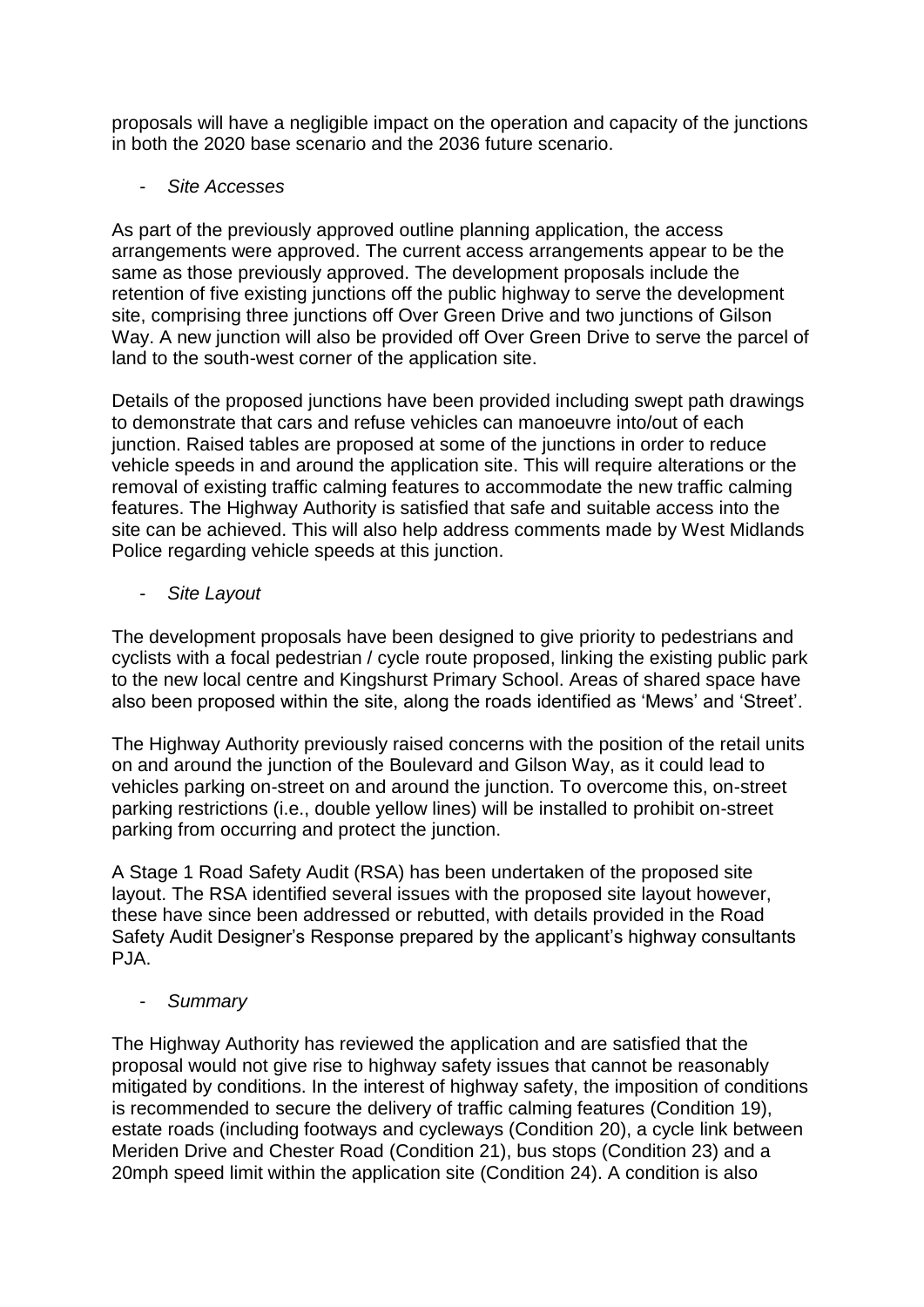proposals will have a negligible impact on the operation and capacity of the junctions in both the 2020 base scenario and the 2036 future scenario.

- *Site Accesses*

As part of the previously approved outline planning application, the access arrangements were approved. The current access arrangements appear to be the same as those previously approved. The development proposals include the retention of five existing junctions off the public highway to serve the development site, comprising three junctions off Over Green Drive and two junctions of Gilson Way. A new junction will also be provided off Over Green Drive to serve the parcel of land to the south-west corner of the application site.

Details of the proposed junctions have been provided including swept path drawings to demonstrate that cars and refuse vehicles can manoeuvre into/out of each junction. Raised tables are proposed at some of the junctions in order to reduce vehicle speeds in and around the application site. This will require alterations or the removal of existing traffic calming features to accommodate the new traffic calming features. The Highway Authority is satisfied that safe and suitable access into the site can be achieved. This will also help address comments made by West Midlands Police regarding vehicle speeds at this junction.

- *Site Layout*

The development proposals have been designed to give priority to pedestrians and cyclists with a focal pedestrian / cycle route proposed, linking the existing public park to the new local centre and Kingshurst Primary School. Areas of shared space have also been proposed within the site, along the roads identified as 'Mews' and 'Street'.

The Highway Authority previously raised concerns with the position of the retail units on and around the junction of the Boulevard and Gilson Way, as it could lead to vehicles parking on-street on and around the junction. To overcome this, on-street parking restrictions (i.e., double yellow lines) will be installed to prohibit on-street parking from occurring and protect the junction.

A Stage 1 Road Safety Audit (RSA) has been undertaken of the proposed site layout. The RSA identified several issues with the proposed site layout however, these have since been addressed or rebutted, with details provided in the Road Safety Audit Designer's Response prepared by the applicant's highway consultants PJA.

- *Summary*

The Highway Authority has reviewed the application and are satisfied that the proposal would not give rise to highway safety issues that cannot be reasonably mitigated by conditions. In the interest of highway safety, the imposition of conditions is recommended to secure the delivery of traffic calming features (Condition 19), estate roads (including footways and cycleways (Condition 20), a cycle link between Meriden Drive and Chester Road (Condition 21), bus stops (Condition 23) and a 20mph speed limit within the application site (Condition 24). A condition is also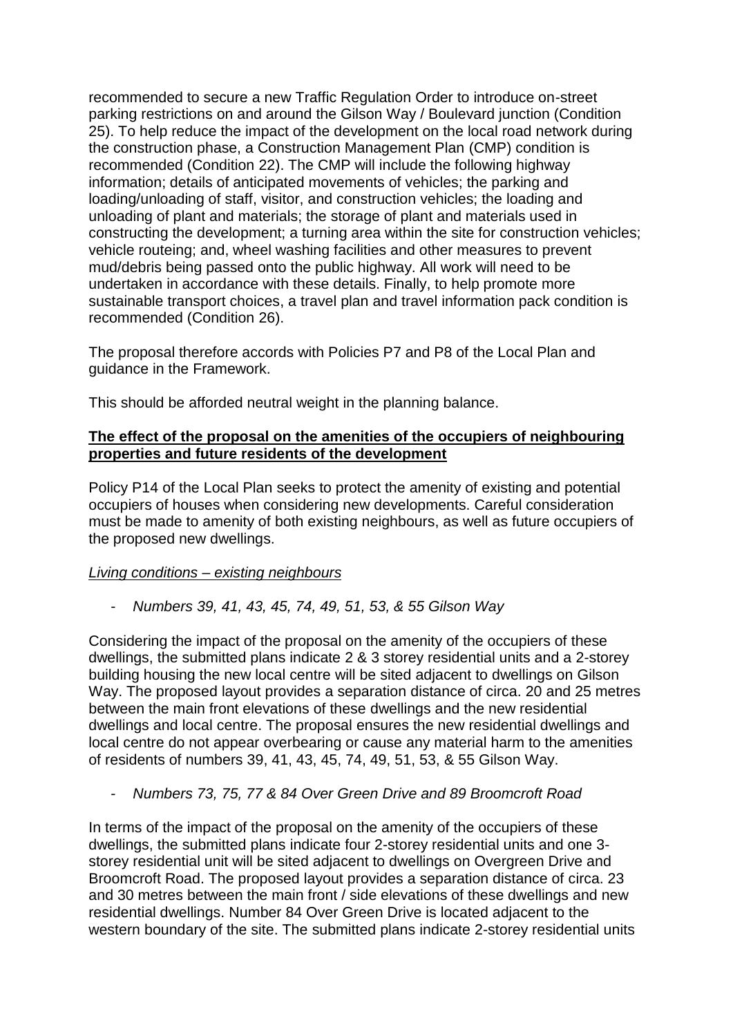recommended to secure a new Traffic Regulation Order to introduce on-street parking restrictions on and around the Gilson Way / Boulevard junction (Condition 25). To help reduce the impact of the development on the local road network during the construction phase, a Construction Management Plan (CMP) condition is recommended (Condition 22). The CMP will include the following highway information; details of anticipated movements of vehicles; the parking and loading/unloading of staff, visitor, and construction vehicles; the loading and unloading of plant and materials; the storage of plant and materials used in constructing the development; a turning area within the site for construction vehicles; vehicle routeing; and, wheel washing facilities and other measures to prevent mud/debris being passed onto the public highway. All work will need to be undertaken in accordance with these details. Finally, to help promote more sustainable transport choices, a travel plan and travel information pack condition is recommended (Condition 26).

The proposal therefore accords with Policies P7 and P8 of the Local Plan and guidance in the Framework.

This should be afforded neutral weight in the planning balance.

**The effect of the proposal on the amenities of the occupiers of neighbouring properties and future residents of the development**

Policy P14 of the Local Plan seeks to protect the amenity of existing and potential occupiers of houses when considering new developments. Careful consideration must be made to amenity of both existing neighbours, as well as future occupiers of the proposed new dwellings.

*Living conditions – existing neighbours*

- *Numbers 39, 41, 43, 45, 74, 49, 51, 53, & 55 Gilson Way*

Considering the impact of the proposal on the amenity of the occupiers of these dwellings, the submitted plans indicate 2 & 3 storey residential units and a 2-storey building housing the new local centre will be sited adjacent to dwellings on Gilson Way. The proposed layout provides a separation distance of circa. 20 and 25 metres between the main front elevations of these dwellings and the new residential dwellings and local centre. The proposal ensures the new residential dwellings and local centre do not appear overbearing or cause any material harm to the amenities of residents of numbers 39, 41, 43, 45, 74, 49, 51, 53, & 55 Gilson Way.

- *Numbers 73, 75, 77 & 84 Over Green Drive and 89 Broomcroft Road*

In terms of the impact of the proposal on the amenity of the occupiers of these dwellings, the submitted plans indicate four 2-storey residential units and one 3-storey residential unit will be sited adjacent to dwellings on Overgreen Drive and Broomcroft Road. The proposed layout provides a separation distance of circa. 23 and 30 metres between the main front / side elevations of these dwellings and new residential dwellings. Number 84 Over Green Drive is located adjacent to the western boundary of the site. The submitted plans indicate 2-storey residential units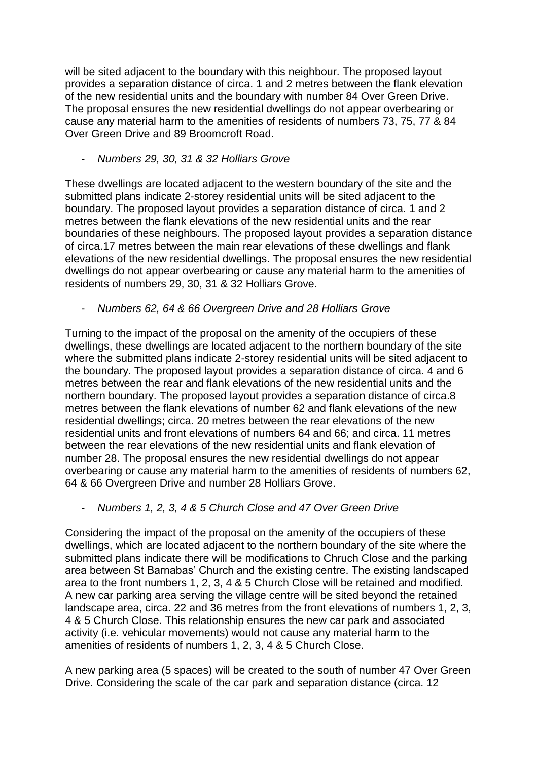will be sited adjacent to the boundary with this neighbour. The proposed layout provides a separation distance of circa. 1 and 2 metres between the flank elevation of the new residential units and the boundary with number 84 Over Green Drive. The proposal ensures the new residential dwellings do not appear overbearing or cause any material harm to the amenities of residents of numbers 73, 75, 77 & 84 Over Green Drive and 89 Broomcroft Road.

- *Numbers 29, 30, 31 & 32 Holliars Grove*

These dwellings are located adjacent to the western boundary of the site and the submitted plans indicate 2-storey residential units will be sited adjacent to the boundary. The proposed layout provides a separation distance of circa. 1 and 2 metres between the flank elevations of the new residential units and the rear boundaries of these neighbours. The proposed layout provides a separation distance of circa.17 metres between the main rear elevations of these dwellings and flank elevations of the new residential dwellings. The proposal ensures the new residential dwellings do not appear overbearing or cause any material harm to the amenities of residents of numbers 29, 30, 31 & 32 Holliars Grove.

- *Numbers 62, 64 & 66 Overgreen Drive and 28 Holliars Grove*

Turning to the impact of the proposal on the amenity of the occupiers of these dwellings, these dwellings are located adjacent to the northern boundary of the site where the submitted plans indicate 2-storey residential units will be sited adjacent to the boundary. The proposed layout provides a separation distance of circa. 4 and 6 metres between the rear and flank elevations of the new residential units and the northern boundary. The proposed layout provides a separation distance of circa.8 metres between the flank elevations of number 62 and flank elevations of the new residential dwellings; circa. 20 metres between the rear elevations of the new residential units and front elevations of numbers 64 and 66; and circa. 11 metres between the rear elevations of the new residential units and flank elevation of number 28. The proposal ensures the new residential dwellings do not appear overbearing or cause any material harm to the amenities of residents of numbers 62, 64 & 66 Overgreen Drive and number 28 Holliars Grove.

- *Numbers 1, 2, 3, 4 & 5 Church Close and 47 Over Green Drive*

Considering the impact of the proposal on the amenity of the occupiers of these dwellings, which are located adjacent to the northern boundary of the site where the submitted plans indicate there will be modifications to Chruch Close and the parking area between St Barnabas' Church and the existing centre. The existing landscaped area to the front numbers 1, 2, 3, 4 & 5 Church Close will be retained and modified. A new car parking area serving the village centre will be sited beyond the retained landscape area, circa. 22 and 36 metres from the front elevations of numbers 1, 2, 3, 4 & 5 Church Close. This relationship ensures the new car park and associated activity (i.e. vehicular movements) would not cause any material harm to the amenities of residents of numbers 1, 2, 3, 4 & 5 Church Close.

A new parking area (5 spaces) will be created to the south of number 47 Over Green Drive. Considering the scale of the car park and separation distance (circa. 12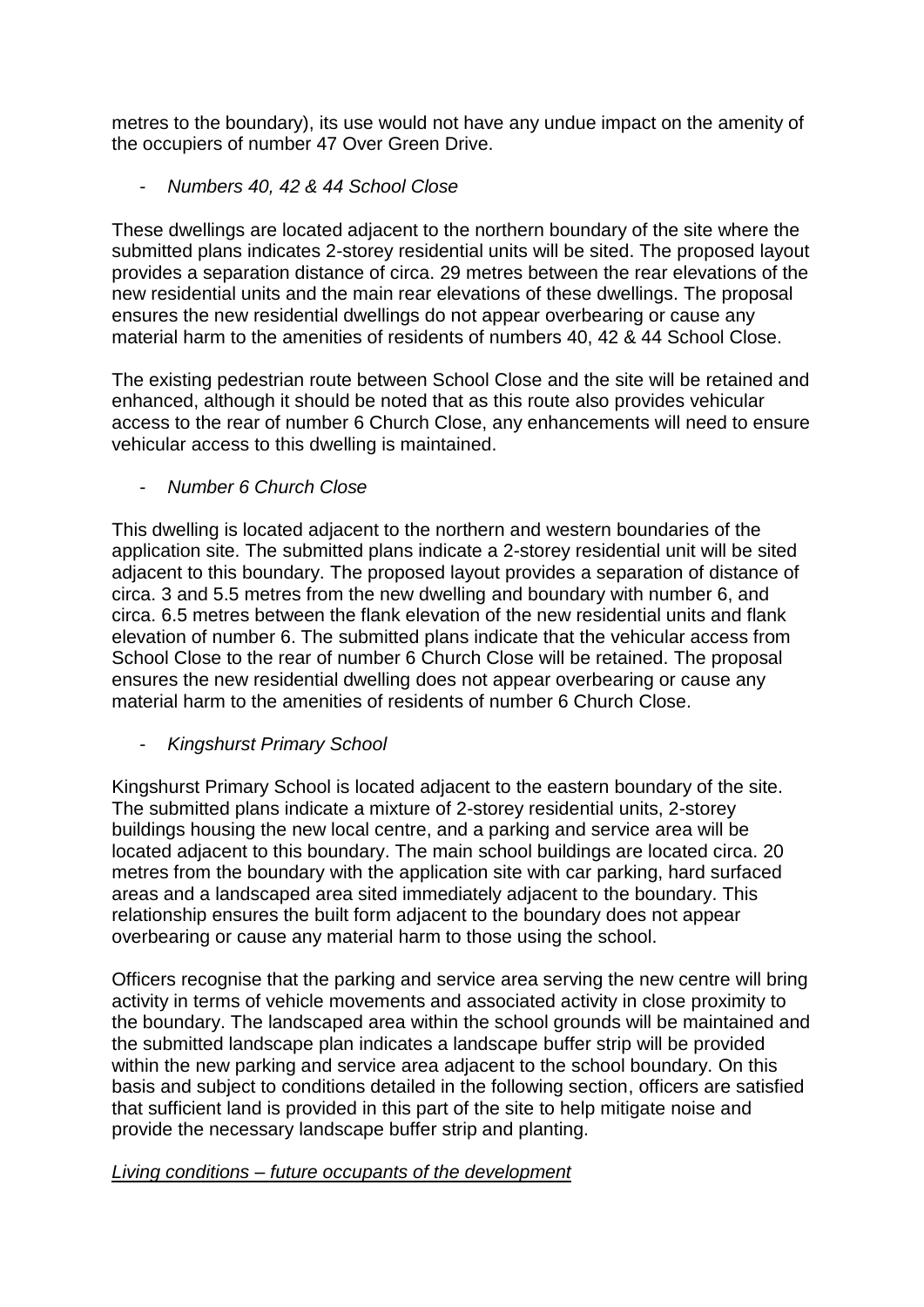metres to the boundary), its use would not have any undue impact on the amenity of the occupiers of number 47 Over Green Drive.

- *Numbers 40, 42 & 44 School Close*

These dwellings are located adjacent to the northern boundary of the site where the submitted plans indicates 2-storey residential units will be sited. The proposed layout provides a separation distance of circa. 29 metres between the rear elevations of the new residential units and the main rear elevations of these dwellings. The proposal ensures the new residential dwellings do not appear overbearing or cause any material harm to the amenities of residents of numbers 40, 42 & 44 School Close.

The existing pedestrian route between School Close and the site will be retained and enhanced, although it should be noted that as this route also provides vehicular access to the rear of number 6 Church Close, any enhancements will need to ensure vehicular access to this dwelling is maintained.

- *Number 6 Church Close*

This dwelling is located adjacent to the northern and western boundaries of the application site. The submitted plans indicate a 2-storey residential unit will be sited adjacent to this boundary. The proposed layout provides a separation of distance of circa. 3 and 5.5 metres from the new dwelling and boundary with number 6, and circa. 6.5 metres between the flank elevation of the new residential units and flank elevation of number 6. The submitted plans indicate that the vehicular access from School Close to the rear of number 6 Church Close will be retained. The proposal ensures the new residential dwelling does not appear overbearing or cause any material harm to the amenities of residents of number 6 Church Close.

- *Kingshurst Primary School*

Kingshurst Primary School is located adjacent to the eastern boundary of the site. The submitted plans indicate a mixture of 2-storey residential units, 2-storey buildings housing the new local centre, and a parking and service area will be located adjacent to this boundary. The main school buildings are located circa. 20 metres from the boundary with the application site with car parking, hard surfaced areas and a landscaped area sited immediately adjacent to the boundary. This relationship ensures the built form adjacent to the boundary does not appear overbearing or cause any material harm to those using the school.

Officers recognise that the parking and service area serving the new centre will bring activity in terms of vehicle movements and associated activity in close proximity to the boundary. The landscaped area within the school grounds will be maintained and the submitted landscape plan indicates a landscape buffer strip will be provided within the new parking and service area adjacent to the school boundary. On this basis and subject to conditions detailed in the following section, officers are satisfied that sufficient land is provided in this part of the site to help mitigate noise and provide the necessary landscape buffer strip and planting.

*Living conditions – future occupants of the development*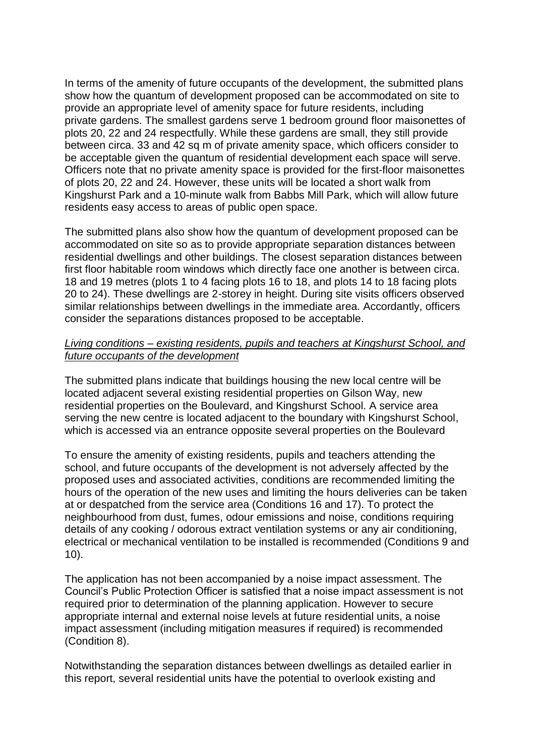In terms of the amenity of future occupants of the development, the submitted plans show how the quantum of development proposed can be accommodated on site to provide an appropriate level of amenity space for future residents, including private gardens. The smallest gardens serve 1 bedroom ground floor maisonettes of plots 20, 22 and 24 respectfully. While these gardens are small, they still provide between circa. 33 and 42 sq m of private amenity space, which officers consider to be acceptable given the quantum of residential development each space will serve. Officers note that no private amenity space is provided for the first-floor maisonettes of plots 20, 22 and 24. However, these units will be located a short walk from Kingshurst Park and a 10-minute walk from Babbs Mill Park, which will allow future residents easy access to areas of public open space.

The submitted plans also show how the quantum of development proposed can be accommodated on site so as to provide appropriate separation distances between residential dwellings and other buildings. The closest separation distances between first floor habitable room windows which directly face one another is between circa. 18 and 19 metres (plots 1 to 4 facing plots 16 to 18, and plots 14 to 18 facing plots 20 to 24). These dwellings are 2-storey in height. During site visits officers observed similar relationships between dwellings in the immediate area. Accordantly, officers consider the separations distances proposed to be acceptable.

*Living conditions – existing residents, pupils and teachers at Kingshurst School, and future occupants of the development*

The submitted plans indicate that buildings housing the new local centre will be located adjacent several existing residential properties on Gilson Way, new residential properties on the Boulevard, and Kingshurst School. A service area serving the new centre is located adjacent to the boundary with Kingshurst School, which is accessed via an entrance opposite several properties on the Boulevard

To ensure the amenity of existing residents, pupils and teachers attending the school, and future occupants of the development is not adversely affected by the proposed uses and associated activities, conditions are recommended limiting the hours of the operation of the new uses and limiting the hours deliveries can be taken at or despatched from the service area (Conditions 16 and 17). To protect the neighbourhood from dust, fumes, odour emissions and noise, conditions requiring details of any cooking / odorous extract ventilation systems or any air conditioning, electrical or mechanical ventilation to be installed is recommended (Conditions 9 and 10).

The application has not been accompanied by a noise impact assessment. The Council's Public Protection Officer is satisfied that a noise impact assessment is not required prior to determination of the planning application. However to secure appropriate internal and external noise levels at future residential units, a noise impact assessment (including mitigation measures if required) is recommended (Condition 8).

Notwithstanding the separation distances between dwellings as detailed earlier in this report, several residential units have the potential to overlook existing and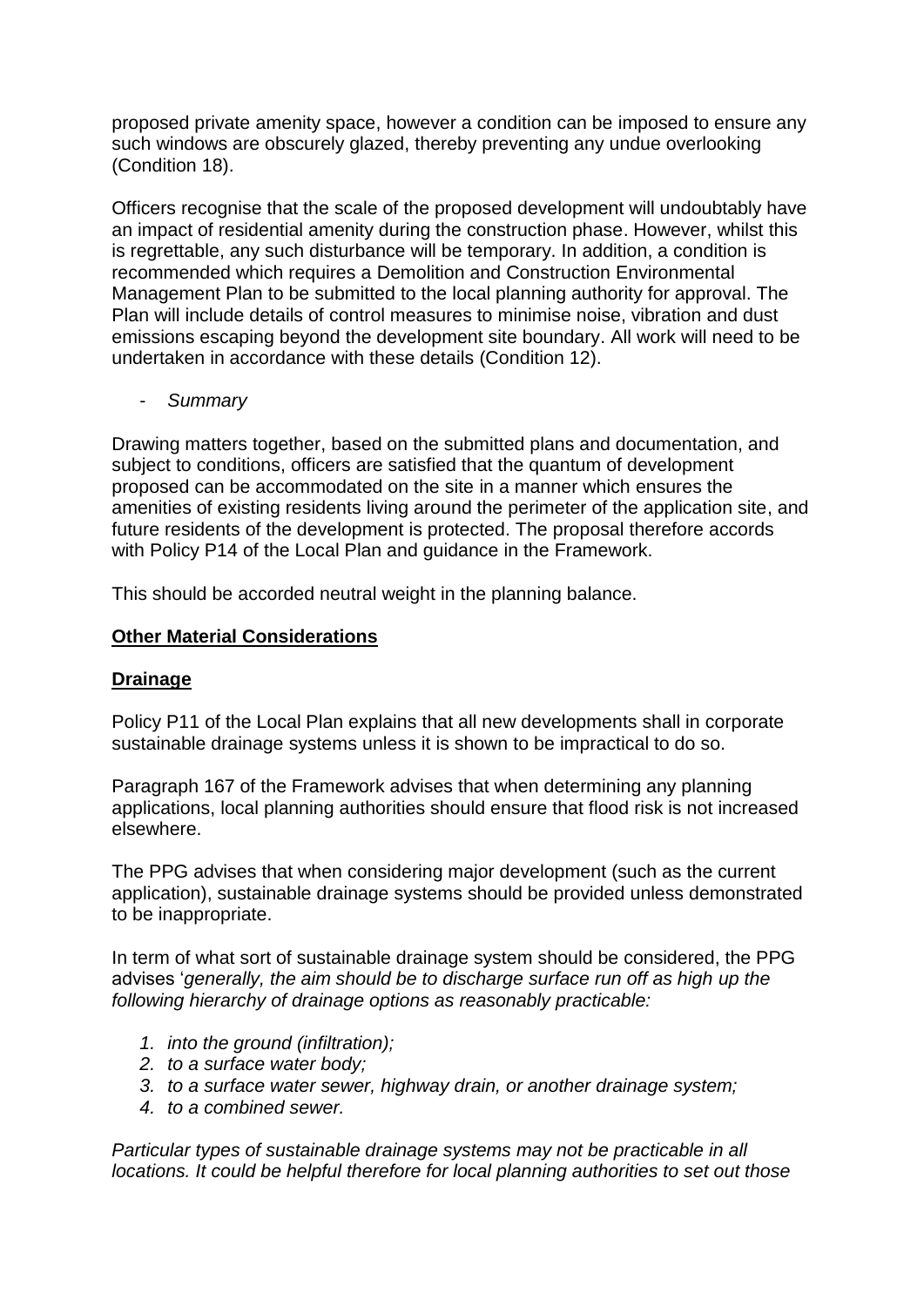proposed private amenity space, however a condition can be imposed to ensure any such windows are obscurely glazed, thereby preventing any undue overlooking (Condition 18).

Officers recognise that the scale of the proposed development will undoubtably have an impact of residential amenity during the construction phase. However, whilst this is regrettable, any such disturbance will be temporary. In addition, a condition is recommended which requires a Demolition and Construction Environmental Management Plan to be submitted to the local planning authority for approval. The Plan will include details of control measures to minimise noise, vibration and dust emissions escaping beyond the development site boundary. All work will need to be undertaken in accordance with these details (Condition 12).

- *Summary*

Drawing matters together, based on the submitted plans and documentation, and subject to conditions, officers are satisfied that the quantum of development proposed can be accommodated on the site in a manner which ensures the amenities of existing residents living around the perimeter of the application site, and future residents of the development is protected. The proposal therefore accords with Policy P14 of the Local Plan and guidance in the Framework.

This should be accorded neutral weight in the planning balance.

**Other Material Considerations**

**Drainage**

Policy P11 of the Local Plan explains that all new developments shall in corporate sustainable drainage systems unless it is shown to be impractical to do so.

Paragraph 167 of the Framework advises that when determining any planning applications, local planning authorities should ensure that flood risk is not increased elsewhere.

The PPG advises that when considering major development (such as the current application), sustainable drainage systems should be provided unless demonstrated to be inappropriate.

In term of what sort of sustainable drainage system should be considered, the PPG advises '*generally, the aim should be to discharge surface run off as high up the following hierarchy of drainage options as reasonably practicable:*

1. *into the ground (infiltration);*
2. *to a surface water body;*
3. *to a surface water sewer, highway drain, or another drainage system;*
4. *to a combined sewer.*

*Particular types of sustainable drainage systems may not be practicable in all locations. It could be helpful therefore for local planning authorities to set out those*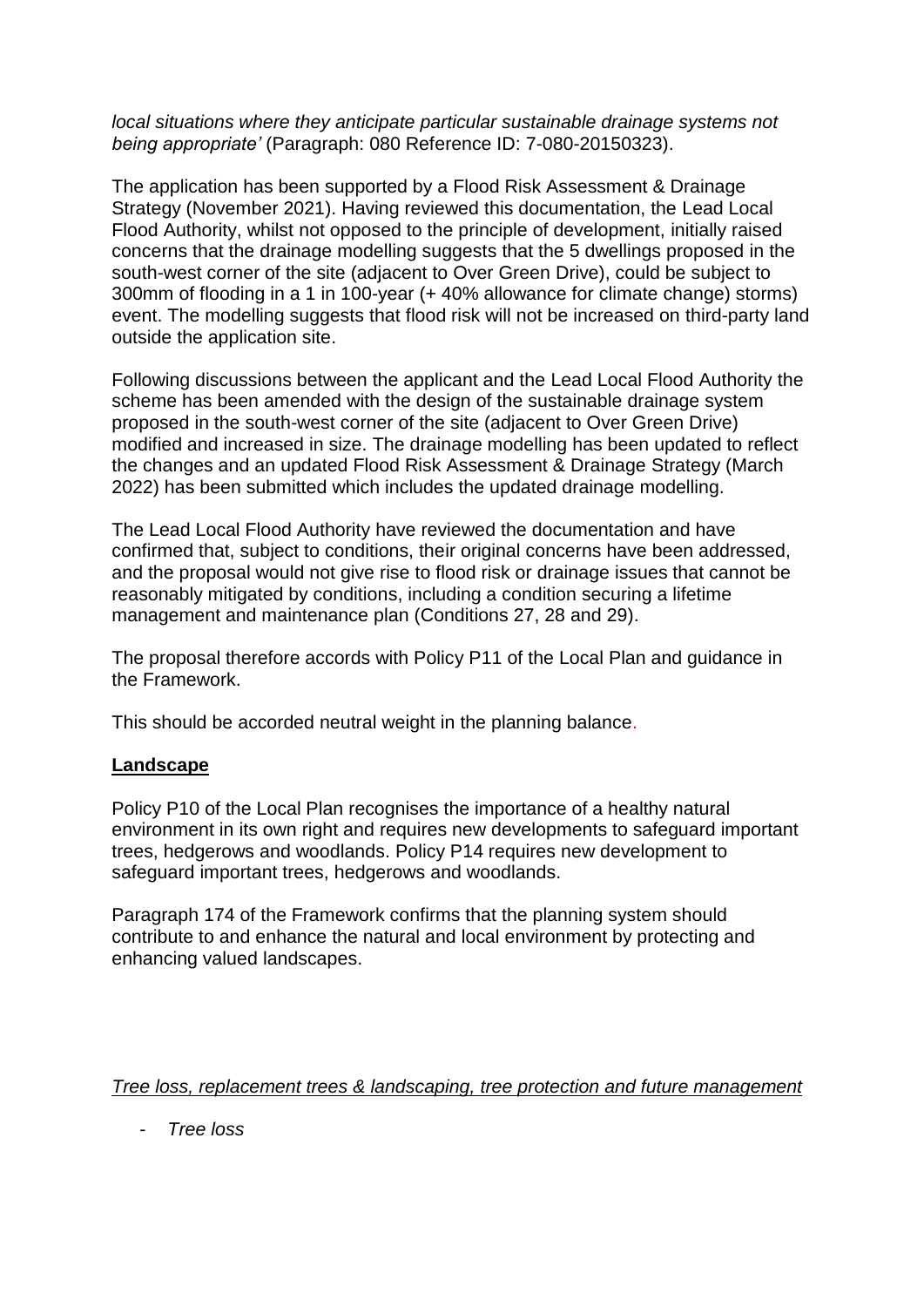*local situations where they anticipate particular sustainable drainage systems not being appropriate'* (Paragraph: 080 Reference ID: 7-080-20150323).

The application has been supported by a Flood Risk Assessment & Drainage Strategy (November 2021). Having reviewed this documentation, the Lead Local Flood Authority, whilst not opposed to the principle of development, initially raised concerns that the drainage modelling suggests that the 5 dwellings proposed in the south-west corner of the site (adjacent to Over Green Drive), could be subject to 300mm of flooding in a 1 in 100-year (+ 40% allowance for climate change) storms) event. The modelling suggests that flood risk will not be increased on third-party land outside the application site.

Following discussions between the applicant and the Lead Local Flood Authority the scheme has been amended with the design of the sustainable drainage system proposed in the south-west corner of the site (adjacent to Over Green Drive) modified and increased in size. The drainage modelling has been updated to reflect the changes and an updated Flood Risk Assessment & Drainage Strategy (March 2022) has been submitted which includes the updated drainage modelling.

The Lead Local Flood Authority have reviewed the documentation and have confirmed that, subject to conditions, their original concerns have been addressed, and the proposal would not give rise to flood risk or drainage issues that cannot be reasonably mitigated by conditions, including a condition securing a lifetime management and maintenance plan (Conditions 27, 28 and 29).

The proposal therefore accords with Policy P11 of the Local Plan and guidance in the Framework.

This should be accorded neutral weight in the planning balance.

**Landscape**

Policy P10 of the Local Plan recognises the importance of a healthy natural environment in its own right and requires new developments to safeguard important trees, hedgerows and woodlands. Policy P14 requires new development to safeguard important trees, hedgerows and woodlands.

Paragraph 174 of the Framework confirms that the planning system should contribute to and enhance the natural and local environment by protecting and enhancing valued landscapes.

*Tree loss, replacement trees & landscaping, tree protection and future management*

- *Tree loss*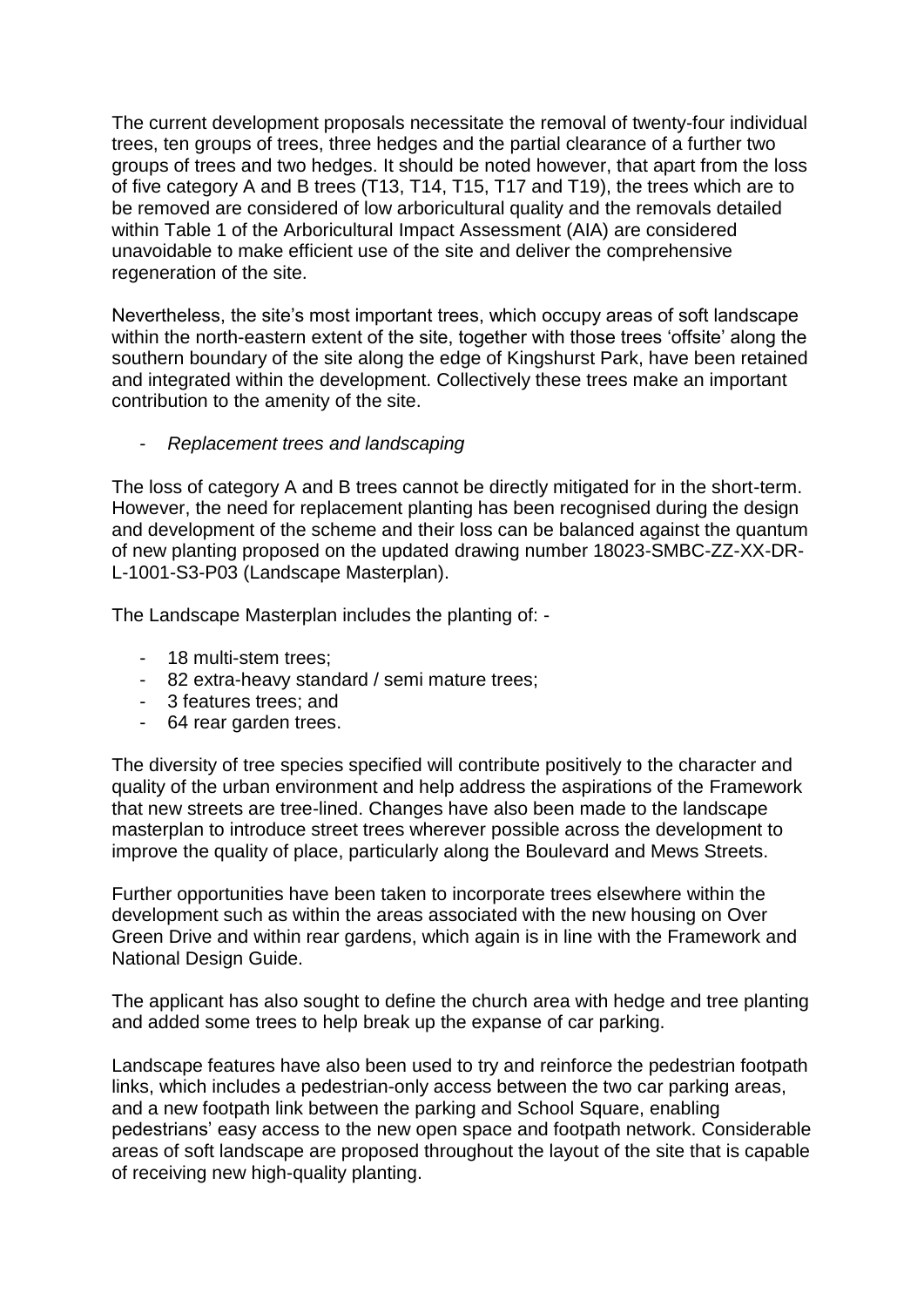The current development proposals necessitate the removal of twenty-four individual trees, ten groups of trees, three hedges and the partial clearance of a further two groups of trees and two hedges. It should be noted however, that apart from the loss of five category A and B trees (T13, T14, T15, T17 and T19), the trees which are to be removed are considered of low arboricultural quality and the removals detailed within Table 1 of the Arboricultural Impact Assessment (AIA) are considered unavoidable to make efficient use of the site and deliver the comprehensive regeneration of the site.

Nevertheless, the site's most important trees, which occupy areas of soft landscape within the north-eastern extent of the site, together with those trees 'offsite' along the southern boundary of the site along the edge of Kingshurst Park, have been retained and integrated within the development. Collectively these trees make an important contribution to the amenity of the site.

- *Replacement trees and landscaping*

The loss of category A and B trees cannot be directly mitigated for in the short-term. However, the need for replacement planting has been recognised during the design and development of the scheme and their loss can be balanced against the quantum of new planting proposed on the updated drawing number 18023-SMBC-ZZ-XX-DR-L-1001-S3-P03 (Landscape Masterplan).

The Landscape Masterplan includes the planting of: -

- 18 multi-stem trees;
- 82 extra-heavy standard / semi mature trees;
- 3 features trees; and
- 64 rear garden trees.

The diversity of tree species specified will contribute positively to the character and quality of the urban environment and help address the aspirations of the Framework that new streets are tree-lined. Changes have also been made to the landscape masterplan to introduce street trees wherever possible across the development to improve the quality of place, particularly along the Boulevard and Mews Streets.

Further opportunities have been taken to incorporate trees elsewhere within the development such as within the areas associated with the new housing on Over Green Drive and within rear gardens, which again is in line with the Framework and National Design Guide.

The applicant has also sought to define the church area with hedge and tree planting and added some trees to help break up the expanse of car parking.

Landscape features have also been used to try and reinforce the pedestrian footpath links, which includes a pedestrian-only access between the two car parking areas, and a new footpath link between the parking and School Square, enabling pedestrians' easy access to the new open space and footpath network. Considerable areas of soft landscape are proposed throughout the layout of the site that is capable of receiving new high-quality planting.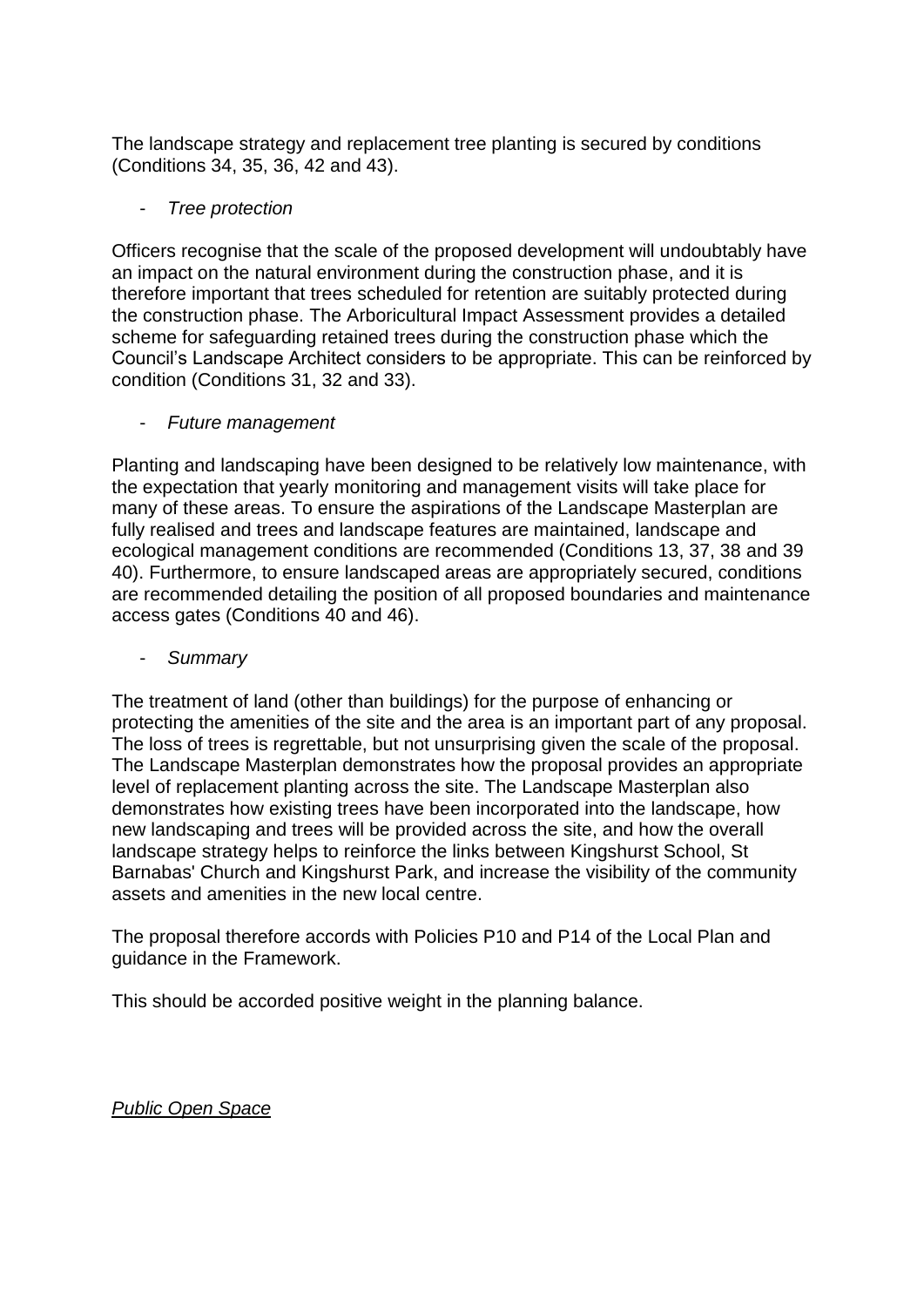The landscape strategy and replacement tree planting is secured by conditions (Conditions 34, 35, 36, 42 and 43).

- *Tree protection*

Officers recognise that the scale of the proposed development will undoubtably have an impact on the natural environment during the construction phase, and it is therefore important that trees scheduled for retention are suitably protected during the construction phase. The Arboricultural Impact Assessment provides a detailed scheme for safeguarding retained trees during the construction phase which the Council's Landscape Architect considers to be appropriate. This can be reinforced by condition (Conditions 31, 32 and 33).

- *Future management*

Planting and landscaping have been designed to be relatively low maintenance, with the expectation that yearly monitoring and management visits will take place for many of these areas. To ensure the aspirations of the Landscape Masterplan are fully realised and trees and landscape features are maintained, landscape and ecological management conditions are recommended (Conditions 13, 37, 38 and 39 40). Furthermore, to ensure landscaped areas are appropriately secured, conditions are recommended detailing the position of all proposed boundaries and maintenance access gates (Conditions 40 and 46).

- *Summary*

The treatment of land (other than buildings) for the purpose of enhancing or protecting the amenities of the site and the area is an important part of any proposal. The loss of trees is regrettable, but not unsurprising given the scale of the proposal. The Landscape Masterplan demonstrates how the proposal provides an appropriate level of replacement planting across the site. The Landscape Masterplan also demonstrates how existing trees have been incorporated into the landscape, how new landscaping and trees will be provided across the site, and how the overall landscape strategy helps to reinforce the links between Kingshurst School, St Barnabas' Church and Kingshurst Park, and increase the visibility of the community assets and amenities in the new local centre.

The proposal therefore accords with Policies P10 and P14 of the Local Plan and guidance in the Framework.

This should be accorded positive weight in the planning balance.

*Public Open Space*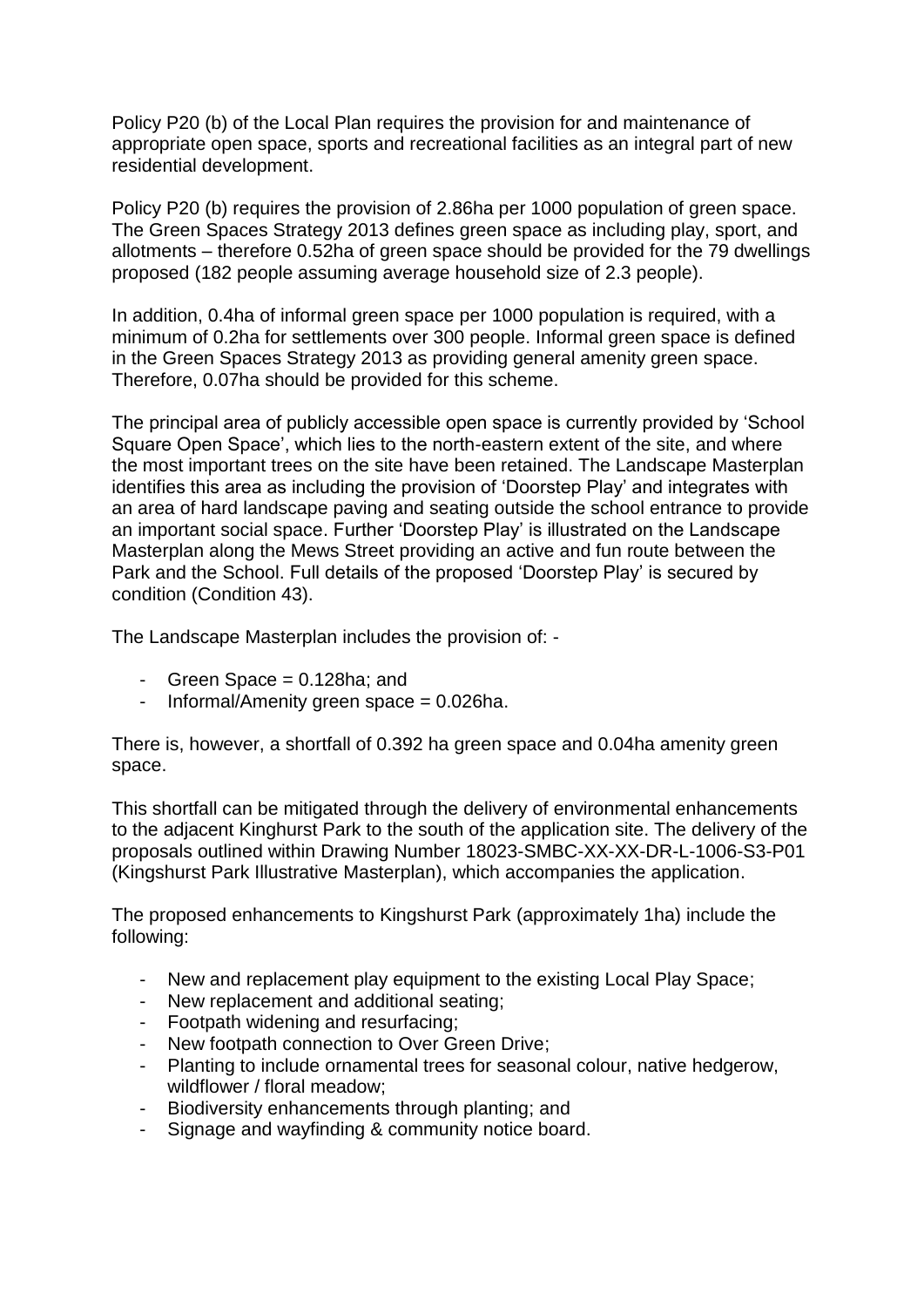Policy P20 (b) of the Local Plan requires the provision for and maintenance of appropriate open space, sports and recreational facilities as an integral part of new residential development.

Policy P20 (b) requires the provision of 2.86ha per 1000 population of green space. The Green Spaces Strategy 2013 defines green space as including play, sport, and allotments – therefore 0.52ha of green space should be provided for the 79 dwellings proposed (182 people assuming average household size of 2.3 people).

In addition, 0.4ha of informal green space per 1000 population is required, with a minimum of 0.2ha for settlements over 300 people. Informal green space is defined in the Green Spaces Strategy 2013 as providing general amenity green space. Therefore, 0.07ha should be provided for this scheme.

The principal area of publicly accessible open space is currently provided by 'School Square Open Space', which lies to the north-eastern extent of the site, and where the most important trees on the site have been retained. The Landscape Masterplan identifies this area as including the provision of 'Doorstep Play' and integrates with an area of hard landscape paving and seating outside the school entrance to provide an important social space. Further 'Doorstep Play' is illustrated on the Landscape Masterplan along the Mews Street providing an active and fun route between the Park and the School. Full details of the proposed 'Doorstep Play' is secured by condition (Condition 43).

The Landscape Masterplan includes the provision of: -

- Green Space = 0.128ha; and
- Informal/Amenity green space = 0.026ha.

There is, however, a shortfall of 0.392 ha green space and 0.04ha amenity green space.

This shortfall can be mitigated through the delivery of environmental enhancements to the adjacent Kinghurst Park to the south of the application site. The delivery of the proposals outlined within Drawing Number 18023-SMBC-XX-XX-DR-L-1006-S3-P01 (Kingshurst Park Illustrative Masterplan), which accompanies the application.

The proposed enhancements to Kingshurst Park (approximately 1ha) include the following:

- New and replacement play equipment to the existing Local Play Space;
- New replacement and additional seating;
- Footpath widening and resurfacing;
- New footpath connection to Over Green Drive;
- Planting to include ornamental trees for seasonal colour, native hedgerow, wildflower / floral meadow;
- Biodiversity enhancements through planting; and
- Signage and wayfinding & community notice board.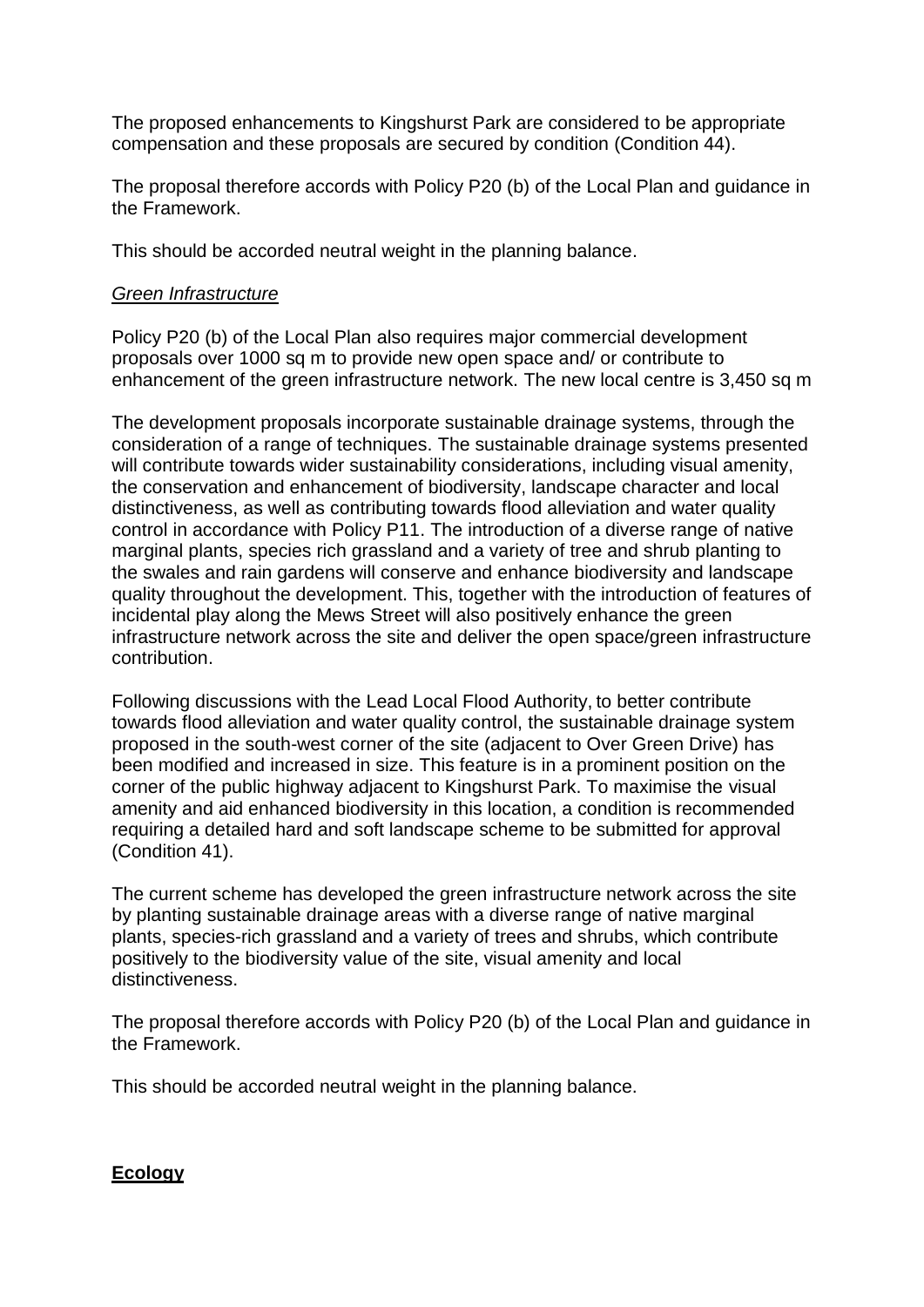The proposed enhancements to Kingshurst Park are considered to be appropriate compensation and these proposals are secured by condition (Condition 44).

The proposal therefore accords with Policy P20 (b) of the Local Plan and guidance in the Framework.

This should be accorded neutral weight in the planning balance.

*Green Infrastructure*

Policy P20 (b) of the Local Plan also requires major commercial development proposals over 1000 sq m to provide new open space and/ or contribute to enhancement of the green infrastructure network. The new local centre is 3,450 sq m

The development proposals incorporate sustainable drainage systems, through the consideration of a range of techniques. The sustainable drainage systems presented will contribute towards wider sustainability considerations, including visual amenity, the conservation and enhancement of biodiversity, landscape character and local distinctiveness, as well as contributing towards flood alleviation and water quality control in accordance with Policy P11. The introduction of a diverse range of native marginal plants, species rich grassland and a variety of tree and shrub planting to the swales and rain gardens will conserve and enhance biodiversity and landscape quality throughout the development. This, together with the introduction of features of incidental play along the Mews Street will also positively enhance the green infrastructure network across the site and deliver the open space/green infrastructure contribution.

Following discussions with the Lead Local Flood Authority, to better contribute towards flood alleviation and water quality control, the sustainable drainage system proposed in the south-west corner of the site (adjacent to Over Green Drive) has been modified and increased in size. This feature is in a prominent position on the corner of the public highway adjacent to Kingshurst Park. To maximise the visual amenity and aid enhanced biodiversity in this location, a condition is recommended requiring a detailed hard and soft landscape scheme to be submitted for approval (Condition 41).

The current scheme has developed the green infrastructure network across the site by planting sustainable drainage areas with a diverse range of native marginal plants, species-rich grassland and a variety of trees and shrubs, which contribute positively to the biodiversity value of the site, visual amenity and local distinctiveness.

The proposal therefore accords with Policy P20 (b) of the Local Plan and guidance in the Framework.

This should be accorded neutral weight in the planning balance.

**Ecology**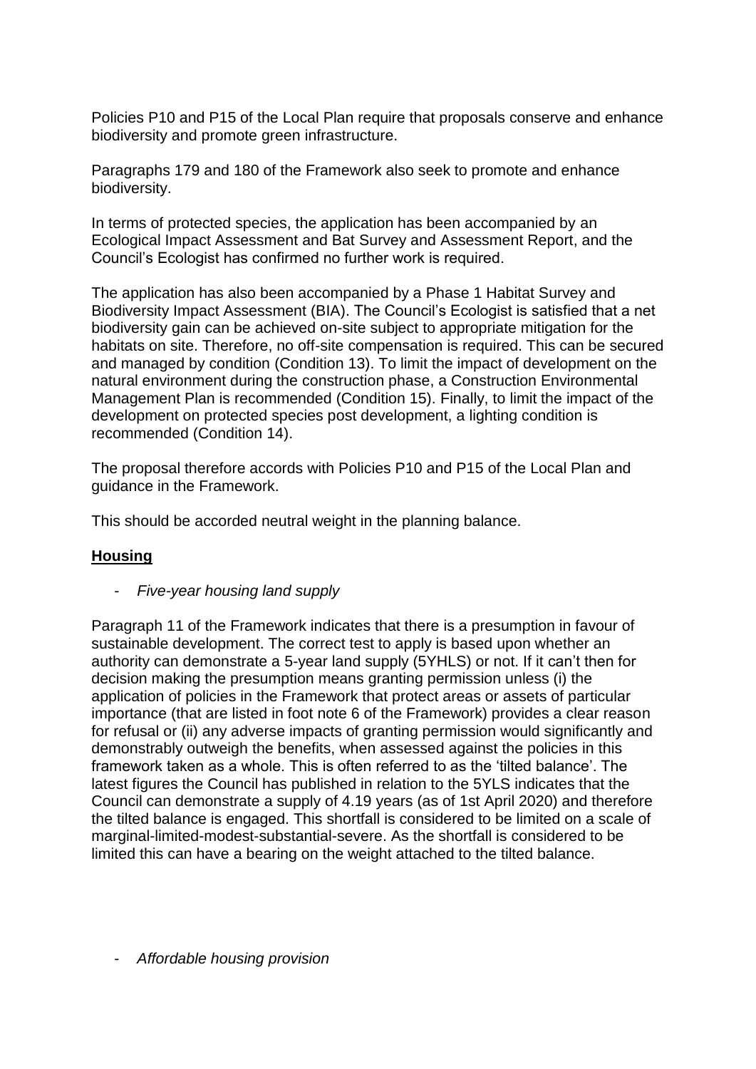Policies P10 and P15 of the Local Plan require that proposals conserve and enhance biodiversity and promote green infrastructure.

Paragraphs 179 and 180 of the Framework also seek to promote and enhance biodiversity.

In terms of protected species, the application has been accompanied by an Ecological Impact Assessment and Bat Survey and Assessment Report, and the Council's Ecologist has confirmed no further work is required.

The application has also been accompanied by a Phase 1 Habitat Survey and Biodiversity Impact Assessment (BIA). The Council's Ecologist is satisfied that a net biodiversity gain can be achieved on-site subject to appropriate mitigation for the habitats on site. Therefore, no off-site compensation is required. This can be secured and managed by condition (Condition 13). To limit the impact of development on the natural environment during the construction phase, a Construction Environmental Management Plan is recommended (Condition 15). Finally, to limit the impact of the development on protected species post development, a lighting condition is recommended (Condition 14).

The proposal therefore accords with Policies P10 and P15 of the Local Plan and guidance in the Framework.

This should be accorded neutral weight in the planning balance.

## **Housing**

- *Five-year housing land supply*

Paragraph 11 of the Framework indicates that there is a presumption in favour of sustainable development. The correct test to apply is based upon whether an authority can demonstrate a 5-year land supply (5YHLS) or not. If it can't then for decision making the presumption means granting permission unless (i) the application of policies in the Framework that protect areas or assets of particular importance (that are listed in foot note 6 of the Framework) provides a clear reason for refusal or (ii) any adverse impacts of granting permission would significantly and demonstrably outweigh the benefits, when assessed against the policies in this framework taken as a whole. This is often referred to as the 'tilted balance'. The latest figures the Council has published in relation to the 5YLS indicates that the Council can demonstrate a supply of 4.19 years (as of 1st April 2020) and therefore the tilted balance is engaged. This shortfall is considered to be limited on a scale of marginal-limited-modest-substantial-severe. As the shortfall is considered to be limited this can have a bearing on the weight attached to the tilted balance.

- *Affordable housing provision*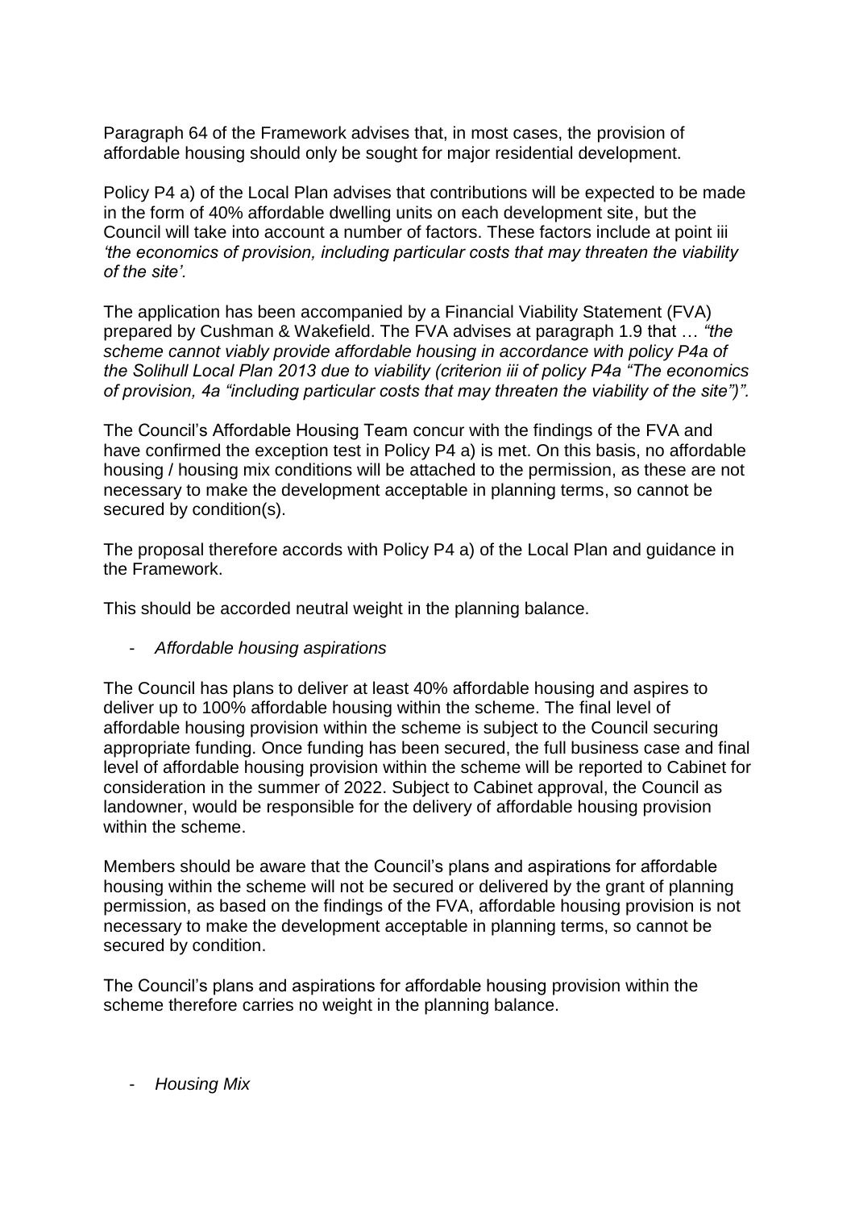Paragraph 64 of the Framework advises that, in most cases, the provision of affordable housing should only be sought for major residential development.

Policy P4 a) of the Local Plan advises that contributions will be expected to be made in the form of 40% affordable dwelling units on each development site, but the Council will take into account a number of factors. These factors include at point iii *'the economics of provision, including particular costs that may threaten the viability of the site'.*

The application has been accompanied by a Financial Viability Statement (FVA) prepared by Cushman & Wakefield. The FVA advises at paragraph 1.9 that … *"the scheme cannot viably provide affordable housing in accordance with policy P4a of the Solihull Local Plan 2013 due to viability (criterion iii of policy P4a "The economics of provision, 4a "including particular costs that may threaten the viability of the site")".*

The Council's Affordable Housing Team concur with the findings of the FVA and have confirmed the exception test in Policy P4 a) is met. On this basis, no affordable housing / housing mix conditions will be attached to the permission, as these are not necessary to make the development acceptable in planning terms, so cannot be secured by condition(s).

The proposal therefore accords with Policy P4 a) of the Local Plan and guidance in the Framework.

This should be accorded neutral weight in the planning balance.

- *Affordable housing aspirations*

The Council has plans to deliver at least 40% affordable housing and aspires to deliver up to 100% affordable housing within the scheme. The final level of affordable housing provision within the scheme is subject to the Council securing appropriate funding. Once funding has been secured, the full business case and final level of affordable housing provision within the scheme will be reported to Cabinet for consideration in the summer of 2022. Subject to Cabinet approval, the Council as landowner, would be responsible for the delivery of affordable housing provision within the scheme.

Members should be aware that the Council's plans and aspirations for affordable housing within the scheme will not be secured or delivered by the grant of planning permission, as based on the findings of the FVA, affordable housing provision is not necessary to make the development acceptable in planning terms, so cannot be secured by condition.

The Council's plans and aspirations for affordable housing provision within the scheme therefore carries no weight in the planning balance.

- *Housing Mix*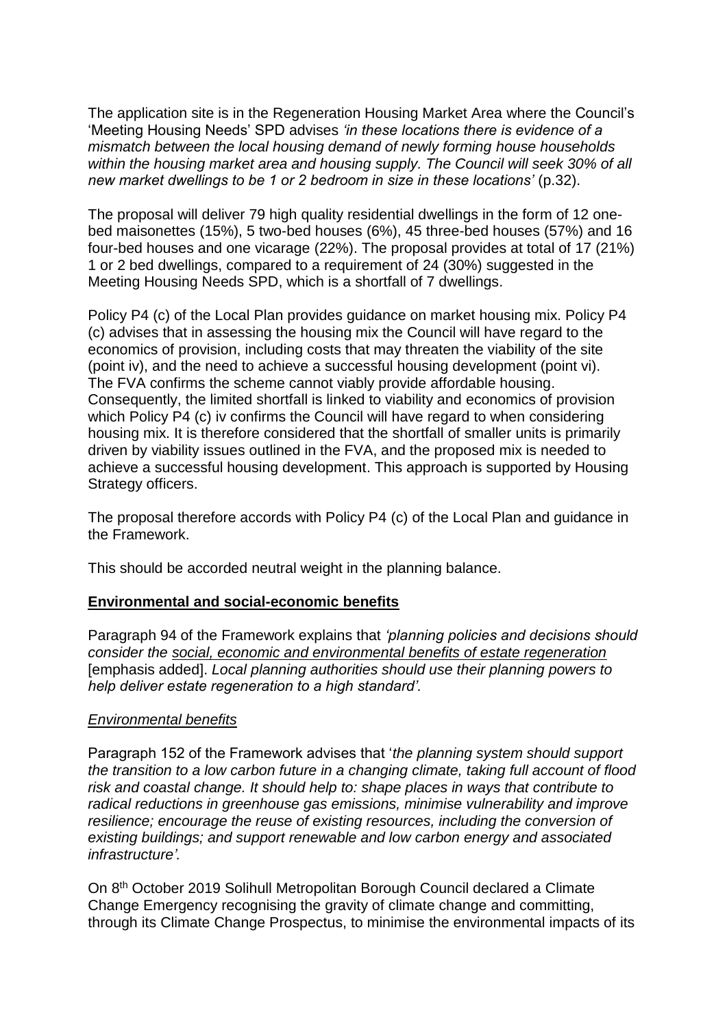The application site is in the Regeneration Housing Market Area where the Council's 'Meeting Housing Needs' SPD advises *'in these locations there is evidence of a mismatch between the local housing demand of newly forming house households within the housing market area and housing supply. The Council will seek 30% of all new market dwellings to be 1 or 2 bedroom in size in these locations'* (p.32).

The proposal will deliver 79 high quality residential dwellings in the form of 12 one-bed maisonettes (15%), 5 two-bed houses (6%), 45 three-bed houses (57%) and 16 four-bed houses and one vicarage (22%). The proposal provides at total of 17 (21%) 1 or 2 bed dwellings, compared to a requirement of 24 (30%) suggested in the Meeting Housing Needs SPD, which is a shortfall of 7 dwellings.

Policy P4 (c) of the Local Plan provides guidance on market housing mix. Policy P4 (c) advises that in assessing the housing mix the Council will have regard to the economics of provision, including costs that may threaten the viability of the site (point iv), and the need to achieve a successful housing development (point vi). The FVA confirms the scheme cannot viably provide affordable housing. Consequently, the limited shortfall is linked to viability and economics of provision which Policy P4 (c) iv confirms the Council will have regard to when considering housing mix. It is therefore considered that the shortfall of smaller units is primarily driven by viability issues outlined in the FVA, and the proposed mix is needed to achieve a successful housing development. This approach is supported by Housing Strategy officers.

The proposal therefore accords with Policy P4 (c) of the Local Plan and guidance in the Framework.

This should be accorded neutral weight in the planning balance.

**Environmental and social-economic benefits**

Paragraph 94 of the Framework explains that *'planning policies and decisions should consider the social, economic and environmental benefits of estate regeneration* [emphasis added]. *Local planning authorities should use their planning powers to help deliver estate regeneration to a high standard'.*

*Environmental benefits*

Paragraph 152 of the Framework advises that '*the planning system should support the transition to a low carbon future in a changing climate, taking full account of flood risk and coastal change. It should help to: shape places in ways that contribute to radical reductions in greenhouse gas emissions, minimise vulnerability and improve resilience; encourage the reuse of existing resources, including the conversion of existing buildings; and support renewable and low carbon energy and associated infrastructure'.*

On 8th October 2019 Solihull Metropolitan Borough Council declared a Climate Change Emergency recognising the gravity of climate change and committing, through its Climate Change Prospectus, to minimise the environmental impacts of its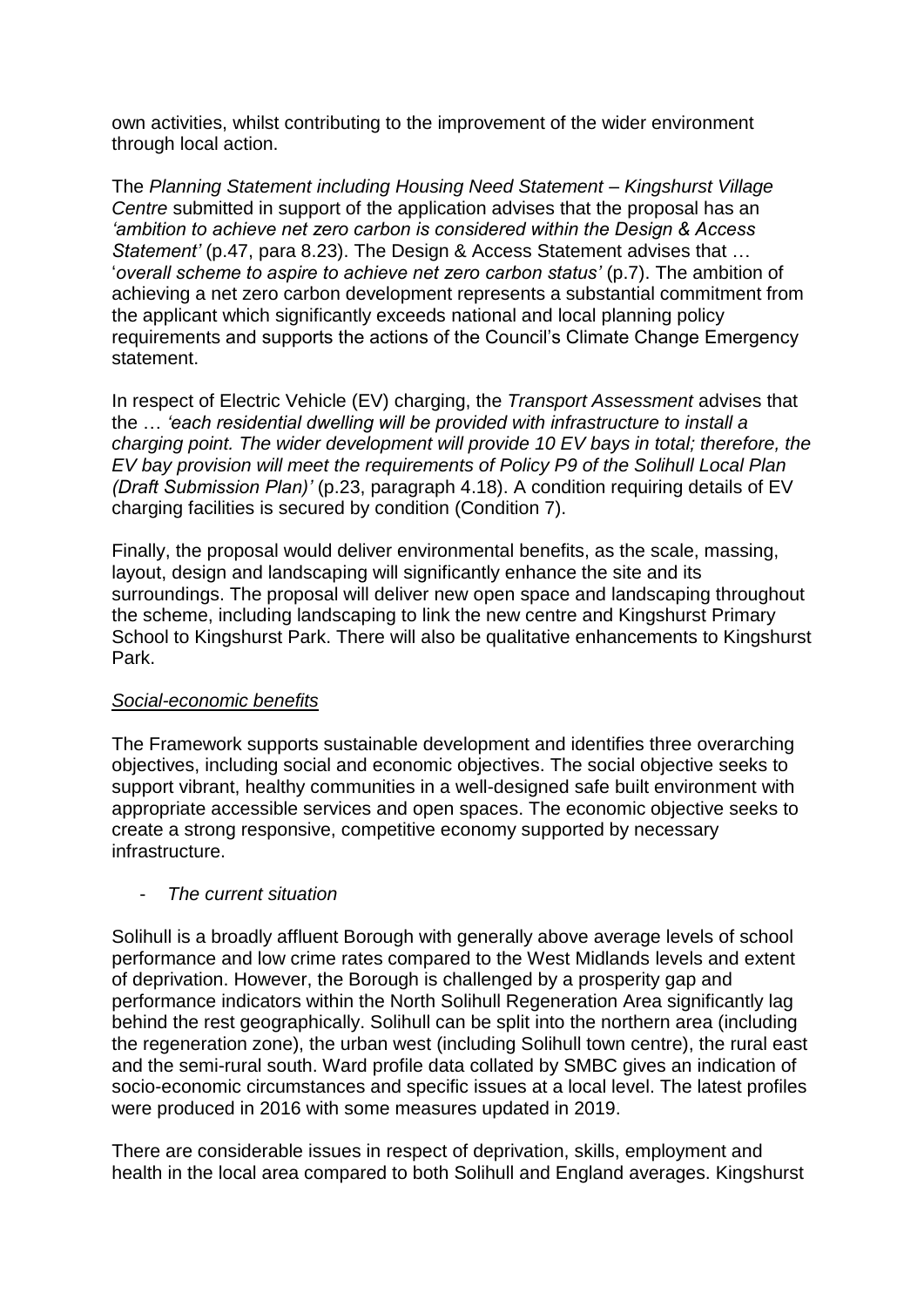own activities, whilst contributing to the improvement of the wider environment through local action.

The *Planning Statement including Housing Need Statement – Kingshurst Village Centre* submitted in support of the application advises that the proposal has an *'ambition to achieve net zero carbon is considered within the Design & Access Statement'* (p.47, para 8.23). The Design & Access Statement advises that … '*overall scheme to aspire to achieve net zero carbon status'* (p.7). The ambition of achieving a net zero carbon development represents a substantial commitment from the applicant which significantly exceeds national and local planning policy requirements and supports the actions of the Council's Climate Change Emergency statement.

In respect of Electric Vehicle (EV) charging, the *Transport Assessment* advises that the … *'each residential dwelling will be provided with infrastructure to install a charging point. The wider development will provide 10 EV bays in total; therefore, the EV bay provision will meet the requirements of Policy P9 of the Solihull Local Plan (Draft Submission Plan)'* (p.23, paragraph 4.18). A condition requiring details of EV charging facilities is secured by condition (Condition 7).

Finally, the proposal would deliver environmental benefits, as the scale, massing, layout, design and landscaping will significantly enhance the site and its surroundings. The proposal will deliver new open space and landscaping throughout the scheme, including landscaping to link the new centre and Kingshurst Primary School to Kingshurst Park. There will also be qualitative enhancements to Kingshurst Park.

<u>*Social-economic benefits*</u>

The Framework supports sustainable development and identifies three overarching objectives, including social and economic objectives. The social objective seeks to support vibrant, healthy communities in a well-designed safe built environment with appropriate accessible services and open spaces. The economic objective seeks to create a strong responsive, competitive economy supported by necessary infrastructure.

- *The current situation*

Solihull is a broadly affluent Borough with generally above average levels of school performance and low crime rates compared to the West Midlands levels and extent of deprivation. However, the Borough is challenged by a prosperity gap and performance indicators within the North Solihull Regeneration Area significantly lag behind the rest geographically. Solihull can be split into the northern area (including the regeneration zone), the urban west (including Solihull town centre), the rural east and the semi-rural south. Ward profile data collated by SMBC gives an indication of socio-economic circumstances and specific issues at a local level. The latest profiles were produced in 2016 with some measures updated in 2019.

There are considerable issues in respect of deprivation, skills, employment and health in the local area compared to both Solihull and England averages. Kingshurst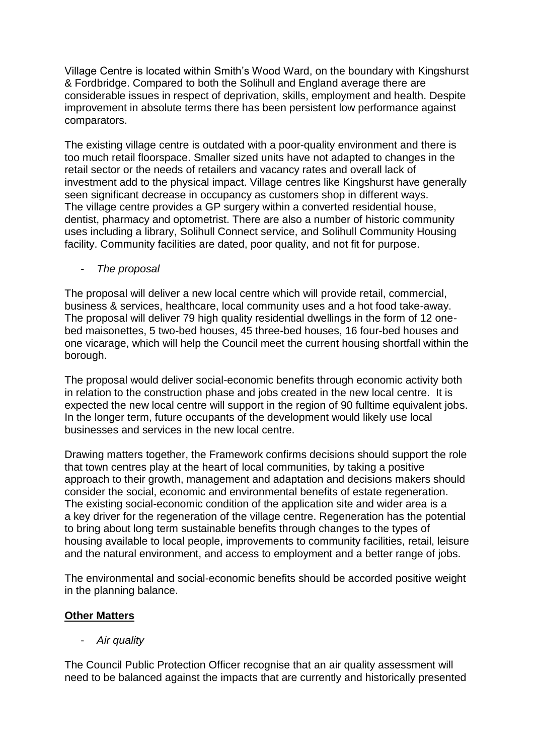Village Centre is located within Smith's Wood Ward, on the boundary with Kingshurst & Fordbridge. Compared to both the Solihull and England average there are considerable issues in respect of deprivation, skills, employment and health. Despite improvement in absolute terms there has been persistent low performance against comparators.

The existing village centre is outdated with a poor-quality environment and there is too much retail floorspace. Smaller sized units have not adapted to changes in the retail sector or the needs of retailers and vacancy rates and overall lack of investment add to the physical impact. Village centres like Kingshurst have generally seen significant decrease in occupancy as customers shop in different ways. The village centre provides a GP surgery within a converted residential house, dentist, pharmacy and optometrist. There are also a number of historic community uses including a library, Solihull Connect service, and Solihull Community Housing facility. Community facilities are dated, poor quality, and not fit for purpose.

- *The proposal*

The proposal will deliver a new local centre which will provide retail, commercial, business & services, healthcare, local community uses and a hot food take-away. The proposal will deliver 79 high quality residential dwellings in the form of 12 one-bed maisonettes, 5 two-bed houses, 45 three-bed houses, 16 four-bed houses and one vicarage, which will help the Council meet the current housing shortfall within the borough.

The proposal would deliver social-economic benefits through economic activity both in relation to the construction phase and jobs created in the new local centre. It is expected the new local centre will support in the region of 90 fulltime equivalent jobs. In the longer term, future occupants of the development would likely use local businesses and services in the new local centre.

Drawing matters together, the Framework confirms decisions should support the role that town centres play at the heart of local communities, by taking a positive approach to their growth, management and adaptation and decisions makers should consider the social, economic and environmental benefits of estate regeneration. The existing social-economic condition of the application site and wider area is a a key driver for the regeneration of the village centre. Regeneration has the potential to bring about long term sustainable benefits through changes to the types of housing available to local people, improvements to community facilities, retail, leisure and the natural environment, and access to employment and a better range of jobs.

The environmental and social-economic benefits should be accorded positive weight in the planning balance.

**Other Matters**

- *Air quality*

The Council Public Protection Officer recognise that an air quality assessment will need to be balanced against the impacts that are currently and historically presented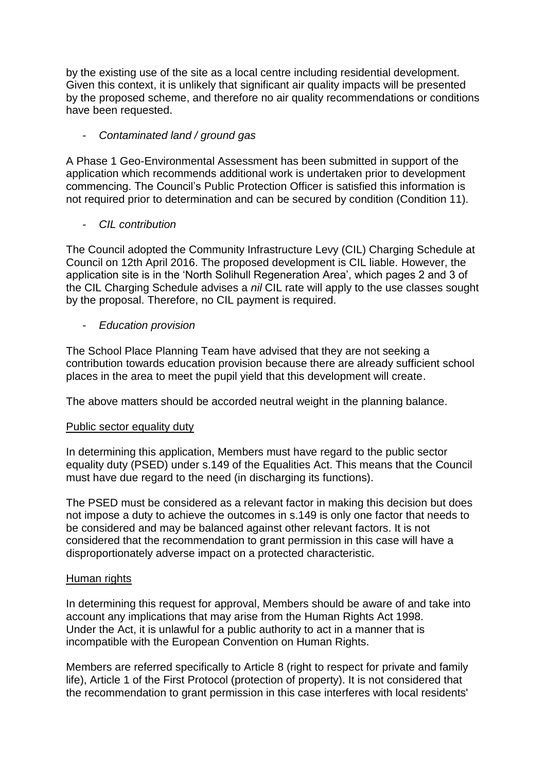by the existing use of the site as a local centre including residential development. Given this context, it is unlikely that significant air quality impacts will be presented by the proposed scheme, and therefore no air quality recommendations or conditions have been requested.

- *Contaminated land / ground gas*

A Phase 1 Geo-Environmental Assessment has been submitted in support of the application which recommends additional work is undertaken prior to development commencing. The Council's Public Protection Officer is satisfied this information is not required prior to determination and can be secured by condition (Condition 11).

- *CIL contribution*

The Council adopted the Community Infrastructure Levy (CIL) Charging Schedule at Council on 12th April 2016. The proposed development is CIL liable. However, the application site is in the 'North Solihull Regeneration Area', which pages 2 and 3 of the CIL Charging Schedule advises a *nil* CIL rate will apply to the use classes sought by the proposal. Therefore, no CIL payment is required.

- *Education provision*

The School Place Planning Team have advised that they are not seeking a contribution towards education provision because there are already sufficient school places in the area to meet the pupil yield that this development will create.

The above matters should be accorded neutral weight in the planning balance.

<u>Public sector equality duty</u>

In determining this application, Members must have regard to the public sector equality duty (PSED) under s.149 of the Equalities Act. This means that the Council must have due regard to the need (in discharging its functions).

The PSED must be considered as a relevant factor in making this decision but does not impose a duty to achieve the outcomes in s.149 is only one factor that needs to be considered and may be balanced against other relevant factors. It is not considered that the recommendation to grant permission in this case will have a disproportionately adverse impact on a protected characteristic.

<u>Human rights</u>

In determining this request for approval, Members should be aware of and take into account any implications that may arise from the Human Rights Act 1998. Under the Act, it is unlawful for a public authority to act in a manner that is incompatible with the European Convention on Human Rights.

Members are referred specifically to Article 8 (right to respect for private and family life), Article 1 of the First Protocol (protection of property). It is not considered that the recommendation to grant permission in this case interferes with local residents'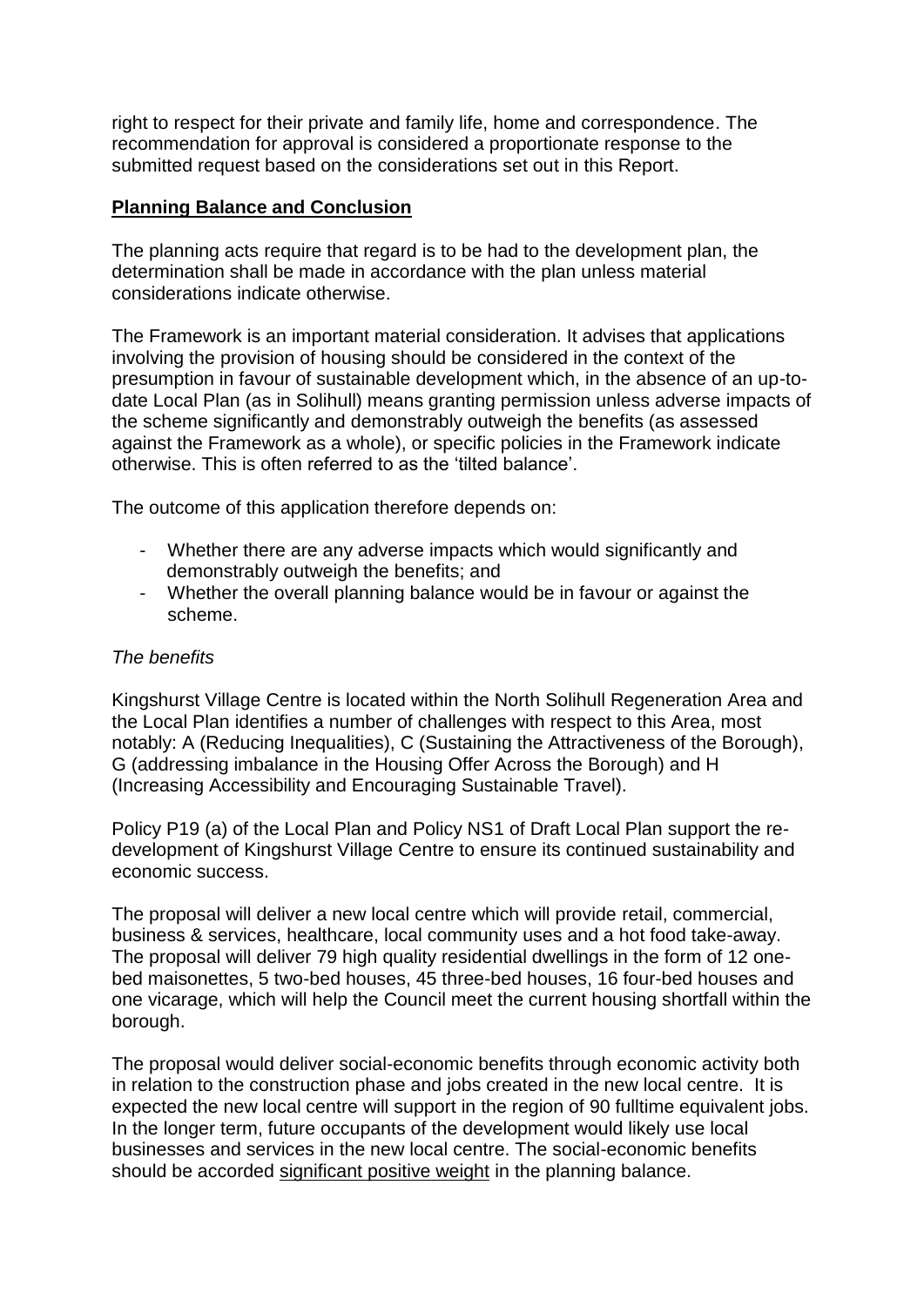right to respect for their private and family life, home and correspondence. The recommendation for approval is considered a proportionate response to the submitted request based on the considerations set out in this Report.

## Planning Balance and Conclusion

The planning acts require that regard is to be had to the development plan, the determination shall be made in accordance with the plan unless material considerations indicate otherwise.

The Framework is an important material consideration. It advises that applications involving the provision of housing should be considered in the context of the presumption in favour of sustainable development which, in the absence of an up-to-date Local Plan (as in Solihull) means granting permission unless adverse impacts of the scheme significantly and demonstrably outweigh the benefits (as assessed against the Framework as a whole), or specific policies in the Framework indicate otherwise. This is often referred to as the 'tilted balance'.

The outcome of this application therefore depends on:

- Whether there are any adverse impacts which would significantly and demonstrably outweigh the benefits; and
- Whether the overall planning balance would be in favour or against the scheme.

*The benefits*

Kingshurst Village Centre is located within the North Solihull Regeneration Area and the Local Plan identifies a number of challenges with respect to this Area, most notably: A (Reducing Inequalities), C (Sustaining the Attractiveness of the Borough), G (addressing imbalance in the Housing Offer Across the Borough) and H (Increasing Accessibility and Encouraging Sustainable Travel).

Policy P19 (a) of the Local Plan and Policy NS1 of Draft Local Plan support the re-development of Kingshurst Village Centre to ensure its continued sustainability and economic success.

The proposal will deliver a new local centre which will provide retail, commercial, business & services, healthcare, local community uses and a hot food take-away. The proposal will deliver 79 high quality residential dwellings in the form of 12 one-bed maisonettes, 5 two-bed houses, 45 three-bed houses, 16 four-bed houses and one vicarage, which will help the Council meet the current housing shortfall within the borough.

The proposal would deliver social-economic benefits through economic activity both in relation to the construction phase and jobs created in the new local centre. It is expected the new local centre will support in the region of 90 fulltime equivalent jobs. In the longer term, future occupants of the development would likely use local businesses and services in the new local centre. The social-economic benefits should be accorded significant positive weight in the planning balance.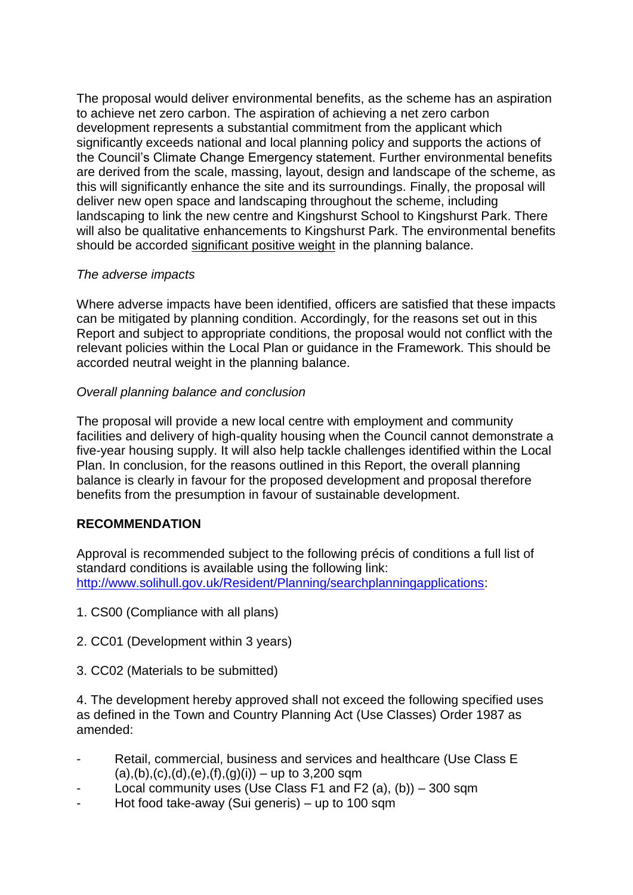The proposal would deliver environmental benefits, as the scheme has an aspiration to achieve net zero carbon. The aspiration of achieving a net zero carbon development represents a substantial commitment from the applicant which significantly exceeds national and local planning policy and supports the actions of the Council's Climate Change Emergency statement. Further environmental benefits are derived from the scale, massing, layout, design and landscape of the scheme, as this will significantly enhance the site and its surroundings. Finally, the proposal will deliver new open space and landscaping throughout the scheme, including landscaping to link the new centre and Kingshurst School to Kingshurst Park. There will also be qualitative enhancements to Kingshurst Park. The environmental benefits should be accorded significant positive weight in the planning balance.

*The adverse impacts*

Where adverse impacts have been identified, officers are satisfied that these impacts can be mitigated by planning condition. Accordingly, for the reasons set out in this Report and subject to appropriate conditions, the proposal would not conflict with the relevant policies within the Local Plan or guidance in the Framework. This should be accorded neutral weight in the planning balance.

*Overall planning balance and conclusion*

The proposal will provide a new local centre with employment and community facilities and delivery of high-quality housing when the Council cannot demonstrate a five-year housing supply. It will also help tackle challenges identified within the Local Plan. In conclusion, for the reasons outlined in this Report, the overall planning balance is clearly in favour for the proposed development and proposal therefore benefits from the presumption in favour of sustainable development.

**RECOMMENDATION**

Approval is recommended subject to the following précis of conditions a full list of standard conditions is available using the following link: http://www.solihull.gov.uk/Resident/Planning/searchplanningapplications:

1. CS00 (Compliance with all plans)

2. CC01 (Development within 3 years)

3. CC02 (Materials to be submitted)

4. The development hereby approved shall not exceed the following specified uses as defined in the Town and Country Planning Act (Use Classes) Order 1987 as amended:

- Retail, commercial, business and services and healthcare (Use Class E (a),(b),(c),(d),(e),(f),(g)(i)) – up to 3,200 sqm
- Local community uses (Use Class F1 and F2 (a), (b)) – 300 sqm
- Hot food take-away (Sui generis) – up to 100 sqm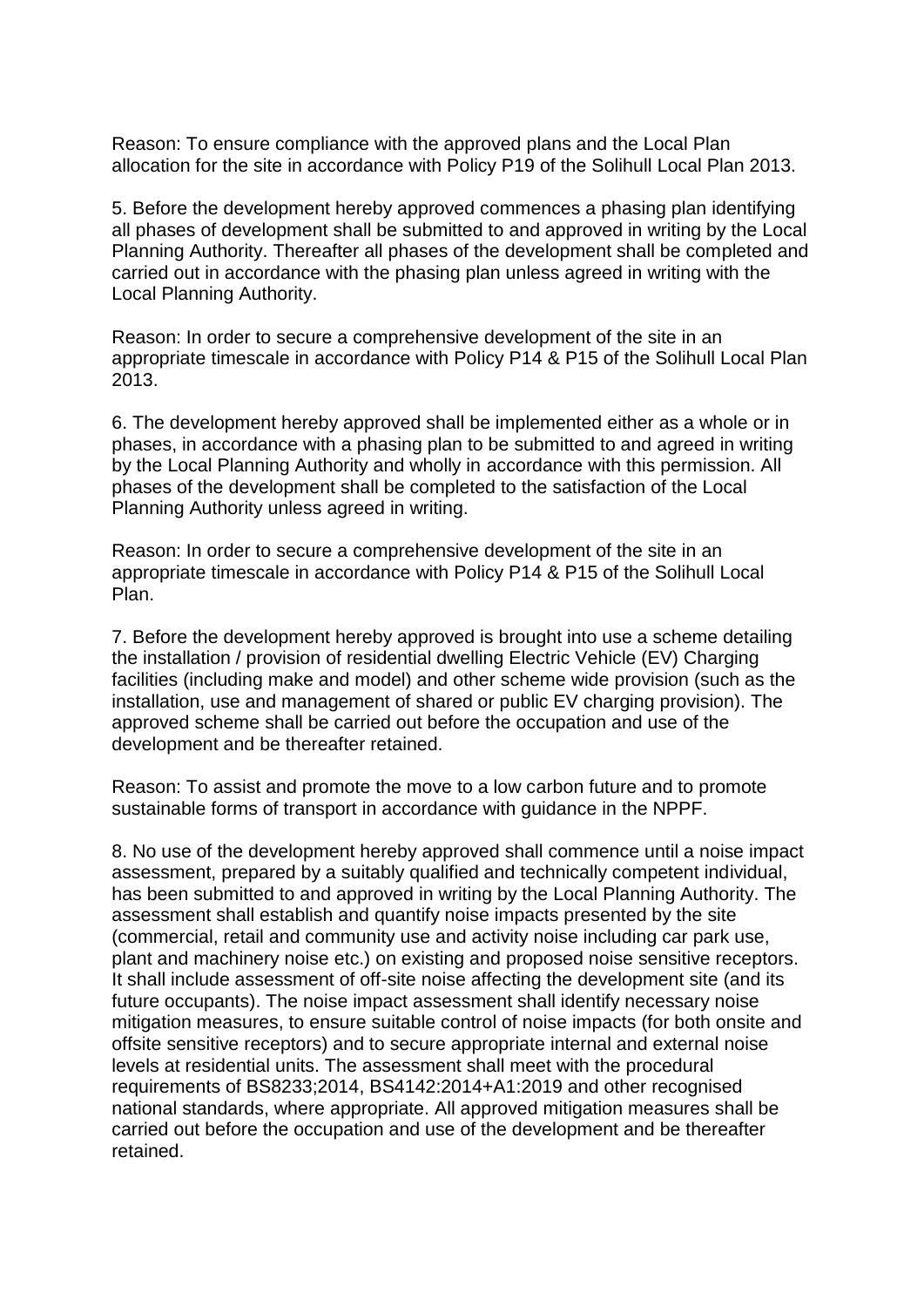Reason: To ensure compliance with the approved plans and the Local Plan allocation for the site in accordance with Policy P19 of the Solihull Local Plan 2013.

5. Before the development hereby approved commences a phasing plan identifying all phases of development shall be submitted to and approved in writing by the Local Planning Authority. Thereafter all phases of the development shall be completed and carried out in accordance with the phasing plan unless agreed in writing with the Local Planning Authority.

Reason: In order to secure a comprehensive development of the site in an appropriate timescale in accordance with Policy P14 & P15 of the Solihull Local Plan 2013.

6. The development hereby approved shall be implemented either as a whole or in phases, in accordance with a phasing plan to be submitted to and agreed in writing by the Local Planning Authority and wholly in accordance with this permission. All phases of the development shall be completed to the satisfaction of the Local Planning Authority unless agreed in writing.

Reason: In order to secure a comprehensive development of the site in an appropriate timescale in accordance with Policy P14 & P15 of the Solihull Local Plan.

7. Before the development hereby approved is brought into use a scheme detailing the installation / provision of residential dwelling Electric Vehicle (EV) Charging facilities (including make and model) and other scheme wide provision (such as the installation, use and management of shared or public EV charging provision). The approved scheme shall be carried out before the occupation and use of the development and be thereafter retained.

Reason: To assist and promote the move to a low carbon future and to promote sustainable forms of transport in accordance with guidance in the NPPF.

8. No use of the development hereby approved shall commence until a noise impact assessment, prepared by a suitably qualified and technically competent individual, has been submitted to and approved in writing by the Local Planning Authority. The assessment shall establish and quantify noise impacts presented by the site (commercial, retail and community use and activity noise including car park use, plant and machinery noise etc.) on existing and proposed noise sensitive receptors. It shall include assessment of off-site noise affecting the development site (and its future occupants). The noise impact assessment shall identify necessary noise mitigation measures, to ensure suitable control of noise impacts (for both onsite and offsite sensitive receptors) and to secure appropriate internal and external noise levels at residential units. The assessment shall meet with the procedural requirements of BS8233;2014, BS4142:2014+A1:2019 and other recognised national standards, where appropriate. All approved mitigation measures shall be carried out before the occupation and use of the development and be thereafter retained.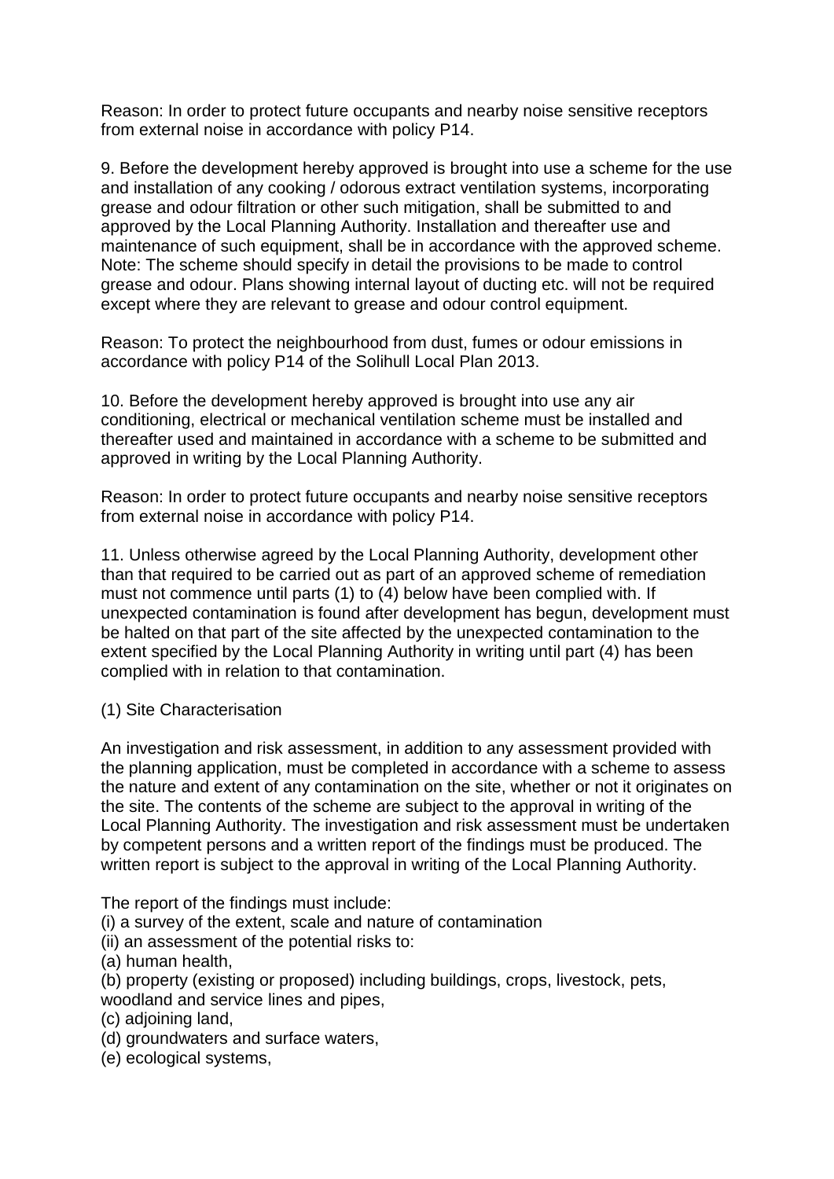Reason: In order to protect future occupants and nearby noise sensitive receptors from external noise in accordance with policy P14.

9. Before the development hereby approved is brought into use a scheme for the use and installation of any cooking / odorous extract ventilation systems, incorporating grease and odour filtration or other such mitigation, shall be submitted to and approved by the Local Planning Authority. Installation and thereafter use and maintenance of such equipment, shall be in accordance with the approved scheme. Note: The scheme should specify in detail the provisions to be made to control grease and odour. Plans showing internal layout of ducting etc. will not be required except where they are relevant to grease and odour control equipment.

Reason: To protect the neighbourhood from dust, fumes or odour emissions in accordance with policy P14 of the Solihull Local Plan 2013.

10. Before the development hereby approved is brought into use any air conditioning, electrical or mechanical ventilation scheme must be installed and thereafter used and maintained in accordance with a scheme to be submitted and approved in writing by the Local Planning Authority.

Reason: In order to protect future occupants and nearby noise sensitive receptors from external noise in accordance with policy P14.

11. Unless otherwise agreed by the Local Planning Authority, development other than that required to be carried out as part of an approved scheme of remediation must not commence until parts (1) to (4) below have been complied with. If unexpected contamination is found after development has begun, development must be halted on that part of the site affected by the unexpected contamination to the extent specified by the Local Planning Authority in writing until part (4) has been complied with in relation to that contamination.

(1) Site Characterisation

An investigation and risk assessment, in addition to any assessment provided with the planning application, must be completed in accordance with a scheme to assess the nature and extent of any contamination on the site, whether or not it originates on the site. The contents of the scheme are subject to the approval in writing of the Local Planning Authority. The investigation and risk assessment must be undertaken by competent persons and a written report of the findings must be produced. The written report is subject to the approval in writing of the Local Planning Authority.

The report of the findings must include:
(i) a survey of the extent, scale and nature of contamination
(ii) an assessment of the potential risks to:
(a) human health,
(b) property (existing or proposed) including buildings, crops, livestock, pets, woodland and service lines and pipes,
(c) adjoining land,
(d) groundwaters and surface waters,
(e) ecological systems,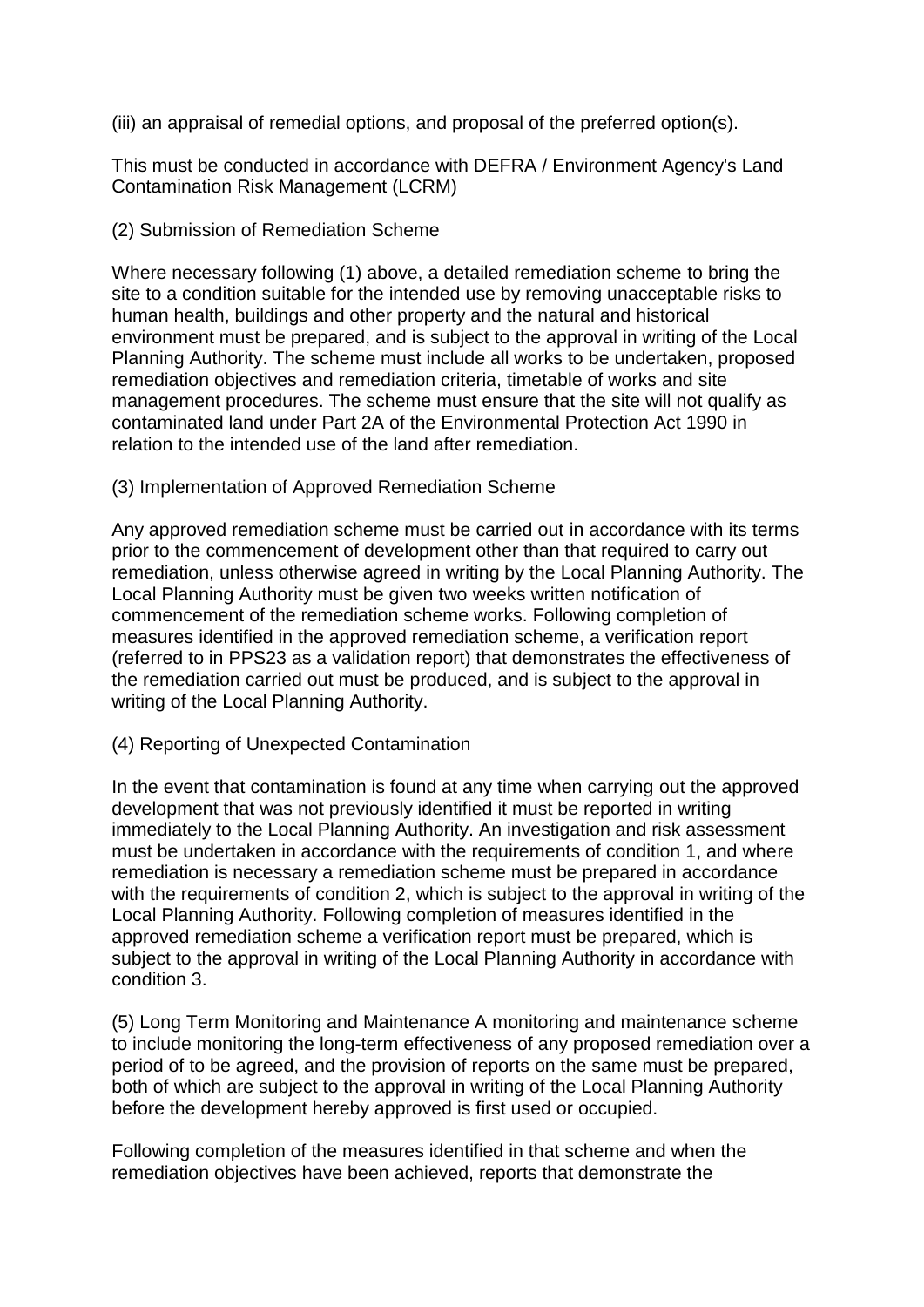(iii) an appraisal of remedial options, and proposal of the preferred option(s).

This must be conducted in accordance with DEFRA / Environment Agency's Land Contamination Risk Management (LCRM)

(2) Submission of Remediation Scheme

Where necessary following (1) above, a detailed remediation scheme to bring the site to a condition suitable for the intended use by removing unacceptable risks to human health, buildings and other property and the natural and historical environment must be prepared, and is subject to the approval in writing of the Local Planning Authority. The scheme must include all works to be undertaken, proposed remediation objectives and remediation criteria, timetable of works and site management procedures. The scheme must ensure that the site will not qualify as contaminated land under Part 2A of the Environmental Protection Act 1990 in relation to the intended use of the land after remediation.

(3) Implementation of Approved Remediation Scheme

Any approved remediation scheme must be carried out in accordance with its terms prior to the commencement of development other than that required to carry out remediation, unless otherwise agreed in writing by the Local Planning Authority. The Local Planning Authority must be given two weeks written notification of commencement of the remediation scheme works. Following completion of measures identified in the approved remediation scheme, a verification report (referred to in PPS23 as a validation report) that demonstrates the effectiveness of the remediation carried out must be produced, and is subject to the approval in writing of the Local Planning Authority.

(4) Reporting of Unexpected Contamination

In the event that contamination is found at any time when carrying out the approved development that was not previously identified it must be reported in writing immediately to the Local Planning Authority. An investigation and risk assessment must be undertaken in accordance with the requirements of condition 1, and where remediation is necessary a remediation scheme must be prepared in accordance with the requirements of condition 2, which is subject to the approval in writing of the Local Planning Authority. Following completion of measures identified in the approved remediation scheme a verification report must be prepared, which is subject to the approval in writing of the Local Planning Authority in accordance with condition 3.

(5) Long Term Monitoring and Maintenance A monitoring and maintenance scheme to include monitoring the long-term effectiveness of any proposed remediation over a period of to be agreed, and the provision of reports on the same must be prepared, both of which are subject to the approval in writing of the Local Planning Authority before the development hereby approved is first used or occupied.

Following completion of the measures identified in that scheme and when the remediation objectives have been achieved, reports that demonstrate the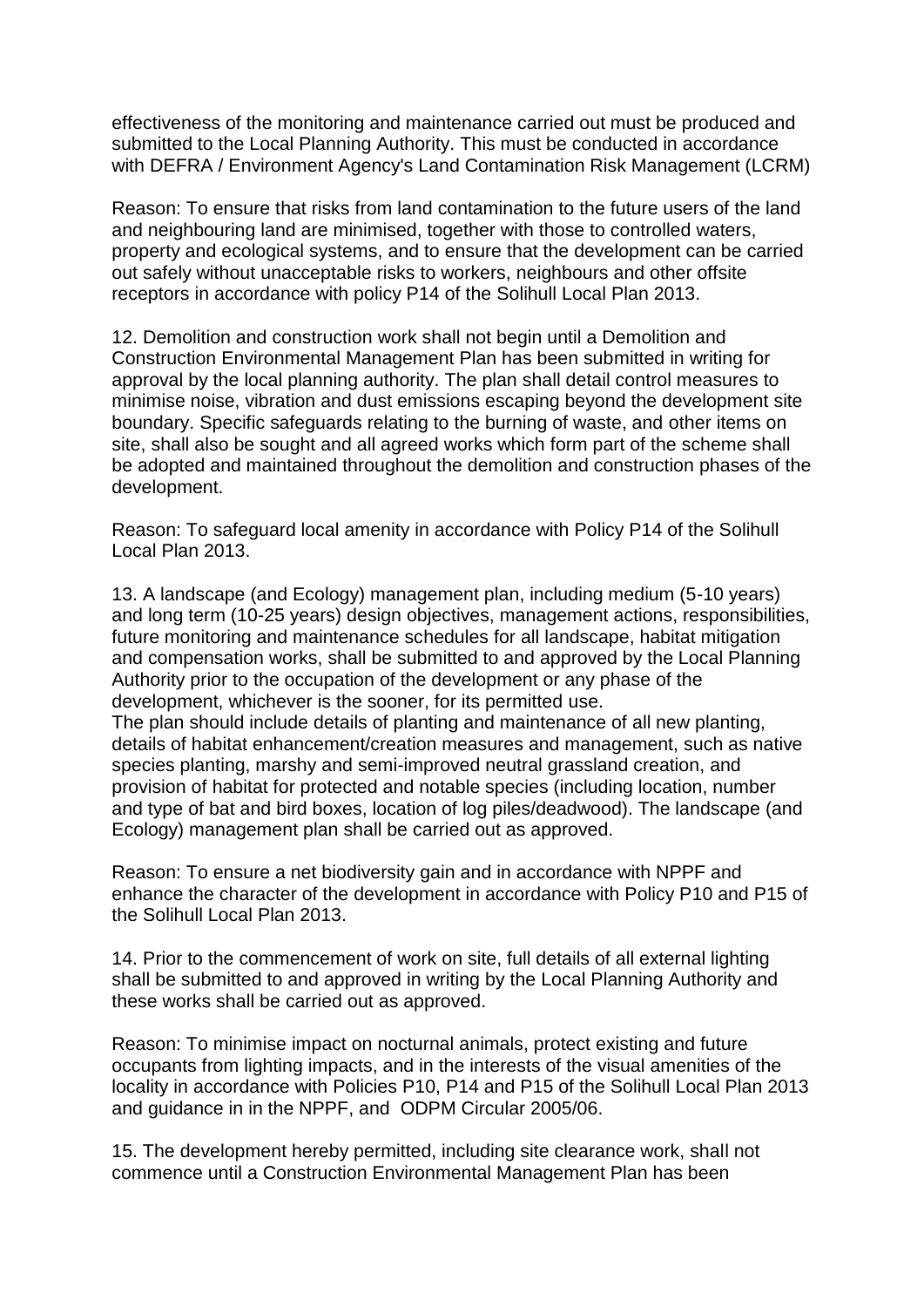effectiveness of the monitoring and maintenance carried out must be produced and submitted to the Local Planning Authority. This must be conducted in accordance with DEFRA / Environment Agency's Land Contamination Risk Management (LCRM)

Reason: To ensure that risks from land contamination to the future users of the land and neighbouring land are minimised, together with those to controlled waters, property and ecological systems, and to ensure that the development can be carried out safely without unacceptable risks to workers, neighbours and other offsite receptors in accordance with policy P14 of the Solihull Local Plan 2013.

12. Demolition and construction work shall not begin until a Demolition and Construction Environmental Management Plan has been submitted in writing for approval by the local planning authority. The plan shall detail control measures to minimise noise, vibration and dust emissions escaping beyond the development site boundary. Specific safeguards relating to the burning of waste, and other items on site, shall also be sought and all agreed works which form part of the scheme shall be adopted and maintained throughout the demolition and construction phases of the development.

Reason: To safeguard local amenity in accordance with Policy P14 of the Solihull Local Plan 2013.

13. A landscape (and Ecology) management plan, including medium (5-10 years) and long term (10-25 years) design objectives, management actions, responsibilities, future monitoring and maintenance schedules for all landscape, habitat mitigation and compensation works, shall be submitted to and approved by the Local Planning Authority prior to the occupation of the development or any phase of the development, whichever is the sooner, for its permitted use.
The plan should include details of planting and maintenance of all new planting, details of habitat enhancement/creation measures and management, such as native species planting, marshy and semi-improved neutral grassland creation, and provision of habitat for protected and notable species (including location, number and type of bat and bird boxes, location of log piles/deadwood). The landscape (and Ecology) management plan shall be carried out as approved.

Reason: To ensure a net biodiversity gain and in accordance with NPPF and enhance the character of the development in accordance with Policy P10 and P15 of the Solihull Local Plan 2013.

14. Prior to the commencement of work on site, full details of all external lighting shall be submitted to and approved in writing by the Local Planning Authority and these works shall be carried out as approved.

Reason: To minimise impact on nocturnal animals, protect existing and future occupants from lighting impacts, and in the interests of the visual amenities of the locality in accordance with Policies P10, P14 and P15 of the Solihull Local Plan 2013 and guidance in in the NPPF, and ODPM Circular 2005/06.

15. The development hereby permitted, including site clearance work, shall not commence until a Construction Environmental Management Plan has been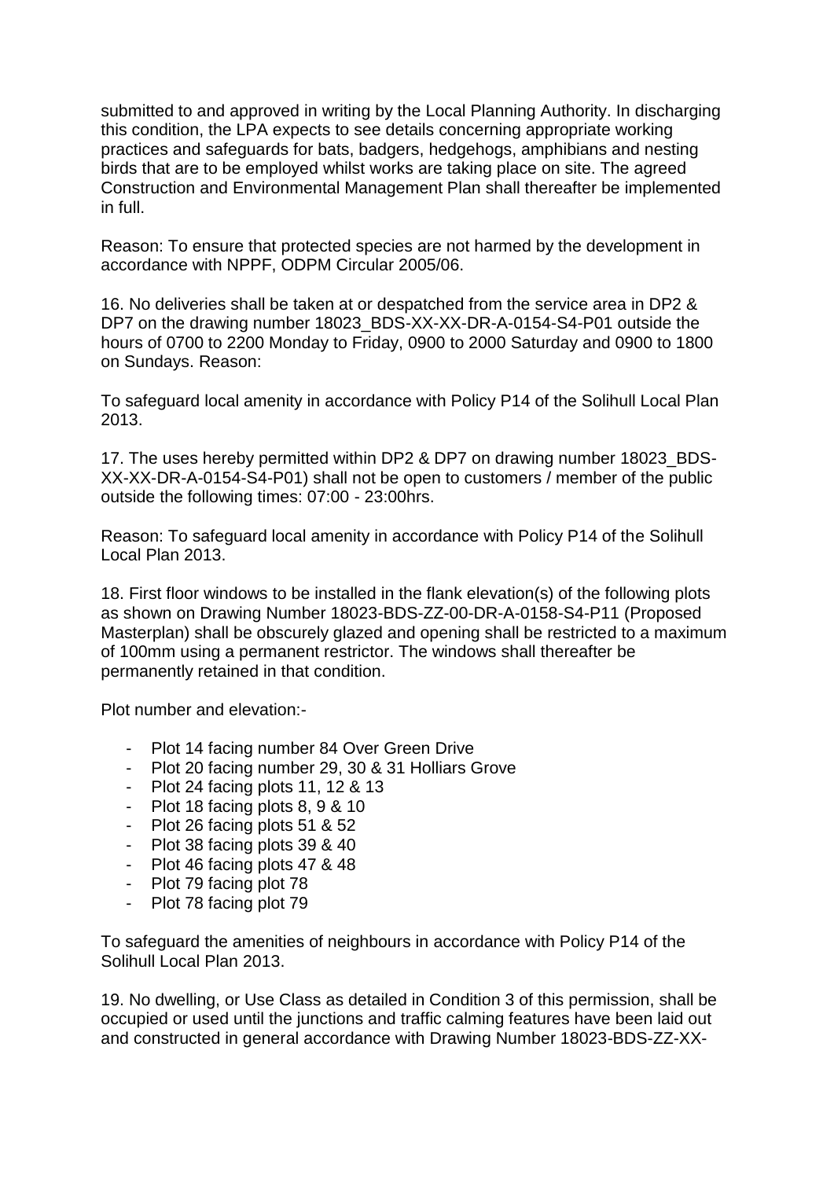submitted to and approved in writing by the Local Planning Authority. In discharging this condition, the LPA expects to see details concerning appropriate working practices and safeguards for bats, badgers, hedgehogs, amphibians and nesting birds that are to be employed whilst works are taking place on site. The agreed Construction and Environmental Management Plan shall thereafter be implemented in full.

Reason: To ensure that protected species are not harmed by the development in accordance with NPPF, ODPM Circular 2005/06.

16. No deliveries shall be taken at or despatched from the service area in DP2 & DP7 on the drawing number 18023_BDS-XX-XX-DR-A-0154-S4-P01 outside the hours of 0700 to 2200 Monday to Friday, 0900 to 2000 Saturday and 0900 to 1800 on Sundays. Reason:

To safeguard local amenity in accordance with Policy P14 of the Solihull Local Plan 2013.

17. The uses hereby permitted within DP2 & DP7 on drawing number 18023_BDS-XX-XX-DR-A-0154-S4-P01) shall not be open to customers / member of the public outside the following times: 07:00 - 23:00hrs.

Reason: To safeguard local amenity in accordance with Policy P14 of the Solihull Local Plan 2013.

18. First floor windows to be installed in the flank elevation(s) of the following plots as shown on Drawing Number 18023-BDS-ZZ-00-DR-A-0158-S4-P11 (Proposed Masterplan) shall be obscurely glazed and opening shall be restricted to a maximum of 100mm using a permanent restrictor. The windows shall thereafter be permanently retained in that condition.

Plot number and elevation:-

- Plot 14 facing number 84 Over Green Drive
- Plot 20 facing number 29, 30 & 31 Holliars Grove
- Plot 24 facing plots 11, 12 & 13
- Plot 18 facing plots 8, 9 & 10
- Plot 26 facing plots 51 & 52
- Plot 38 facing plots 39 & 40
- Plot 46 facing plots 47 & 48
- Plot 79 facing plot 78
- Plot 78 facing plot 79

To safeguard the amenities of neighbours in accordance with Policy P14 of the Solihull Local Plan 2013.

19. No dwelling, or Use Class as detailed in Condition 3 of this permission, shall be occupied or used until the junctions and traffic calming features have been laid out and constructed in general accordance with Drawing Number 18023-BDS-ZZ-XX-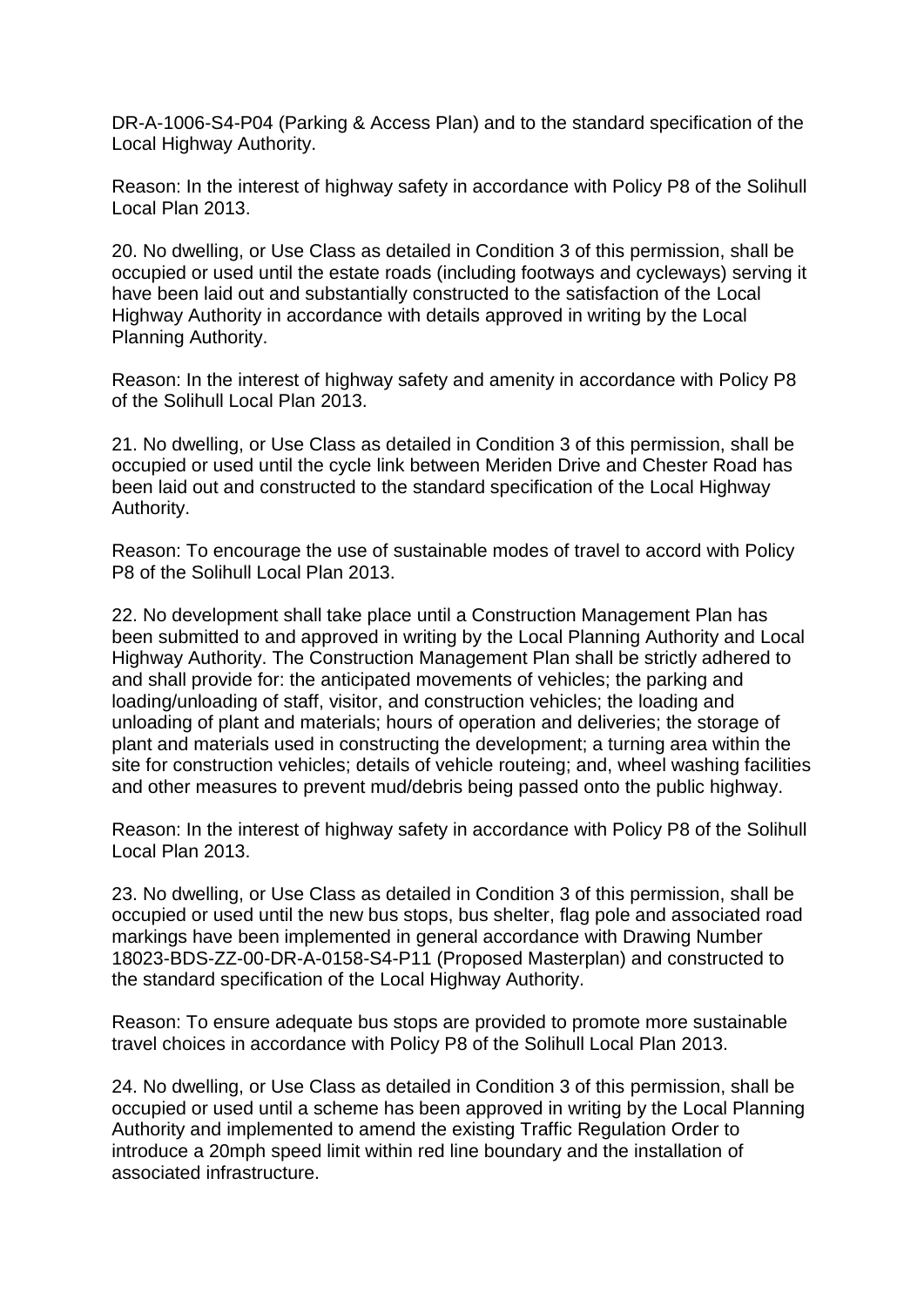DR-A-1006-S4-P04 (Parking & Access Plan) and to the standard specification of the Local Highway Authority.

Reason: In the interest of highway safety in accordance with Policy P8 of the Solihull Local Plan 2013.

20. No dwelling, or Use Class as detailed in Condition 3 of this permission, shall be occupied or used until the estate roads (including footways and cycleways) serving it have been laid out and substantially constructed to the satisfaction of the Local Highway Authority in accordance with details approved in writing by the Local Planning Authority.

Reason: In the interest of highway safety and amenity in accordance with Policy P8 of the Solihull Local Plan 2013.

21. No dwelling, or Use Class as detailed in Condition 3 of this permission, shall be occupied or used until the cycle link between Meriden Drive and Chester Road has been laid out and constructed to the standard specification of the Local Highway Authority.

Reason: To encourage the use of sustainable modes of travel to accord with Policy P8 of the Solihull Local Plan 2013.

22. No development shall take place until a Construction Management Plan has been submitted to and approved in writing by the Local Planning Authority and Local Highway Authority. The Construction Management Plan shall be strictly adhered to and shall provide for: the anticipated movements of vehicles; the parking and loading/unloading of staff, visitor, and construction vehicles; the loading and unloading of plant and materials; hours of operation and deliveries; the storage of plant and materials used in constructing the development; a turning area within the site for construction vehicles; details of vehicle routeing; and, wheel washing facilities and other measures to prevent mud/debris being passed onto the public highway.

Reason: In the interest of highway safety in accordance with Policy P8 of the Solihull Local Plan 2013.

23. No dwelling, or Use Class as detailed in Condition 3 of this permission, shall be occupied or used until the new bus stops, bus shelter, flag pole and associated road markings have been implemented in general accordance with Drawing Number 18023-BDS-ZZ-00-DR-A-0158-S4-P11 (Proposed Masterplan) and constructed to the standard specification of the Local Highway Authority.

Reason: To ensure adequate bus stops are provided to promote more sustainable travel choices in accordance with Policy P8 of the Solihull Local Plan 2013.

24. No dwelling, or Use Class as detailed in Condition 3 of this permission, shall be occupied or used until a scheme has been approved in writing by the Local Planning Authority and implemented to amend the existing Traffic Regulation Order to introduce a 20mph speed limit within red line boundary and the installation of associated infrastructure.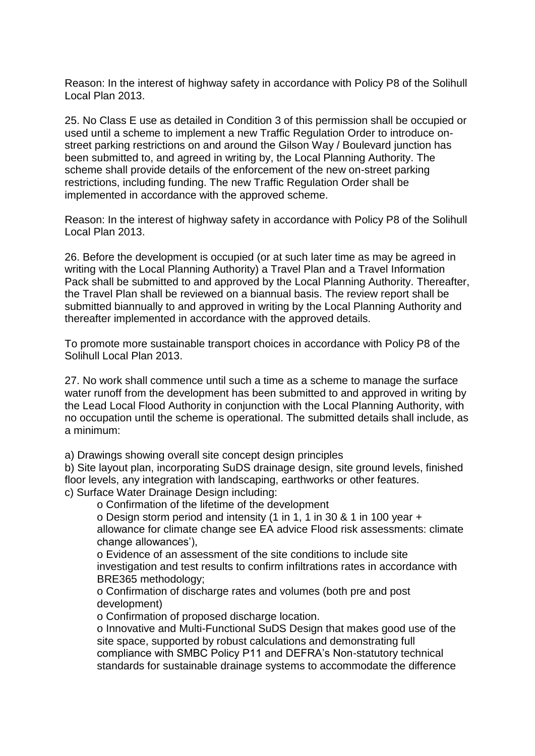Reason: In the interest of highway safety in accordance with Policy P8 of the Solihull Local Plan 2013.

25. No Class E use as detailed in Condition 3 of this permission shall be occupied or used until a scheme to implement a new Traffic Regulation Order to introduce on-street parking restrictions on and around the Gilson Way / Boulevard junction has been submitted to, and agreed in writing by, the Local Planning Authority. The scheme shall provide details of the enforcement of the new on-street parking restrictions, including funding. The new Traffic Regulation Order shall be implemented in accordance with the approved scheme.

Reason: In the interest of highway safety in accordance with Policy P8 of the Solihull Local Plan 2013.

26. Before the development is occupied (or at such later time as may be agreed in writing with the Local Planning Authority) a Travel Plan and a Travel Information Pack shall be submitted to and approved by the Local Planning Authority. Thereafter, the Travel Plan shall be reviewed on a biannual basis. The review report shall be submitted biannually to and approved in writing by the Local Planning Authority and thereafter implemented in accordance with the approved details.

To promote more sustainable transport choices in accordance with Policy P8 of the Solihull Local Plan 2013.

27. No work shall commence until such a time as a scheme to manage the surface water runoff from the development has been submitted to and approved in writing by the Lead Local Flood Authority in conjunction with the Local Planning Authority, with no occupation until the scheme is operational. The submitted details shall include, as a minimum:

a) Drawings showing overall site concept design principles
b) Site layout plan, incorporating SuDS drainage design, site ground levels, finished floor levels, any integration with landscaping, earthworks or other features.
c) Surface Water Drainage Design including:

- o Confirmation of the lifetime of the development
- o Design storm period and intensity (1 in 1, 1 in 30 & 1 in 100 year + allowance for climate change see EA advice Flood risk assessments: climate change allowances'),
- o Evidence of an assessment of the site conditions to include site investigation and test results to confirm infiltrations rates in accordance with BRE365 methodology;
- o Confirmation of discharge rates and volumes (both pre and post development)
- o Confirmation of proposed discharge location.
- o Innovative and Multi-Functional SuDS Design that makes good use of the site space, supported by robust calculations and demonstrating full compliance with SMBC Policy P11 and DEFRA's Non-statutory technical standards for sustainable drainage systems to accommodate the difference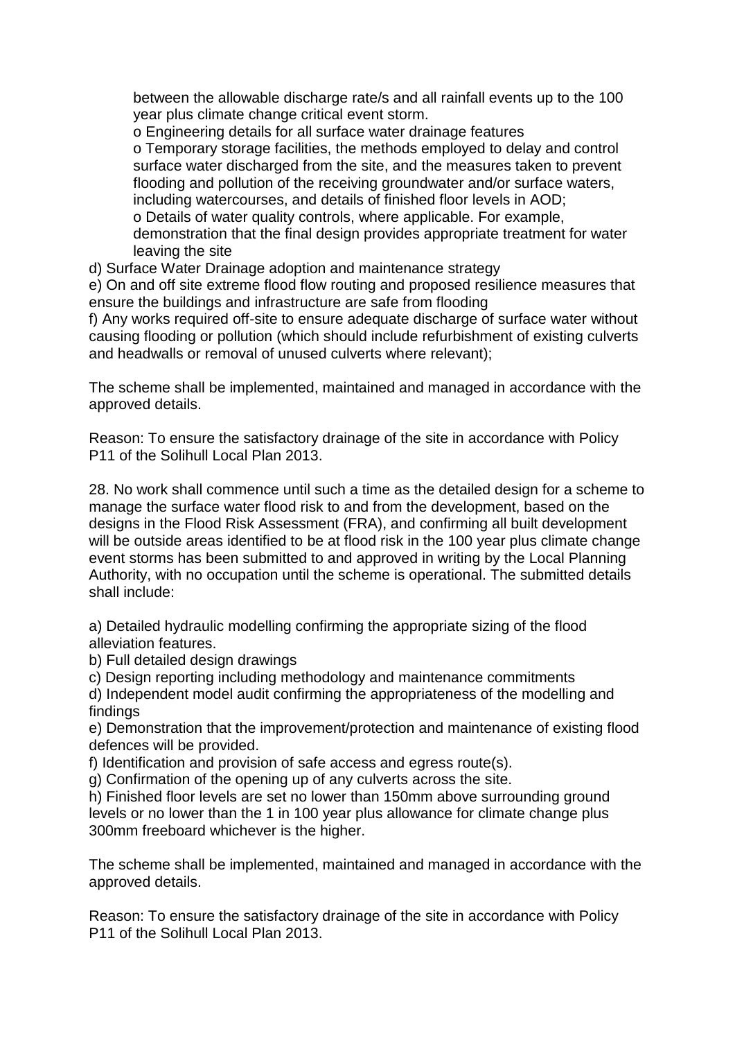between the allowable discharge rate/s and all rainfall events up to the 100 year plus climate change critical event storm.

o Engineering details for all surface water drainage features

o Temporary storage facilities, the methods employed to delay and control surface water discharged from the site, and the measures taken to prevent flooding and pollution of the receiving groundwater and/or surface waters, including watercourses, and details of finished floor levels in AOD;

o Details of water quality controls, where applicable. For example, demonstration that the final design provides appropriate treatment for water leaving the site

d) Surface Water Drainage adoption and maintenance strategy

e) On and off site extreme flood flow routing and proposed resilience measures that ensure the buildings and infrastructure are safe from flooding

f) Any works required off-site to ensure adequate discharge of surface water without causing flooding or pollution (which should include refurbishment of existing culverts and headwalls or removal of unused culverts where relevant);

The scheme shall be implemented, maintained and managed in accordance with the approved details.

Reason: To ensure the satisfactory drainage of the site in accordance with Policy P11 of the Solihull Local Plan 2013.

28. No work shall commence until such a time as the detailed design for a scheme to manage the surface water flood risk to and from the development, based on the designs in the Flood Risk Assessment (FRA), and confirming all built development will be outside areas identified to be at flood risk in the 100 year plus climate change event storms has been submitted to and approved in writing by the Local Planning Authority, with no occupation until the scheme is operational. The submitted details shall include:

a) Detailed hydraulic modelling confirming the appropriate sizing of the flood alleviation features.

b) Full detailed design drawings

c) Design reporting including methodology and maintenance commitments

d) Independent model audit confirming the appropriateness of the modelling and findings

e) Demonstration that the improvement/protection and maintenance of existing flood defences will be provided.

f) Identification and provision of safe access and egress route(s).

g) Confirmation of the opening up of any culverts across the site.

h) Finished floor levels are set no lower than 150mm above surrounding ground levels or no lower than the 1 in 100 year plus allowance for climate change plus 300mm freeboard whichever is the higher.

The scheme shall be implemented, maintained and managed in accordance with the approved details.

Reason: To ensure the satisfactory drainage of the site in accordance with Policy P11 of the Solihull Local Plan 2013.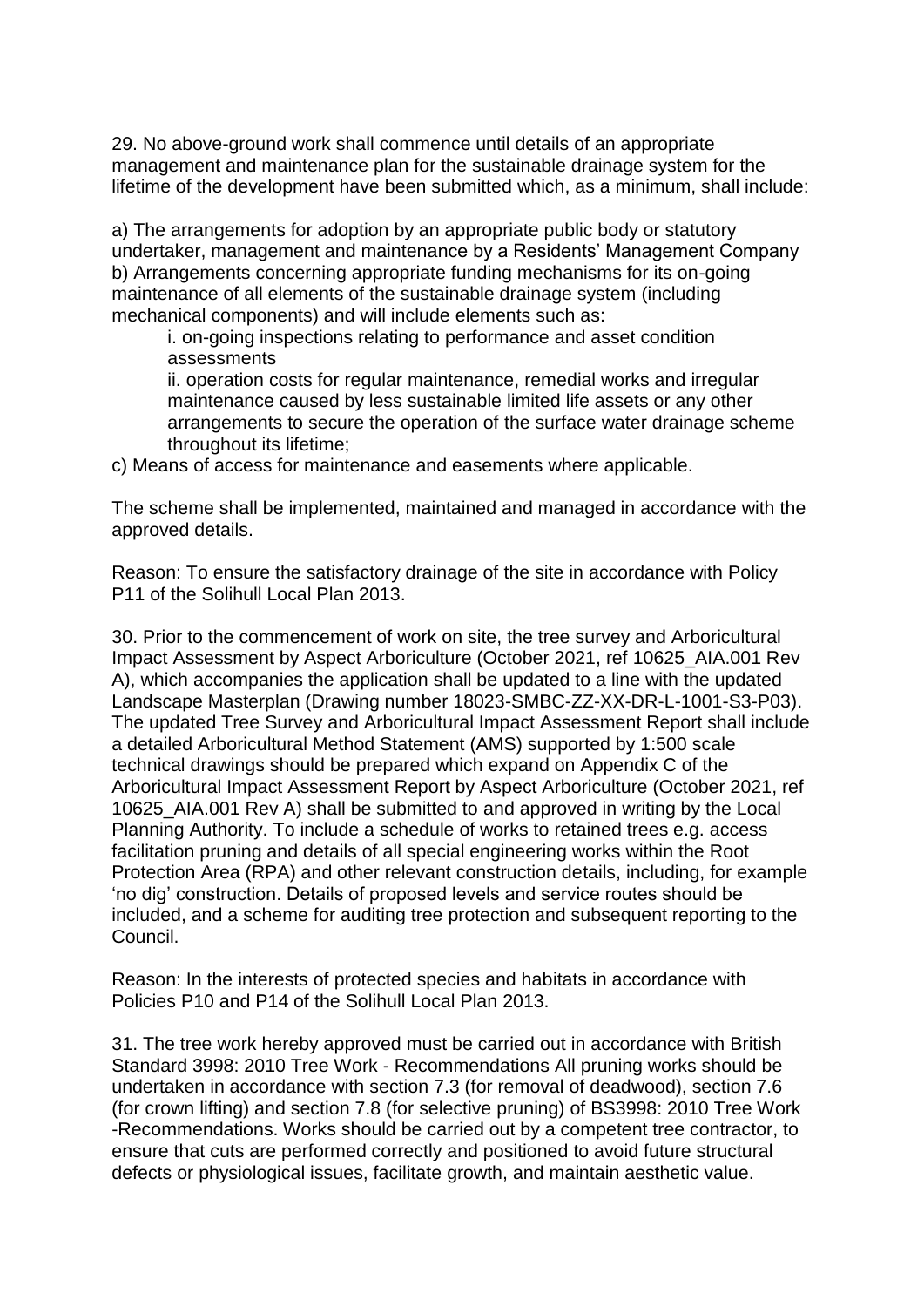29. No above-ground work shall commence until details of an appropriate management and maintenance plan for the sustainable drainage system for the lifetime of the development have been submitted which, as a minimum, shall include:

a) The arrangements for adoption by an appropriate public body or statutory undertaker, management and maintenance by a Residents' Management Company
b) Arrangements concerning appropriate funding mechanisms for its on-going maintenance of all elements of the sustainable drainage system (including mechanical components) and will include elements such as:

   i. on-going inspections relating to performance and asset condition assessments

   ii. operation costs for regular maintenance, remedial works and irregular maintenance caused by less sustainable limited life assets or any other arrangements to secure the operation of the surface water drainage scheme throughout its lifetime;

c) Means of access for maintenance and easements where applicable.

The scheme shall be implemented, maintained and managed in accordance with the approved details.

Reason: To ensure the satisfactory drainage of the site in accordance with Policy P11 of the Solihull Local Plan 2013.

30. Prior to the commencement of work on site, the tree survey and Arboricultural Impact Assessment by Aspect Arboriculture (October 2021, ref 10625_AIA.001 Rev A), which accompanies the application shall be updated to a line with the updated Landscape Masterplan (Drawing number 18023-SMBC-ZZ-XX-DR-L-1001-S3-P03). The updated Tree Survey and Arboricultural Impact Assessment Report shall include a detailed Arboricultural Method Statement (AMS) supported by 1:500 scale technical drawings should be prepared which expand on Appendix C of the Arboricultural Impact Assessment Report by Aspect Arboriculture (October 2021, ref 10625_AIA.001 Rev A) shall be submitted to and approved in writing by the Local Planning Authority. To include a schedule of works to retained trees e.g. access facilitation pruning and details of all special engineering works within the Root Protection Area (RPA) and other relevant construction details, including, for example 'no dig' construction. Details of proposed levels and service routes should be included, and a scheme for auditing tree protection and subsequent reporting to the Council.

Reason: In the interests of protected species and habitats in accordance with Policies P10 and P14 of the Solihull Local Plan 2013.

31. The tree work hereby approved must be carried out in accordance with British Standard 3998: 2010 Tree Work - Recommendations All pruning works should be undertaken in accordance with section 7.3 (for removal of deadwood), section 7.6 (for crown lifting) and section 7.8 (for selective pruning) of BS3998: 2010 Tree Work -Recommendations. Works should be carried out by a competent tree contractor, to ensure that cuts are performed correctly and positioned to avoid future structural defects or physiological issues, facilitate growth, and maintain aesthetic value.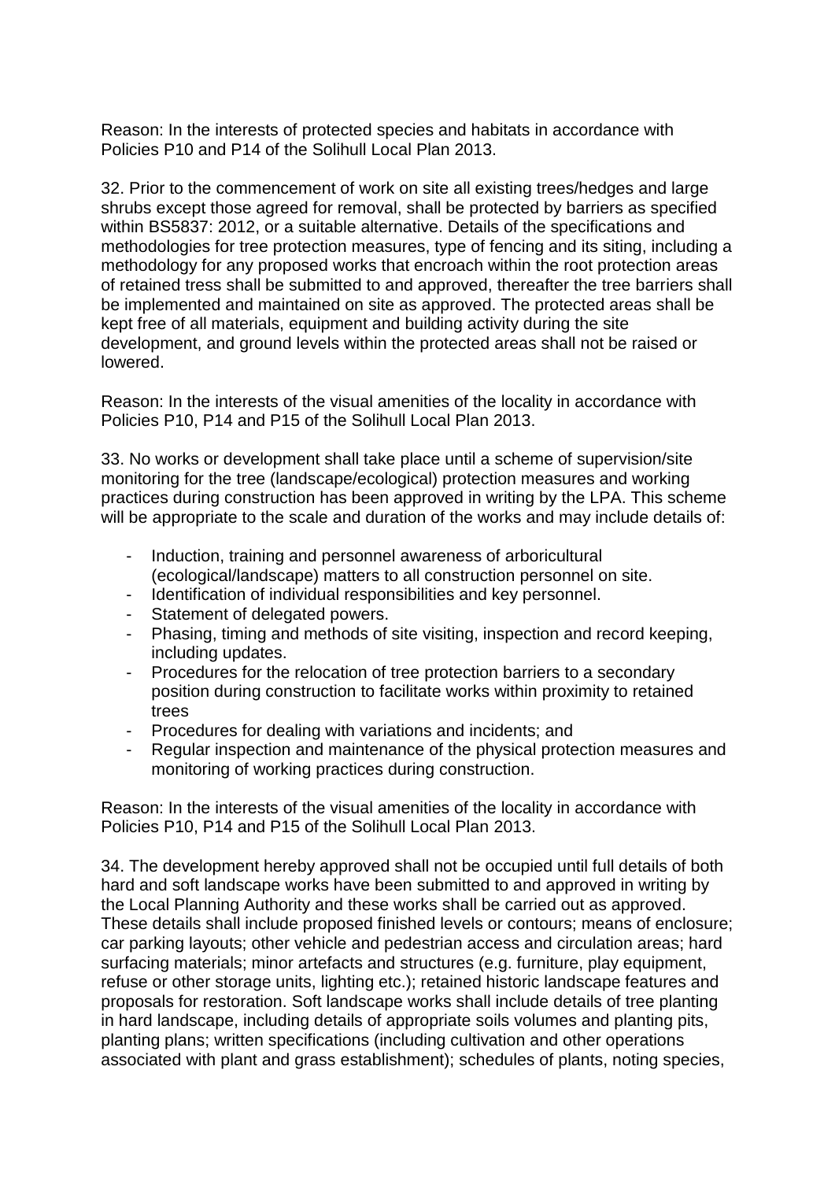Reason: In the interests of protected species and habitats in accordance with Policies P10 and P14 of the Solihull Local Plan 2013.

32. Prior to the commencement of work on site all existing trees/hedges and large shrubs except those agreed for removal, shall be protected by barriers as specified within BS5837: 2012, or a suitable alternative. Details of the specifications and methodologies for tree protection measures, type of fencing and its siting, including a methodology for any proposed works that encroach within the root protection areas of retained tress shall be submitted to and approved, thereafter the tree barriers shall be implemented and maintained on site as approved. The protected areas shall be kept free of all materials, equipment and building activity during the site development, and ground levels within the protected areas shall not be raised or lowered.

Reason: In the interests of the visual amenities of the locality in accordance with Policies P10, P14 and P15 of the Solihull Local Plan 2013.

33. No works or development shall take place until a scheme of supervision/site monitoring for the tree (landscape/ecological) protection measures and working practices during construction has been approved in writing by the LPA. This scheme will be appropriate to the scale and duration of the works and may include details of:

- Induction, training and personnel awareness of arboricultural (ecological/landscape) matters to all construction personnel on site.
- Identification of individual responsibilities and key personnel.
- Statement of delegated powers.
- Phasing, timing and methods of site visiting, inspection and record keeping, including updates.
- Procedures for the relocation of tree protection barriers to a secondary position during construction to facilitate works within proximity to retained trees
- Procedures for dealing with variations and incidents; and
- Regular inspection and maintenance of the physical protection measures and monitoring of working practices during construction.

Reason: In the interests of the visual amenities of the locality in accordance with Policies P10, P14 and P15 of the Solihull Local Plan 2013.

34. The development hereby approved shall not be occupied until full details of both hard and soft landscape works have been submitted to and approved in writing by the Local Planning Authority and these works shall be carried out as approved. These details shall include proposed finished levels or contours; means of enclosure; car parking layouts; other vehicle and pedestrian access and circulation areas; hard surfacing materials; minor artefacts and structures (e.g. furniture, play equipment, refuse or other storage units, lighting etc.); retained historic landscape features and proposals for restoration. Soft landscape works shall include details of tree planting in hard landscape, including details of appropriate soils volumes and planting pits, planting plans; written specifications (including cultivation and other operations associated with plant and grass establishment); schedules of plants, noting species,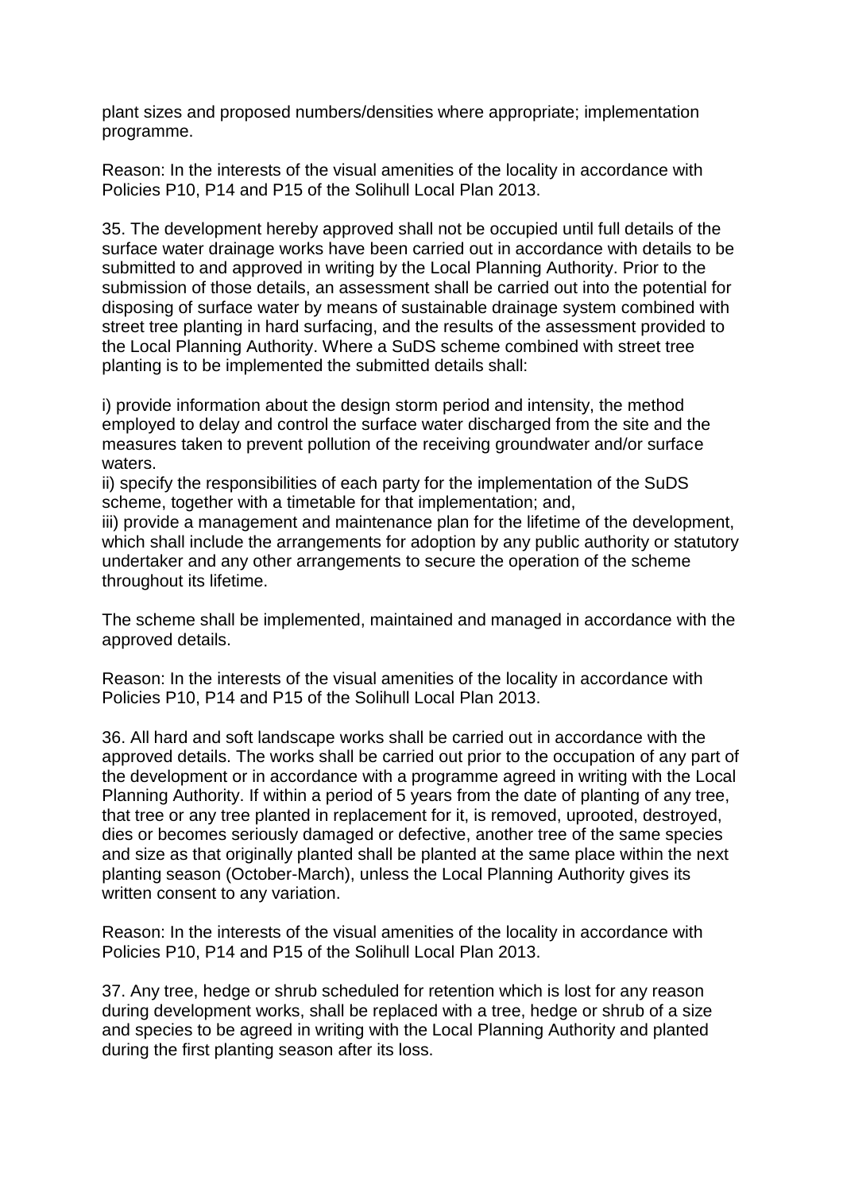plant sizes and proposed numbers/densities where appropriate; implementation programme.

Reason: In the interests of the visual amenities of the locality in accordance with Policies P10, P14 and P15 of the Solihull Local Plan 2013.

35. The development hereby approved shall not be occupied until full details of the surface water drainage works have been carried out in accordance with details to be submitted to and approved in writing by the Local Planning Authority. Prior to the submission of those details, an assessment shall be carried out into the potential for disposing of surface water by means of sustainable drainage system combined with street tree planting in hard surfacing, and the results of the assessment provided to the Local Planning Authority. Where a SuDS scheme combined with street tree planting is to be implemented the submitted details shall:

i) provide information about the design storm period and intensity, the method employed to delay and control the surface water discharged from the site and the measures taken to prevent pollution of the receiving groundwater and/or surface waters.
ii) specify the responsibilities of each party for the implementation of the SuDS scheme, together with a timetable for that implementation; and,
iii) provide a management and maintenance plan for the lifetime of the development, which shall include the arrangements for adoption by any public authority or statutory undertaker and any other arrangements to secure the operation of the scheme throughout its lifetime.

The scheme shall be implemented, maintained and managed in accordance with the approved details.

Reason: In the interests of the visual amenities of the locality in accordance with Policies P10, P14 and P15 of the Solihull Local Plan 2013.

36. All hard and soft landscape works shall be carried out in accordance with the approved details. The works shall be carried out prior to the occupation of any part of the development or in accordance with a programme agreed in writing with the Local Planning Authority. If within a period of 5 years from the date of planting of any tree, that tree or any tree planted in replacement for it, is removed, uprooted, destroyed, dies or becomes seriously damaged or defective, another tree of the same species and size as that originally planted shall be planted at the same place within the next planting season (October-March), unless the Local Planning Authority gives its written consent to any variation.

Reason: In the interests of the visual amenities of the locality in accordance with Policies P10, P14 and P15 of the Solihull Local Plan 2013.

37. Any tree, hedge or shrub scheduled for retention which is lost for any reason during development works, shall be replaced with a tree, hedge or shrub of a size and species to be agreed in writing with the Local Planning Authority and planted during the first planting season after its loss.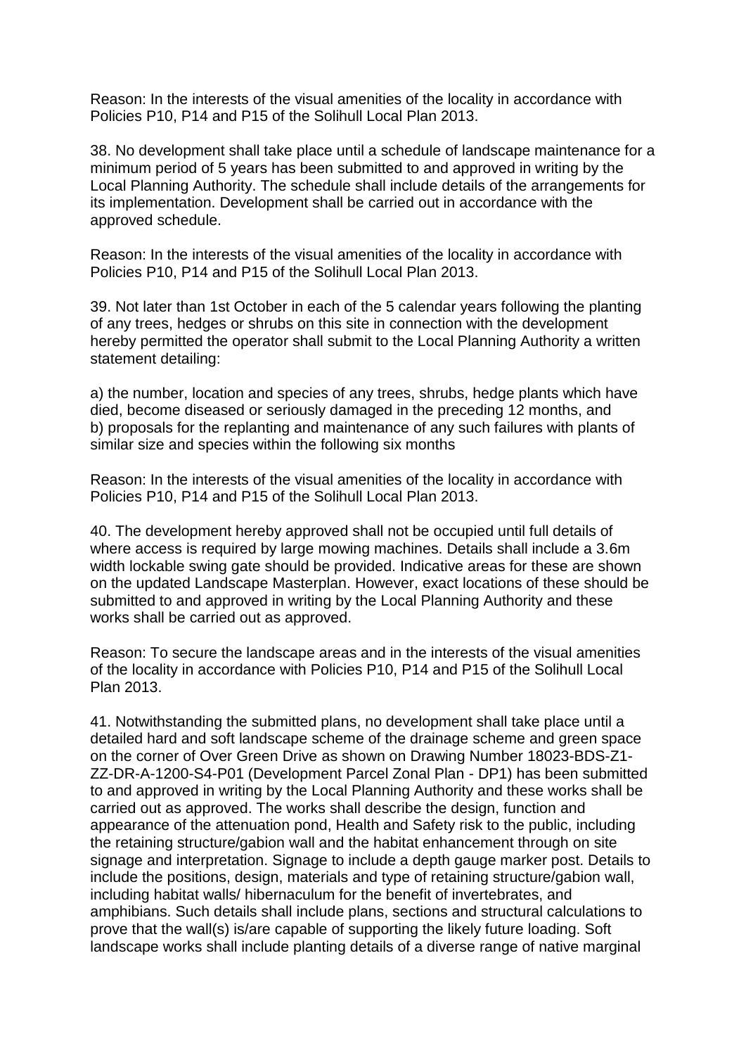Reason: In the interests of the visual amenities of the locality in accordance with Policies P10, P14 and P15 of the Solihull Local Plan 2013.

38. No development shall take place until a schedule of landscape maintenance for a minimum period of 5 years has been submitted to and approved in writing by the Local Planning Authority. The schedule shall include details of the arrangements for its implementation. Development shall be carried out in accordance with the approved schedule.

Reason: In the interests of the visual amenities of the locality in accordance with Policies P10, P14 and P15 of the Solihull Local Plan 2013.

39. Not later than 1st October in each of the 5 calendar years following the planting of any trees, hedges or shrubs on this site in connection with the development hereby permitted the operator shall submit to the Local Planning Authority a written statement detailing:

a) the number, location and species of any trees, shrubs, hedge plants which have died, become diseased or seriously damaged in the preceding 12 months, and
b) proposals for the replanting and maintenance of any such failures with plants of similar size and species within the following six months

Reason: In the interests of the visual amenities of the locality in accordance with Policies P10, P14 and P15 of the Solihull Local Plan 2013.

40. The development hereby approved shall not be occupied until full details of where access is required by large mowing machines. Details shall include a 3.6m width lockable swing gate should be provided. Indicative areas for these are shown on the updated Landscape Masterplan. However, exact locations of these should be submitted to and approved in writing by the Local Planning Authority and these works shall be carried out as approved.

Reason: To secure the landscape areas and in the interests of the visual amenities of the locality in accordance with Policies P10, P14 and P15 of the Solihull Local Plan 2013.

41. Notwithstanding the submitted plans, no development shall take place until a detailed hard and soft landscape scheme of the drainage scheme and green space on the corner of Over Green Drive as shown on Drawing Number 18023-BDS-Z1-ZZ-DR-A-1200-S4-P01 (Development Parcel Zonal Plan - DP1) has been submitted to and approved in writing by the Local Planning Authority and these works shall be carried out as approved. The works shall describe the design, function and appearance of the attenuation pond, Health and Safety risk to the public, including the retaining structure/gabion wall and the habitat enhancement through on site signage and interpretation. Signage to include a depth gauge marker post. Details to include the positions, design, materials and type of retaining structure/gabion wall, including habitat walls/ hibernaculum for the benefit of invertebrates, and amphibians. Such details shall include plans, sections and structural calculations to prove that the wall(s) is/are capable of supporting the likely future loading. Soft landscape works shall include planting details of a diverse range of native marginal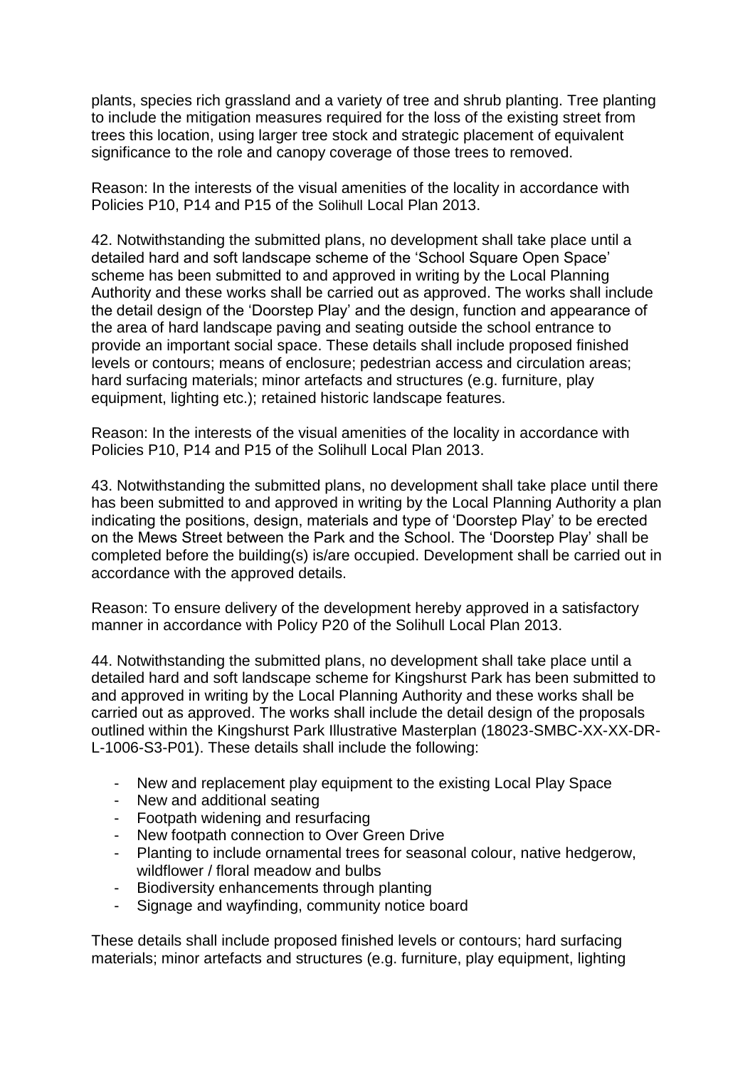plants, species rich grassland and a variety of tree and shrub planting. Tree planting to include the mitigation measures required for the loss of the existing street from trees this location, using larger tree stock and strategic placement of equivalent significance to the role and canopy coverage of those trees to removed.

Reason: In the interests of the visual amenities of the locality in accordance with Policies P10, P14 and P15 of the Solihull Local Plan 2013.

42. Notwithstanding the submitted plans, no development shall take place until a detailed hard and soft landscape scheme of the 'School Square Open Space' scheme has been submitted to and approved in writing by the Local Planning Authority and these works shall be carried out as approved. The works shall include the detail design of the 'Doorstep Play' and the design, function and appearance of the area of hard landscape paving and seating outside the school entrance to provide an important social space. These details shall include proposed finished levels or contours; means of enclosure; pedestrian access and circulation areas; hard surfacing materials; minor artefacts and structures (e.g. furniture, play equipment, lighting etc.); retained historic landscape features.

Reason: In the interests of the visual amenities of the locality in accordance with Policies P10, P14 and P15 of the Solihull Local Plan 2013.

43. Notwithstanding the submitted plans, no development shall take place until there has been submitted to and approved in writing by the Local Planning Authority a plan indicating the positions, design, materials and type of 'Doorstep Play' to be erected on the Mews Street between the Park and the School. The 'Doorstep Play' shall be completed before the building(s) is/are occupied. Development shall be carried out in accordance with the approved details.

Reason: To ensure delivery of the development hereby approved in a satisfactory manner in accordance with Policy P20 of the Solihull Local Plan 2013.

44. Notwithstanding the submitted plans, no development shall take place until a detailed hard and soft landscape scheme for Kingshurst Park has been submitted to and approved in writing by the Local Planning Authority and these works shall be carried out as approved. The works shall include the detail design of the proposals outlined within the Kingshurst Park Illustrative Masterplan (18023-SMBC-XX-XX-DR-L-1006-S3-P01). These details shall include the following:

- New and replacement play equipment to the existing Local Play Space
- New and additional seating
- Footpath widening and resurfacing
- New footpath connection to Over Green Drive
- Planting to include ornamental trees for seasonal colour, native hedgerow, wildflower / floral meadow and bulbs
- Biodiversity enhancements through planting
- Signage and wayfinding, community notice board

These details shall include proposed finished levels or contours; hard surfacing materials; minor artefacts and structures (e.g. furniture, play equipment, lighting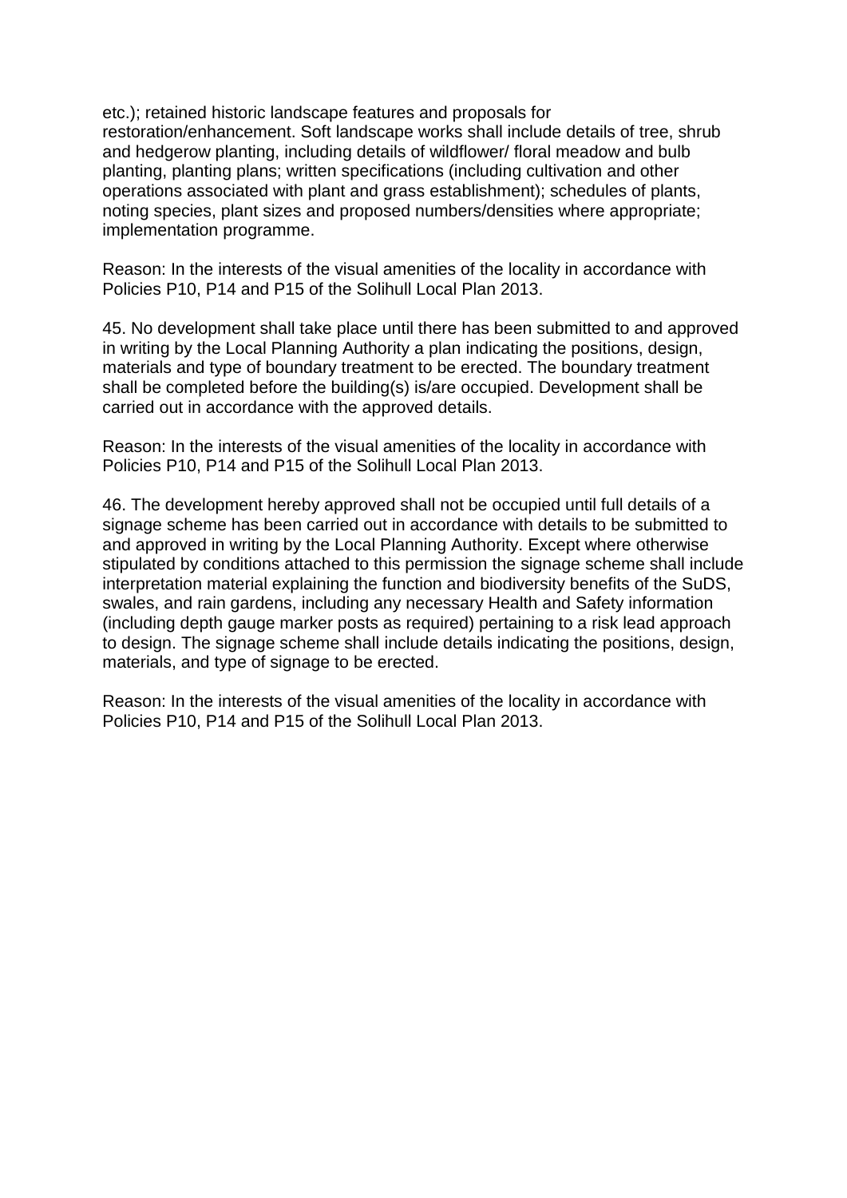etc.); retained historic landscape features and proposals for restoration/enhancement. Soft landscape works shall include details of tree, shrub and hedgerow planting, including details of wildflower/ floral meadow and bulb planting, planting plans; written specifications (including cultivation and other operations associated with plant and grass establishment); schedules of plants, noting species, plant sizes and proposed numbers/densities where appropriate; implementation programme.

Reason: In the interests of the visual amenities of the locality in accordance with Policies P10, P14 and P15 of the Solihull Local Plan 2013.

45. No development shall take place until there has been submitted to and approved in writing by the Local Planning Authority a plan indicating the positions, design, materials and type of boundary treatment to be erected. The boundary treatment shall be completed before the building(s) is/are occupied. Development shall be carried out in accordance with the approved details.

Reason: In the interests of the visual amenities of the locality in accordance with Policies P10, P14 and P15 of the Solihull Local Plan 2013.

46. The development hereby approved shall not be occupied until full details of a signage scheme has been carried out in accordance with details to be submitted to and approved in writing by the Local Planning Authority. Except where otherwise stipulated by conditions attached to this permission the signage scheme shall include interpretation material explaining the function and biodiversity benefits of the SuDS, swales, and rain gardens, including any necessary Health and Safety information (including depth gauge marker posts as required) pertaining to a risk lead approach to design. The signage scheme shall include details indicating the positions, design, materials, and type of signage to be erected.

Reason: In the interests of the visual amenities of the locality in accordance with Policies P10, P14 and P15 of the Solihull Local Plan 2013.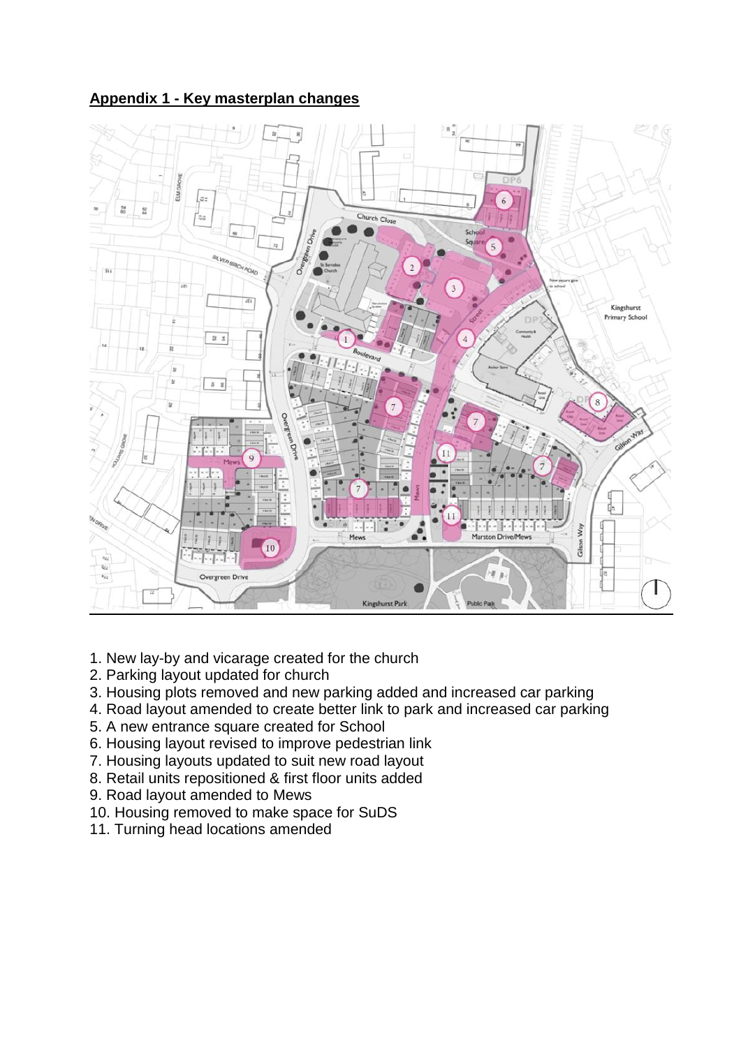## Appendix 1 - Key masterplan changes

1. New lay-by and vicarage created for the church
2. Parking layout updated for church
3. Housing plots removed and new parking added and increased car parking
4. Road layout amended to create better link to park and increased car parking
5. A new entrance square created for School
6. Housing layout revised to improve pedestrian link
7. Housing layouts updated to suit new road layout
8. Retail units repositioned & first floor units added
9. Road layout amended to Mews
10. Housing removed to make space for SuDS
11. Turning head locations amended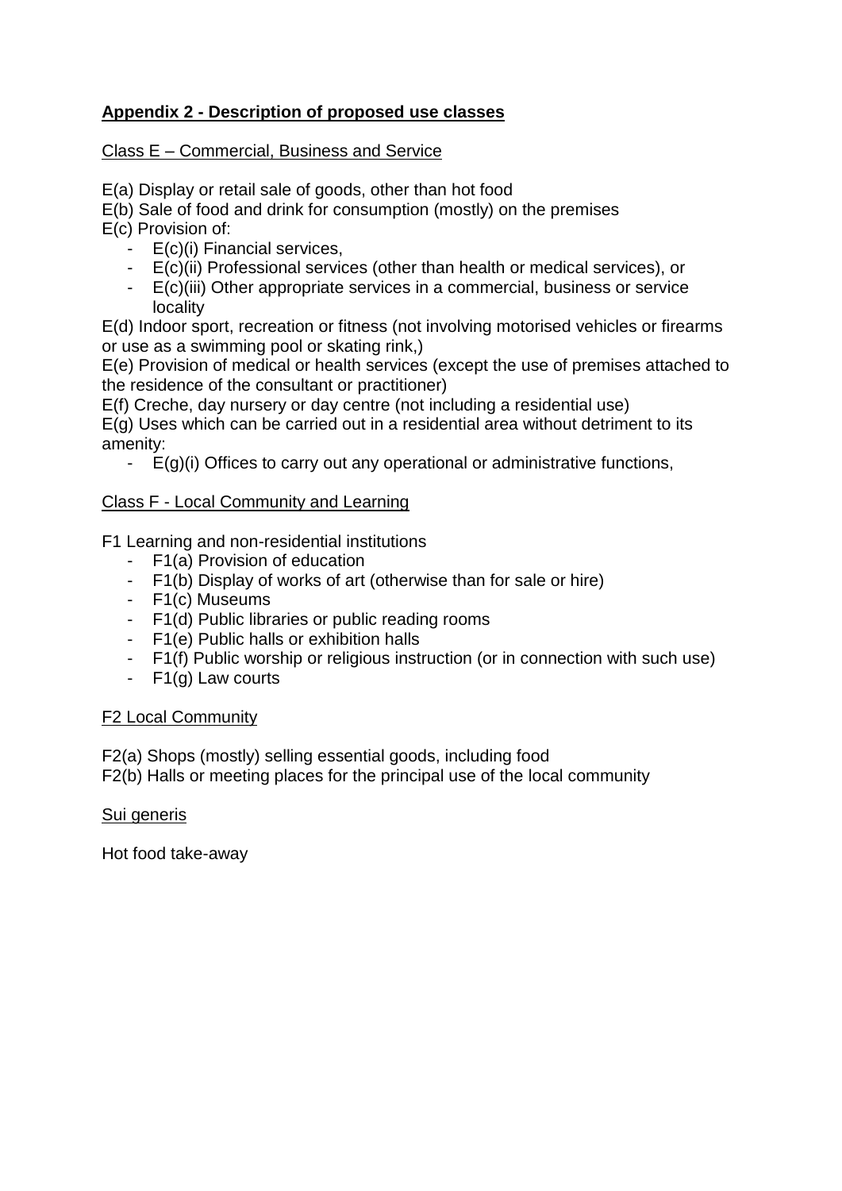**Appendix 2 - Description of proposed use classes**

Class E – Commercial, Business and Service

E(a) Display or retail sale of goods, other than hot food
E(b) Sale of food and drink for consumption (mostly) on the premises
E(c) Provision of:

- E(c)(i) Financial services,
- E(c)(ii) Professional services (other than health or medical services), or
- E(c)(iii) Other appropriate services in a commercial, business or service locality

E(d) Indoor sport, recreation or fitness (not involving motorised vehicles or firearms or use as a swimming pool or skating rink,)
E(e) Provision of medical or health services (except the use of premises attached to the residence of the consultant or practitioner)
E(f) Creche, day nursery or day centre (not including a residential use)
E(g) Uses which can be carried out in a residential area without detriment to its amenity:

- E(g)(i) Offices to carry out any operational or administrative functions,

Class F - Local Community and Learning

F1 Learning and non-residential institutions

- F1(a) Provision of education
- F1(b) Display of works of art (otherwise than for sale or hire)
- F1(c) Museums
- F1(d) Public libraries or public reading rooms
- F1(e) Public halls or exhibition halls
- F1(f) Public worship or religious instruction (or in connection with such use)
- F1(g) Law courts

F2 Local Community

F2(a) Shops (mostly) selling essential goods, including food
F2(b) Halls or meeting places for the principal use of the local community

Sui generis

Hot food take-away